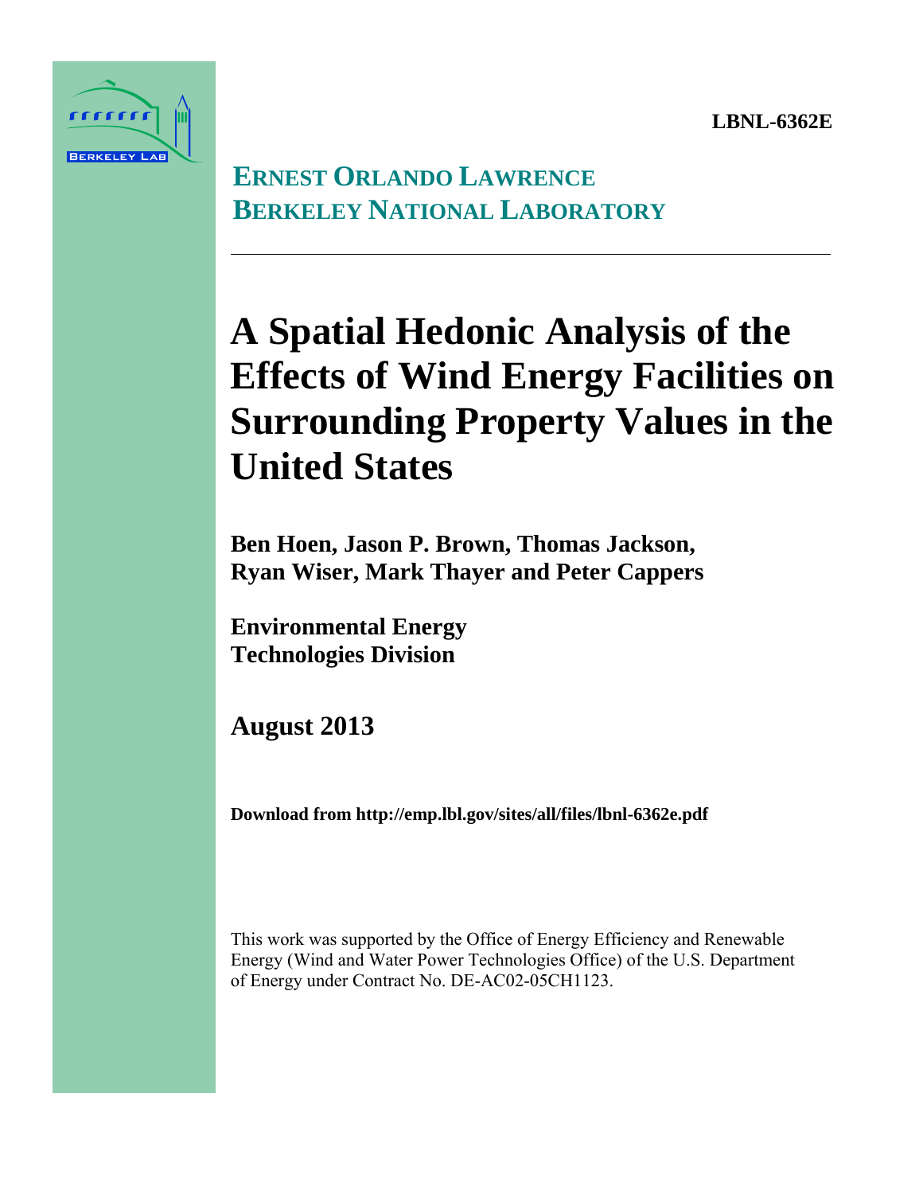LBNL-6362E

**ERNEST ORLANDO LAWRENCE BERKELEY NATIONAL LABORATORY**

# A Spatial Hedonic Analysis of the Effects of Wind Energy Facilities on Surrounding Property Values in the United States

**Ben Hoen, Jason P. Brown, Thomas Jackson, Ryan Wiser, Mark Thayer and Peter Cappers**

**Environmental Energy Technologies Division**

**August 2013**

**Download from http://emp.lbl.gov/sites/all/files/lbnl-6362e.pdf**

This work was supported by the Office of Energy Efficiency and Renewable Energy (Wind and Water Power Technologies Office) of the U.S. Department of Energy under Contract No. DE-AC02-05CH1123.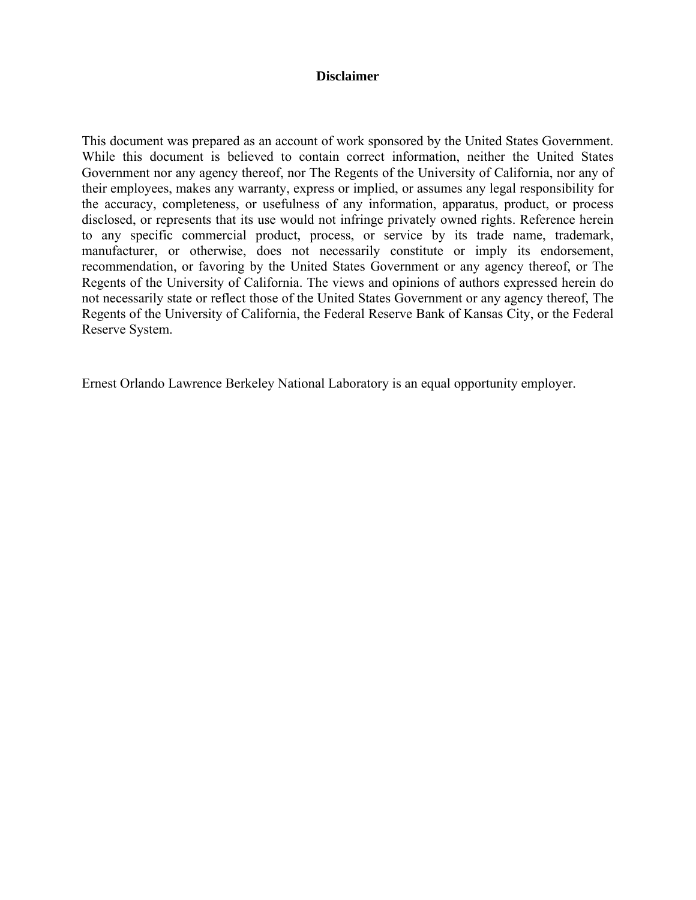# Disclaimer

This document was prepared as an account of work sponsored by the United States Government. While this document is believed to contain correct information, neither the United States Government nor any agency thereof, nor The Regents of the University of California, nor any of their employees, makes any warranty, express or implied, or assumes any legal responsibility for the accuracy, completeness, or usefulness of any information, apparatus, product, or process disclosed, or represents that its use would not infringe privately owned rights. Reference herein to any specific commercial product, process, or service by its trade name, trademark, manufacturer, or otherwise, does not necessarily constitute or imply its endorsement, recommendation, or favoring by the United States Government or any agency thereof, or The Regents of the University of California. The views and opinions of authors expressed herein do not necessarily state or reflect those of the United States Government or any agency thereof, The Regents of the University of California, the Federal Reserve Bank of Kansas City, or the Federal Reserve System.

Ernest Orlando Lawrence Berkeley National Laboratory is an equal opportunity employer.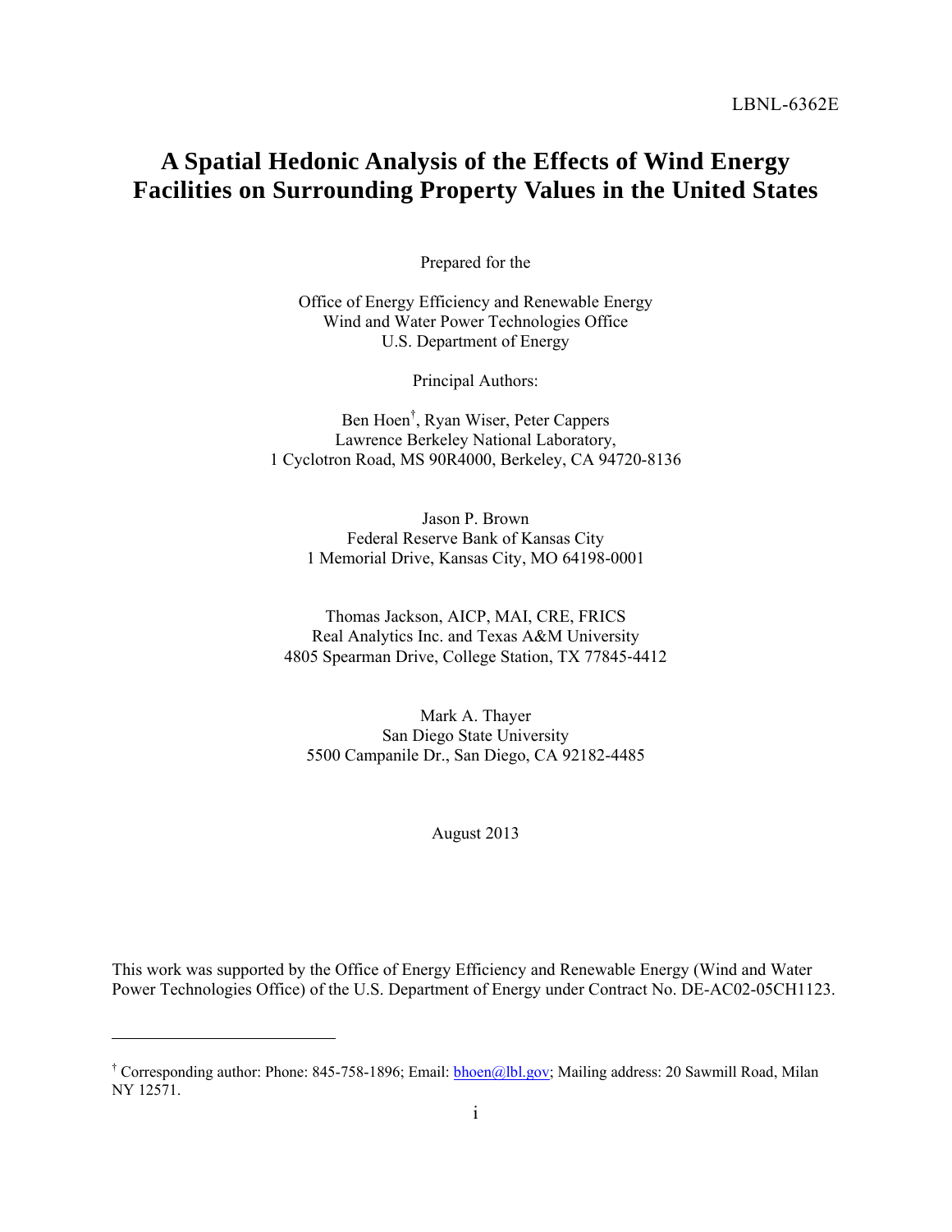LBNL-6362E

# A Spatial Hedonic Analysis of the Effects of Wind Energy Facilities on Surrounding Property Values in the United States

Prepared for the

Office of Energy Efficiency and Renewable Energy
Wind and Water Power Technologies Office
U.S. Department of Energy

Principal Authors:

Ben Hoen[†], Ryan Wiser, Peter Cappers
Lawrence Berkeley National Laboratory,
1 Cyclotron Road, MS 90R4000, Berkeley, CA 94720-8136

Jason P. Brown
Federal Reserve Bank of Kansas City
1 Memorial Drive, Kansas City, MO 64198-0001

Thomas Jackson, AICP, MAI, CRE, FRICS
Real Analytics Inc. and Texas A&M University
4805 Spearman Drive, College Station, TX 77845-4412

Mark A. Thayer
San Diego State University
5500 Campanile Dr., San Diego, CA 92182-4485

August 2013

This work was supported by the Office of Energy Efficiency and Renewable Energy (Wind and Water Power Technologies Office) of the U.S. Department of Energy under Contract No. DE-AC02-05CH1123.

---

[†] Corresponding author: Phone: 845-758-1896; Email: bhoen@lbl.gov; Mailing address: 20 Sawmill Road, Milan NY 12571.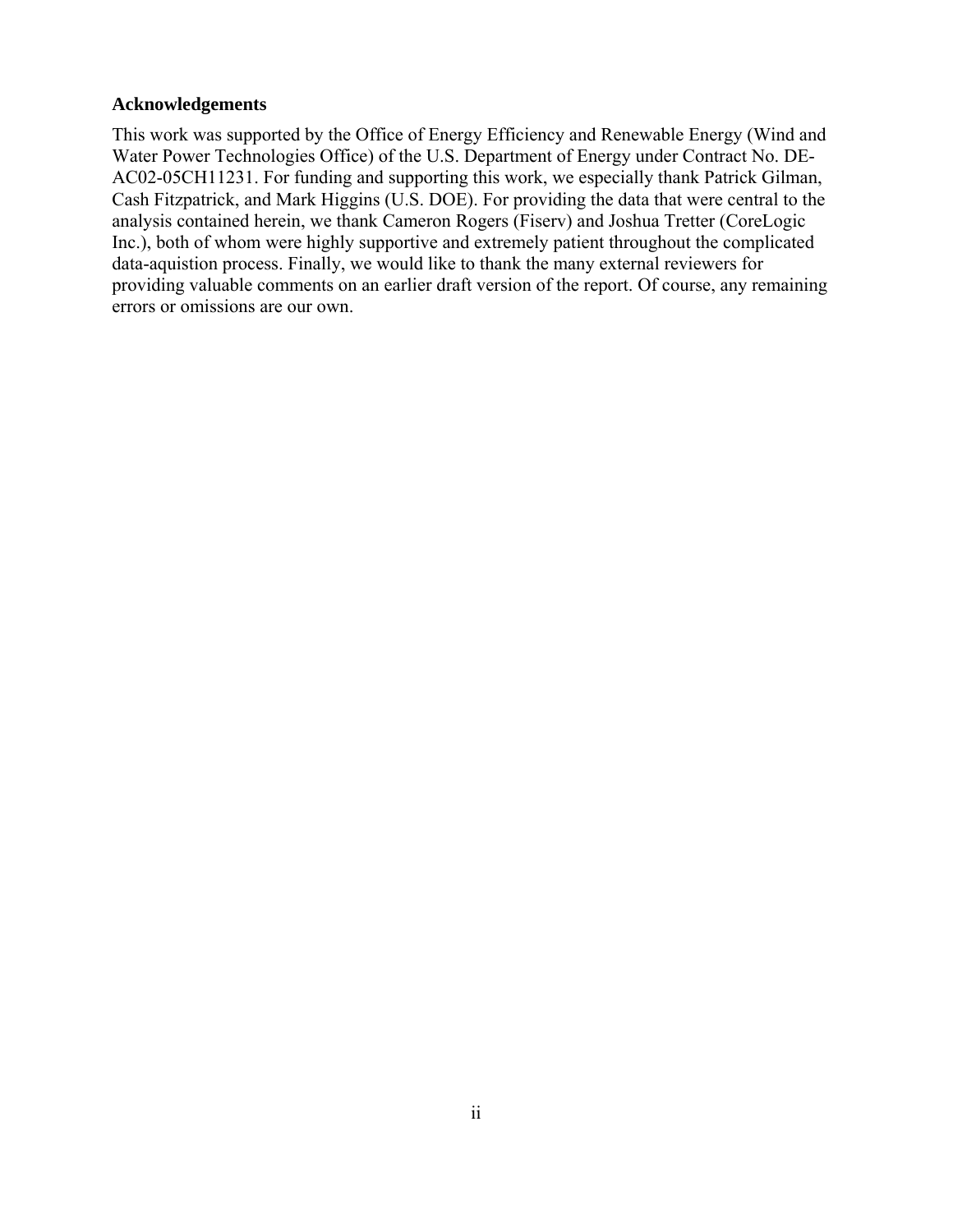**Acknowledgements**

This work was supported by the Office of Energy Efficiency and Renewable Energy (Wind and Water Power Technologies Office) of the U.S. Department of Energy under Contract No. DE-AC02-05CH11231. For funding and supporting this work, we especially thank Patrick Gilman, Cash Fitzpatrick, and Mark Higgins (U.S. DOE). For providing the data that were central to the analysis contained herein, we thank Cameron Rogers (Fiserv) and Joshua Tretter (CoreLogic Inc.), both of whom were highly supportive and extremely patient throughout the complicated data-aquistion process. Finally, we would like to thank the many external reviewers for providing valuable comments on an earlier draft version of the report. Of course, any remaining errors or omissions are our own.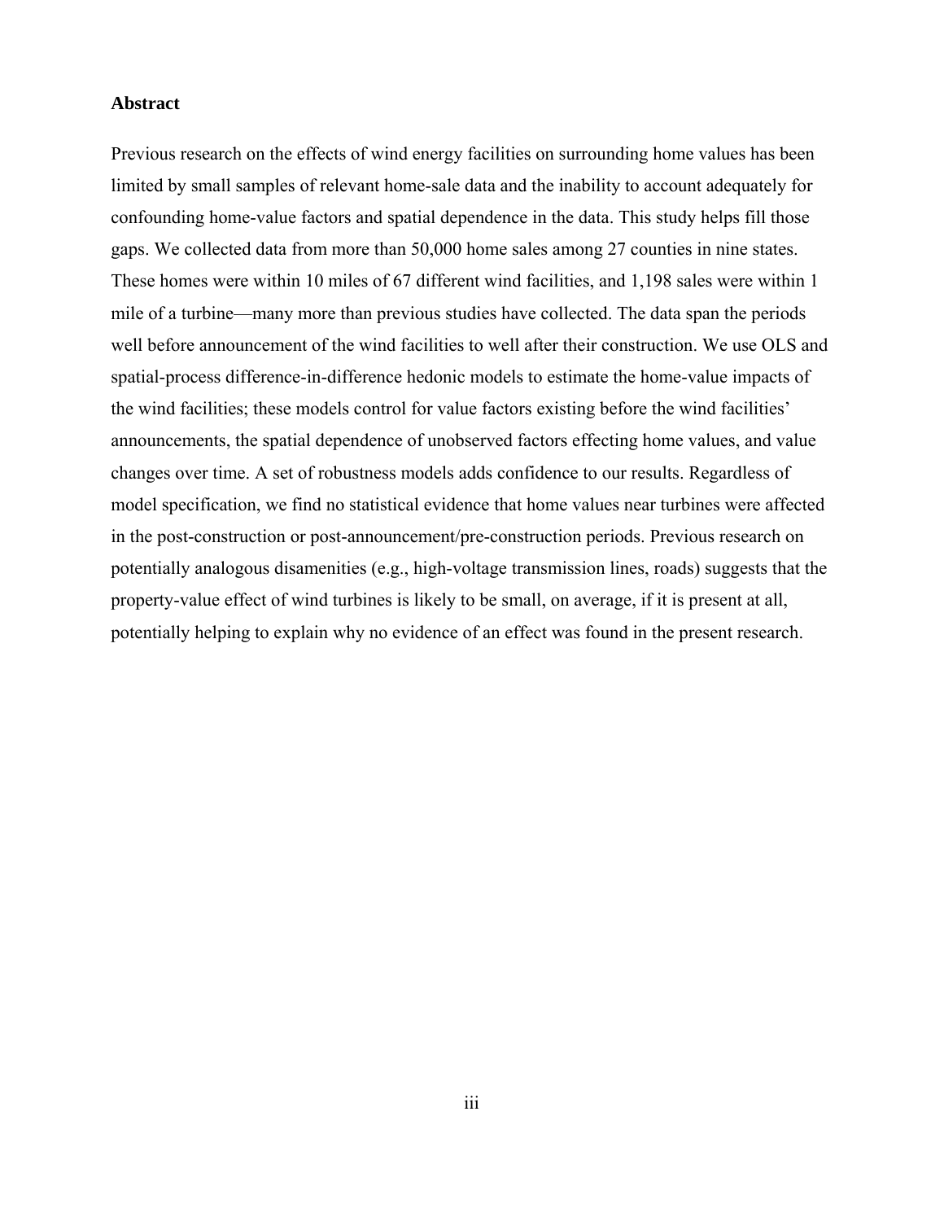**Abstract**

Previous research on the effects of wind energy facilities on surrounding home values has been limited by small samples of relevant home-sale data and the inability to account adequately for confounding home-value factors and spatial dependence in the data. This study helps fill those gaps. We collected data from more than 50,000 home sales among 27 counties in nine states. These homes were within 10 miles of 67 different wind facilities, and 1,198 sales were within 1 mile of a turbine—many more than previous studies have collected. The data span the periods well before announcement of the wind facilities to well after their construction. We use OLS and spatial-process difference-in-difference hedonic models to estimate the home-value impacts of the wind facilities; these models control for value factors existing before the wind facilities' announcements, the spatial dependence of unobserved factors effecting home values, and value changes over time. A set of robustness models adds confidence to our results. Regardless of model specification, we find no statistical evidence that home values near turbines were affected in the post-construction or post-announcement/pre-construction periods. Previous research on potentially analogous disamenities (e.g., high-voltage transmission lines, roads) suggests that the property-value effect of wind turbines is likely to be small, on average, if it is present at all, potentially helping to explain why no evidence of an effect was found in the present research.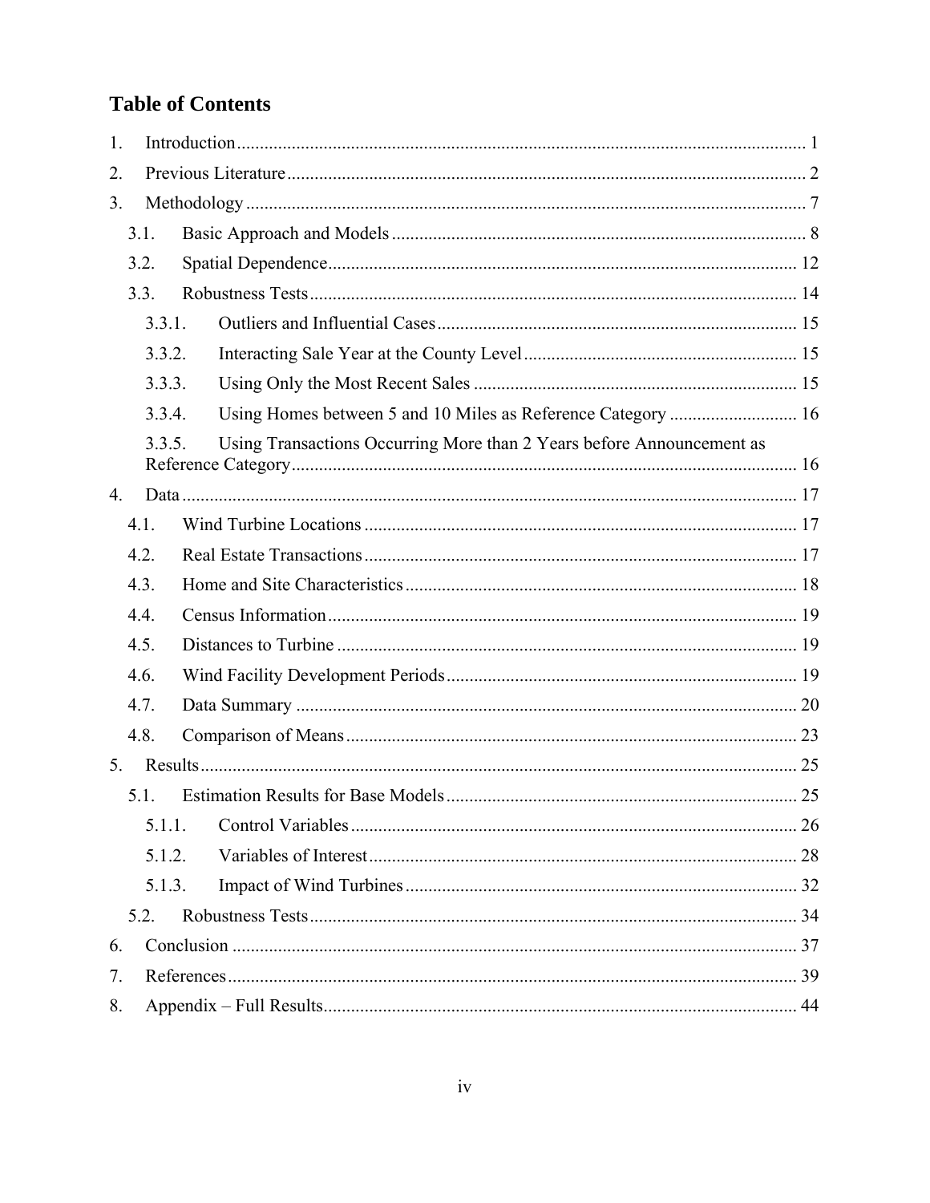# Table of Contents

1. Introduction ........................................................................................................................ 1
2. Previous Literature .............................................................................................................. 2
3. Methodology ....................................................................................................................... 7
   - 3.1. Basic Approach and Models ........................................................................................ 8
   - 3.2. Spatial Dependence ..................................................................................................... 12
   - 3.3. Robustness Tests ......................................................................................................... 14
     - 3.3.1. Outliers and Influential Cases ............................................................................. 15
     - 3.3.2. Interacting Sale Year at the County Level .......................................................... 15
     - 3.3.3. Using Only the Most Recent Sales ...................................................................... 15
     - 3.3.4. Using Homes between 5 and 10 Miles as Reference Category ........................... 16
     - 3.3.5. Using Transactions Occurring More than 2 Years before Announcement as Reference Category ............................................................................................................. 16
4. Data .................................................................................................................................... 17
   - 4.1. Wind Turbine Locations ............................................................................................. 17
   - 4.2. Real Estate Transactions ............................................................................................. 17
   - 4.3. Home and Site Characteristics .................................................................................... 18
   - 4.4. Census Information ..................................................................................................... 19
   - 4.5. Distances to Turbine ................................................................................................... 19
   - 4.6. Wind Facility Development Periods ........................................................................... 19
   - 4.7. Data Summary ............................................................................................................ 20
   - 4.8. Comparison of Means ................................................................................................. 23
5. Results ................................................................................................................................ 25
   - 5.1. Estimation Results for Base Models ........................................................................... 25
     - 5.1.1. Control Variables ................................................................................................ 26
     - 5.1.2. Variables of Interest ............................................................................................ 28
     - 5.1.3. Impact of Wind Turbines .................................................................................... 32
   - 5.2. Robustness Tests ......................................................................................................... 34
6. Conclusion .......................................................................................................................... 37
7. References .......................................................................................................................... 39
8. Appendix – Full Results ...................................................................................................... 44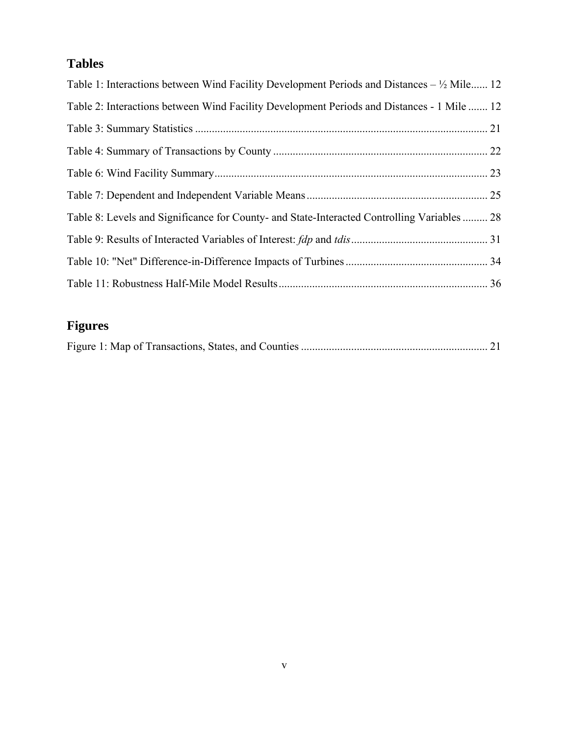## Tables

Table 1: Interactions between Wind Facility Development Periods and Distances – ½ Mile...... 12

Table 2: Interactions between Wind Facility Development Periods and Distances - 1 Mile ....... 12

Table 3: Summary Statistics ........................................................................................................ 21

Table 4: Summary of Transactions by County ............................................................................ 22

Table 6: Wind Facility Summary.................................................................................................. 23

Table 7: Dependent and Independent Variable Means ................................................................ 25

Table 8: Levels and Significance for County- and State-Interacted Controlling Variables ......... 28

Table 9: Results of Interacted Variables of Interest: *fdp* and *tdis* ................................................ 31

Table 10: "Net" Difference-in-Difference Impacts of Turbines .................................................. 34

Table 11: Robustness Half-Mile Model Results .......................................................................... 36

## Figures

Figure 1: Map of Transactions, States, and Counties .................................................................. 21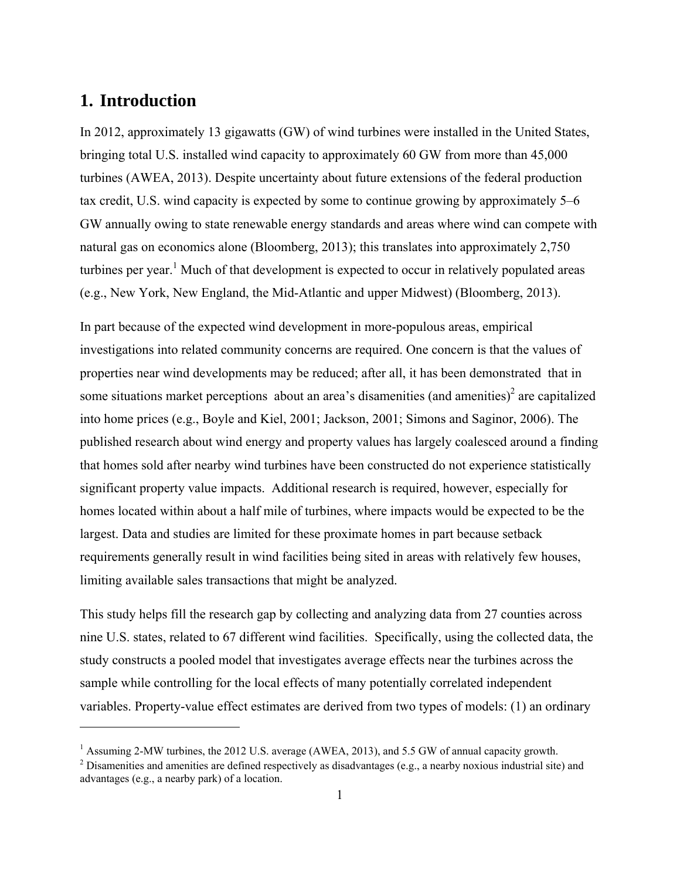# 1. Introduction

In 2012, approximately 13 gigawatts (GW) of wind turbines were installed in the United States, bringing total U.S. installed wind capacity to approximately 60 GW from more than 45,000 turbines (AWEA, 2013). Despite uncertainty about future extensions of the federal production tax credit, U.S. wind capacity is expected by some to continue growing by approximately 5–6 GW annually owing to state renewable energy standards and areas where wind can compete with natural gas on economics alone (Bloomberg, 2013); this translates into approximately 2,750 turbines per year.[1] Much of that development is expected to occur in relatively populated areas (e.g., New York, New England, the Mid-Atlantic and upper Midwest) (Bloomberg, 2013).

In part because of the expected wind development in more-populous areas, empirical investigations into related community concerns are required. One concern is that the values of properties near wind developments may be reduced; after all, it has been demonstrated that in some situations market perceptions about an area's disamenities (and amenities)[2] are capitalized into home prices (e.g., Boyle and Kiel, 2001; Jackson, 2001; Simons and Saginor, 2006). The published research about wind energy and property values has largely coalesced around a finding that homes sold after nearby wind turbines have been constructed do not experience statistically significant property value impacts. Additional research is required, however, especially for homes located within about a half mile of turbines, where impacts would be expected to be the largest. Data and studies are limited for these proximate homes in part because setback requirements generally result in wind facilities being sited in areas with relatively few houses, limiting available sales transactions that might be analyzed.

This study helps fill the research gap by collecting and analyzing data from 27 counties across nine U.S. states, related to 67 different wind facilities. Specifically, using the collected data, the study constructs a pooled model that investigates average effects near the turbines across the sample while controlling for the local effects of many potentially correlated independent variables. Property-value effect estimates are derived from two types of models: (1) an ordinary

---

[1] Assuming 2-MW turbines, the 2012 U.S. average (AWEA, 2013), and 5.5 GW of annual capacity growth.

[2] Disamenities and amenities are defined respectively as disadvantages (e.g., a nearby noxious industrial site) and advantages (e.g., a nearby park) of a location.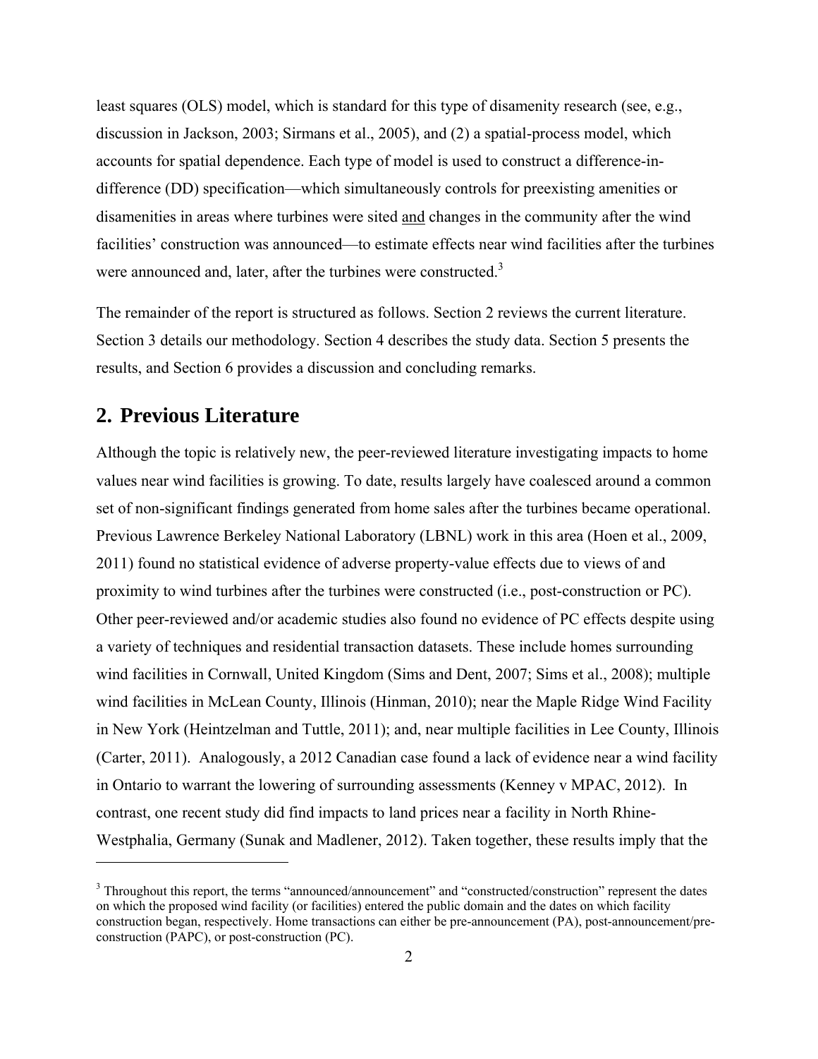least squares (OLS) model, which is standard for this type of disamenity research (see, e.g., discussion in Jackson, 2003; Sirmans et al., 2005), and (2) a spatial-process model, which accounts for spatial dependence. Each type of model is used to construct a difference-in-difference (DD) specification—which simultaneously controls for preexisting amenities or disamenities in areas where turbines were sited and changes in the community after the wind facilities' construction was announced—to estimate effects near wind facilities after the turbines were announced and, later, after the turbines were constructed.[3]

The remainder of the report is structured as follows. Section 2 reviews the current literature. Section 3 details our methodology. Section 4 describes the study data. Section 5 presents the results, and Section 6 provides a discussion and concluding remarks.

## 2. Previous Literature

Although the topic is relatively new, the peer-reviewed literature investigating impacts to home values near wind facilities is growing. To date, results largely have coalesced around a common set of non-significant findings generated from home sales after the turbines became operational. Previous Lawrence Berkeley National Laboratory (LBNL) work in this area (Hoen et al., 2009, 2011) found no statistical evidence of adverse property-value effects due to views of and proximity to wind turbines after the turbines were constructed (i.e., post-construction or PC). Other peer-reviewed and/or academic studies also found no evidence of PC effects despite using a variety of techniques and residential transaction datasets. These include homes surrounding wind facilities in Cornwall, United Kingdom (Sims and Dent, 2007; Sims et al., 2008); multiple wind facilities in McLean County, Illinois (Hinman, 2010); near the Maple Ridge Wind Facility in New York (Heintzelman and Tuttle, 2011); and, near multiple facilities in Lee County, Illinois (Carter, 2011). Analogously, a 2012 Canadian case found a lack of evidence near a wind facility in Ontario to warrant the lowering of surrounding assessments (Kenney v MPAC, 2012). In contrast, one recent study did find impacts to land prices near a facility in North Rhine-Westphalia, Germany (Sunak and Madlener, 2012). Taken together, these results imply that the

[3] Throughout this report, the terms "announced/announcement" and "constructed/construction" represent the dates on which the proposed wind facility (or facilities) entered the public domain and the dates on which facility construction began, respectively. Home transactions can either be pre-announcement (PA), post-announcement/pre-construction (PAPC), or post-construction (PC).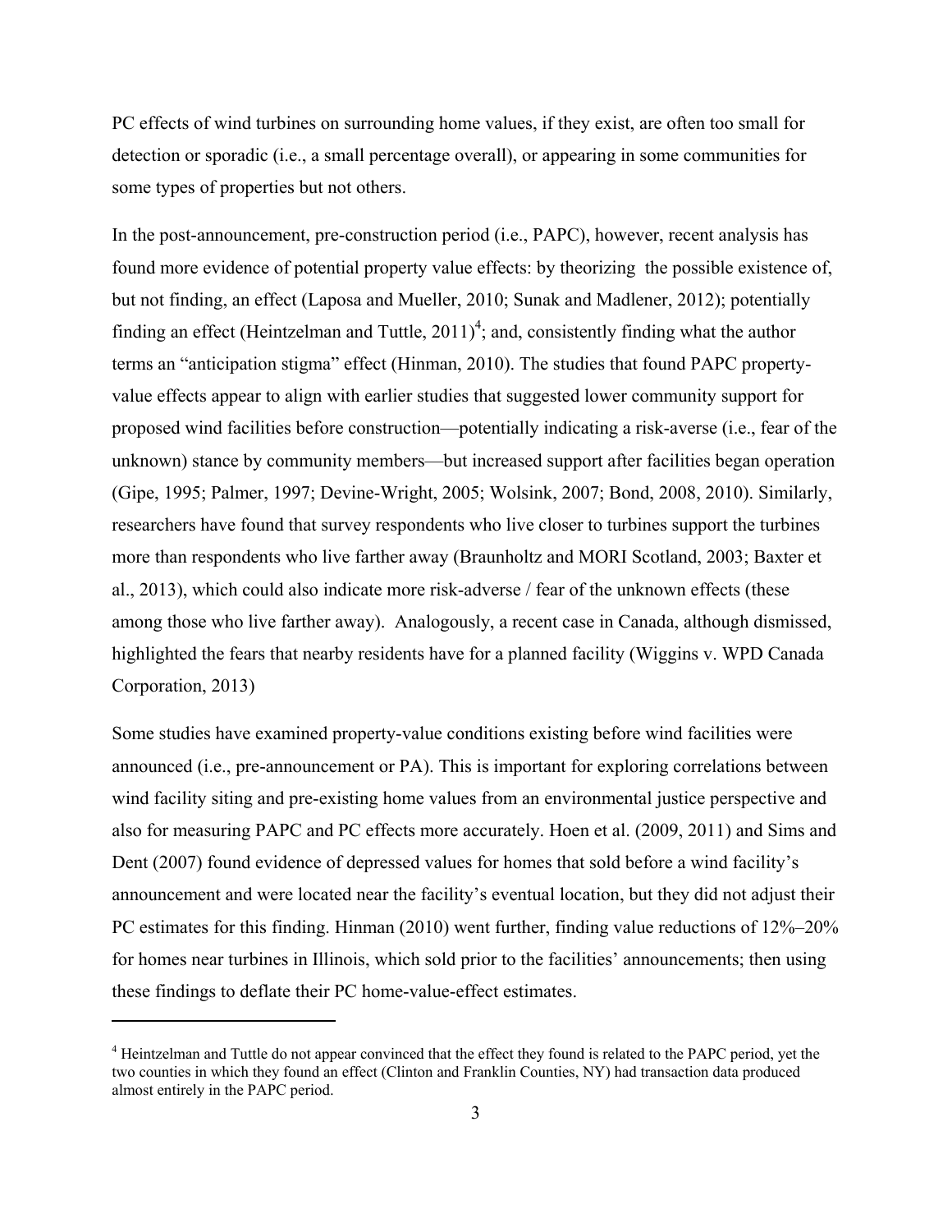PC effects of wind turbines on surrounding home values, if they exist, are often too small for detection or sporadic (i.e., a small percentage overall), or appearing in some communities for some types of properties but not others.

In the post-announcement, pre-construction period (i.e., PAPC), however, recent analysis has found more evidence of potential property value effects: by theorizing the possible existence of, but not finding, an effect (Laposa and Mueller, 2010; Sunak and Madlener, 2012); potentially finding an effect (Heintzelman and Tuttle, 2011)[4]; and, consistently finding what the author terms an "anticipation stigma" effect (Hinman, 2010). The studies that found PAPC property-value effects appear to align with earlier studies that suggested lower community support for proposed wind facilities before construction—potentially indicating a risk-averse (i.e., fear of the unknown) stance by community members—but increased support after facilities began operation (Gipe, 1995; Palmer, 1997; Devine-Wright, 2005; Wolsink, 2007; Bond, 2008, 2010). Similarly, researchers have found that survey respondents who live closer to turbines support the turbines more than respondents who live farther away (Braunholtz and MORI Scotland, 2003; Baxter et al., 2013), which could also indicate more risk-adverse / fear of the unknown effects (these among those who live farther away). Analogously, a recent case in Canada, although dismissed, highlighted the fears that nearby residents have for a planned facility (Wiggins v. WPD Canada Corporation, 2013)

Some studies have examined property-value conditions existing before wind facilities were announced (i.e., pre-announcement or PA). This is important for exploring correlations between wind facility siting and pre-existing home values from an environmental justice perspective and also for measuring PAPC and PC effects more accurately. Hoen et al. (2009, 2011) and Sims and Dent (2007) found evidence of depressed values for homes that sold before a wind facility's announcement and were located near the facility's eventual location, but they did not adjust their PC estimates for this finding. Hinman (2010) went further, finding value reductions of 12%–20% for homes near turbines in Illinois, which sold prior to the facilities' announcements; then using these findings to deflate their PC home-value-effect estimates.

[4] Heintzelman and Tuttle do not appear convinced that the effect they found is related to the PAPC period, yet the two counties in which they found an effect (Clinton and Franklin Counties, NY) had transaction data produced almost entirely in the PAPC period.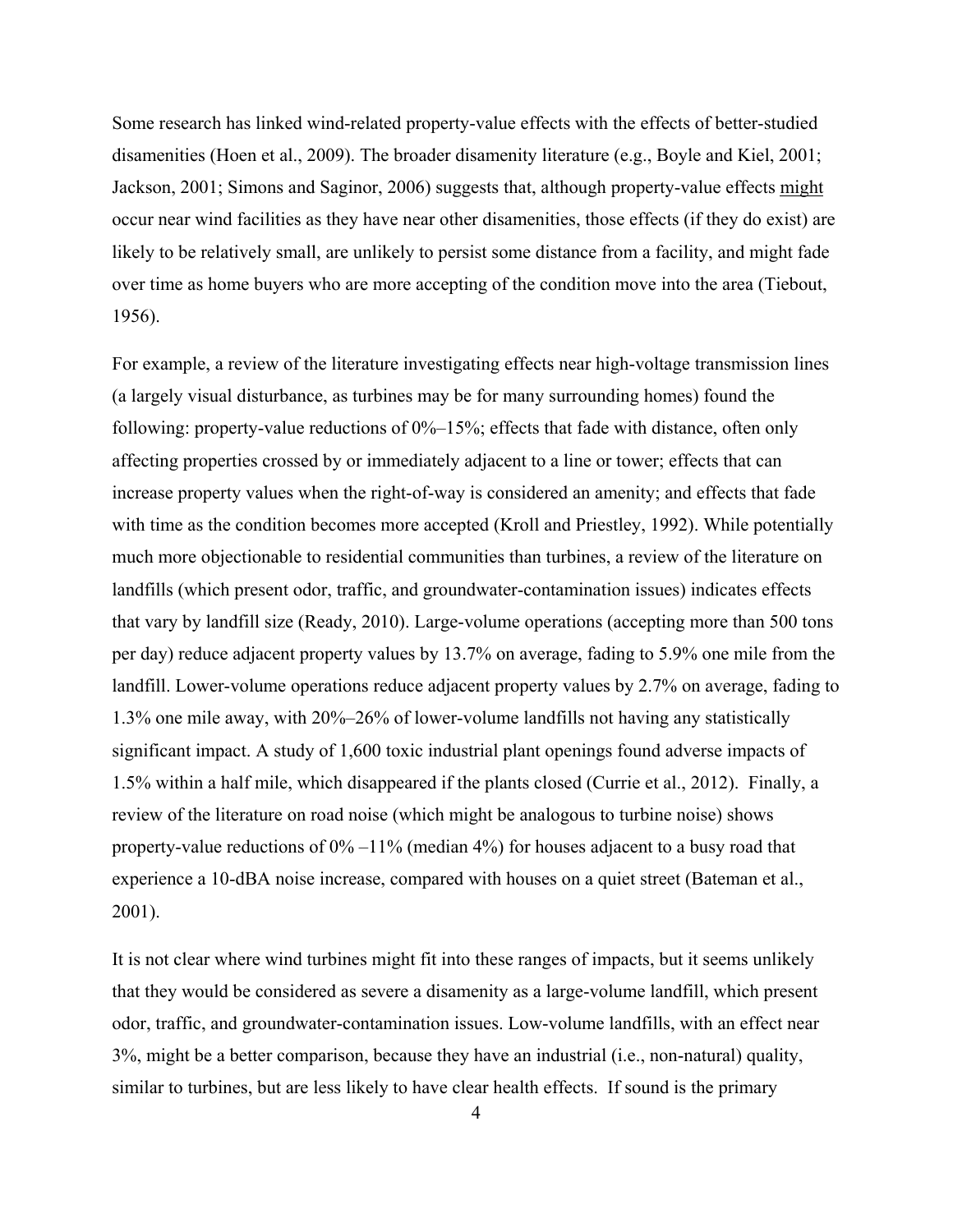Some research has linked wind-related property-value effects with the effects of better-studied disamenities (Hoen et al., 2009). The broader disamenity literature (e.g., Boyle and Kiel, 2001; Jackson, 2001; Simons and Saginor, 2006) suggests that, although property-value effects <u>might</u> occur near wind facilities as they have near other disamenities, those effects (if they do exist) are likely to be relatively small, are unlikely to persist some distance from a facility, and might fade over time as home buyers who are more accepting of the condition move into the area (Tiebout, 1956).

For example, a review of the literature investigating effects near high-voltage transmission lines (a largely visual disturbance, as turbines may be for many surrounding homes) found the following: property-value reductions of 0%–15%; effects that fade with distance, often only affecting properties crossed by or immediately adjacent to a line or tower; effects that can increase property values when the right-of-way is considered an amenity; and effects that fade with time as the condition becomes more accepted (Kroll and Priestley, 1992). While potentially much more objectionable to residential communities than turbines, a review of the literature on landfills (which present odor, traffic, and groundwater-contamination issues) indicates effects that vary by landfill size (Ready, 2010). Large-volume operations (accepting more than 500 tons per day) reduce adjacent property values by 13.7% on average, fading to 5.9% one mile from the landfill. Lower-volume operations reduce adjacent property values by 2.7% on average, fading to 1.3% one mile away, with 20%–26% of lower-volume landfills not having any statistically significant impact. A study of 1,600 toxic industrial plant openings found adverse impacts of 1.5% within a half mile, which disappeared if the plants closed (Currie et al., 2012). Finally, a review of the literature on road noise (which might be analogous to turbine noise) shows property-value reductions of 0% –11% (median 4%) for houses adjacent to a busy road that experience a 10-dBA noise increase, compared with houses on a quiet street (Bateman et al., 2001).

It is not clear where wind turbines might fit into these ranges of impacts, but it seems unlikely that they would be considered as severe a disamenity as a large-volume landfill, which present odor, traffic, and groundwater-contamination issues. Low-volume landfills, with an effect near 3%, might be a better comparison, because they have an industrial (i.e., non-natural) quality, similar to turbines, but are less likely to have clear health effects. If sound is the primary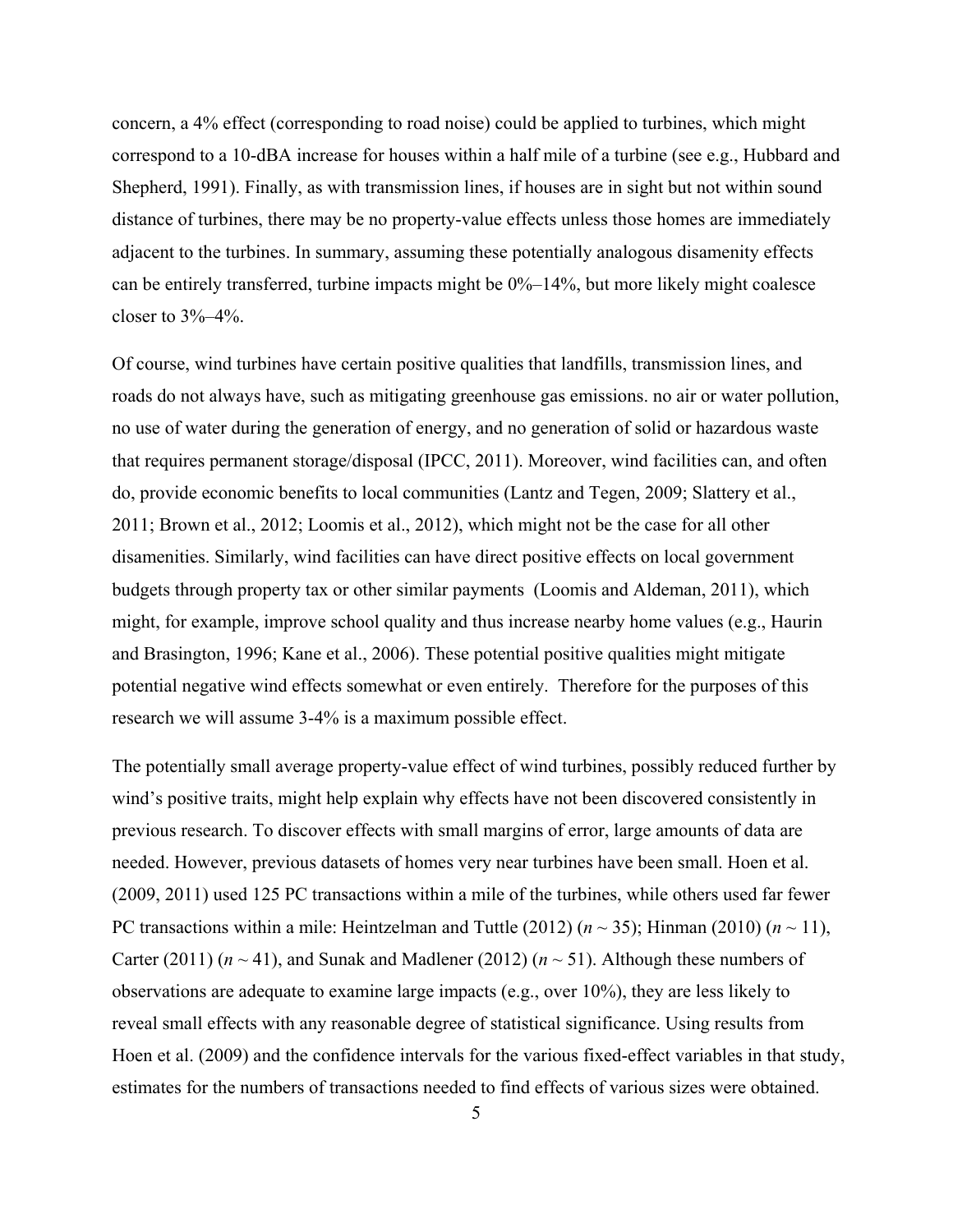concern, a 4% effect (corresponding to road noise) could be applied to turbines, which might correspond to a 10-dBA increase for houses within a half mile of a turbine (see e.g., Hubbard and Shepherd, 1991). Finally, as with transmission lines, if houses are in sight but not within sound distance of turbines, there may be no property-value effects unless those homes are immediately adjacent to the turbines. In summary, assuming these potentially analogous disamenity effects can be entirely transferred, turbine impacts might be 0%–14%, but more likely might coalesce closer to 3%–4%.

Of course, wind turbines have certain positive qualities that landfills, transmission lines, and roads do not always have, such as mitigating greenhouse gas emissions. no air or water pollution, no use of water during the generation of energy, and no generation of solid or hazardous waste that requires permanent storage/disposal (IPCC, 2011). Moreover, wind facilities can, and often do, provide economic benefits to local communities (Lantz and Tegen, 2009; Slattery et al., 2011; Brown et al., 2012; Loomis et al., 2012), which might not be the case for all other disamenities. Similarly, wind facilities can have direct positive effects on local government budgets through property tax or other similar payments (Loomis and Aldeman, 2011), which might, for example, improve school quality and thus increase nearby home values (e.g., Haurin and Brasington, 1996; Kane et al., 2006). These potential positive qualities might mitigate potential negative wind effects somewhat or even entirely. Therefore for the purposes of this research we will assume 3-4% is a maximum possible effect.

The potentially small average property-value effect of wind turbines, possibly reduced further by wind's positive traits, might help explain why effects have not been discovered consistently in previous research. To discover effects with small margins of error, large amounts of data are needed. However, previous datasets of homes very near turbines have been small. Hoen et al. (2009, 2011) used 125 PC transactions within a mile of the turbines, while others used far fewer PC transactions within a mile: Heintzelman and Tuttle (2012) ($n \sim 35$); Hinman (2010) ($n \sim 11$), Carter (2011) ($n \sim 41$), and Sunak and Madlener (2012) ($n \sim 51$). Although these numbers of observations are adequate to examine large impacts (e.g., over 10%), they are less likely to reveal small effects with any reasonable degree of statistical significance. Using results from Hoen et al. (2009) and the confidence intervals for the various fixed-effect variables in that study, estimates for the numbers of transactions needed to find effects of various sizes were obtained.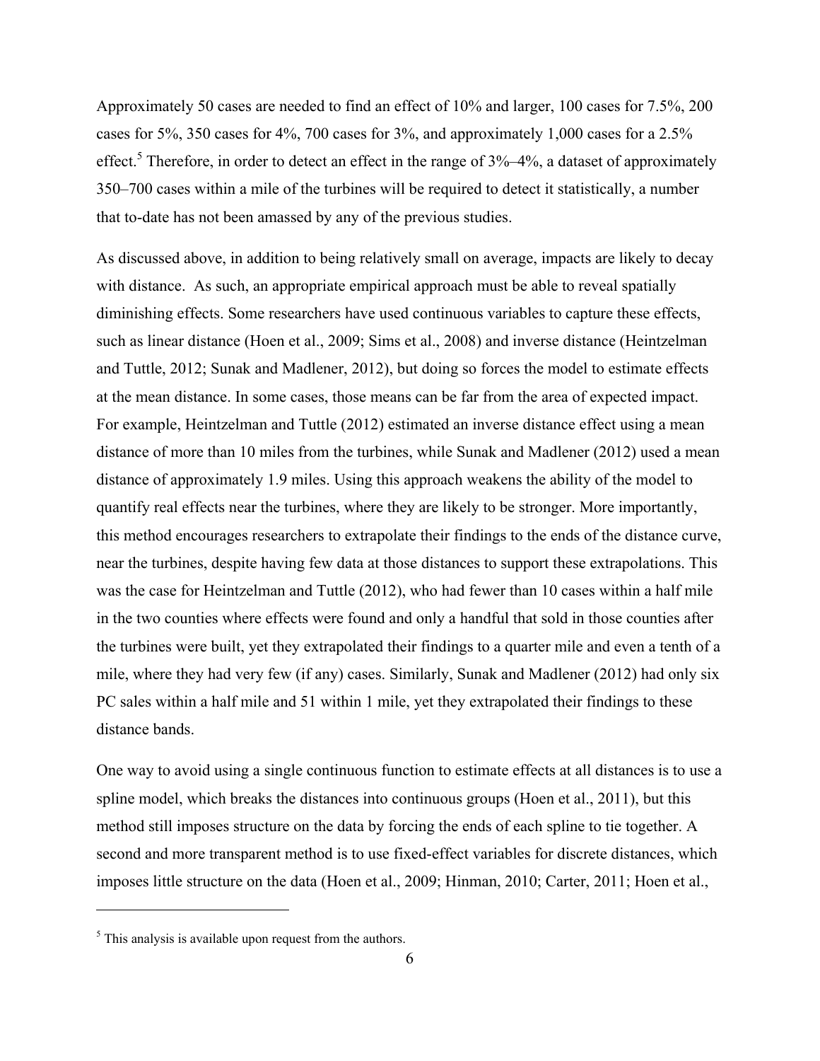Approximately 50 cases are needed to find an effect of 10% and larger, 100 cases for 7.5%, 200 cases for 5%, 350 cases for 4%, 700 cases for 3%, and approximately 1,000 cases for a 2.5% effect.[5] Therefore, in order to detect an effect in the range of 3%–4%, a dataset of approximately 350–700 cases within a mile of the turbines will be required to detect it statistically, a number that to-date has not been amassed by any of the previous studies.

As discussed above, in addition to being relatively small on average, impacts are likely to decay with distance. As such, an appropriate empirical approach must be able to reveal spatially diminishing effects. Some researchers have used continuous variables to capture these effects, such as linear distance (Hoen et al., 2009; Sims et al., 2008) and inverse distance (Heintzelman and Tuttle, 2012; Sunak and Madlener, 2012), but doing so forces the model to estimate effects at the mean distance. In some cases, those means can be far from the area of expected impact. For example, Heintzelman and Tuttle (2012) estimated an inverse distance effect using a mean distance of more than 10 miles from the turbines, while Sunak and Madlener (2012) used a mean distance of approximately 1.9 miles. Using this approach weakens the ability of the model to quantify real effects near the turbines, where they are likely to be stronger. More importantly, this method encourages researchers to extrapolate their findings to the ends of the distance curve, near the turbines, despite having few data at those distances to support these extrapolations. This was the case for Heintzelman and Tuttle (2012), who had fewer than 10 cases within a half mile in the two counties where effects were found and only a handful that sold in those counties after the turbines were built, yet they extrapolated their findings to a quarter mile and even a tenth of a mile, where they had very few (if any) cases. Similarly, Sunak and Madlener (2012) had only six PC sales within a half mile and 51 within 1 mile, yet they extrapolated their findings to these distance bands.

One way to avoid using a single continuous function to estimate effects at all distances is to use a spline model, which breaks the distances into continuous groups (Hoen et al., 2011), but this method still imposes structure on the data by forcing the ends of each spline to tie together. A second and more transparent method is to use fixed-effect variables for discrete distances, which imposes little structure on the data (Hoen et al., 2009; Hinman, 2010; Carter, 2011; Hoen et al.,

[5] This analysis is available upon request from the authors.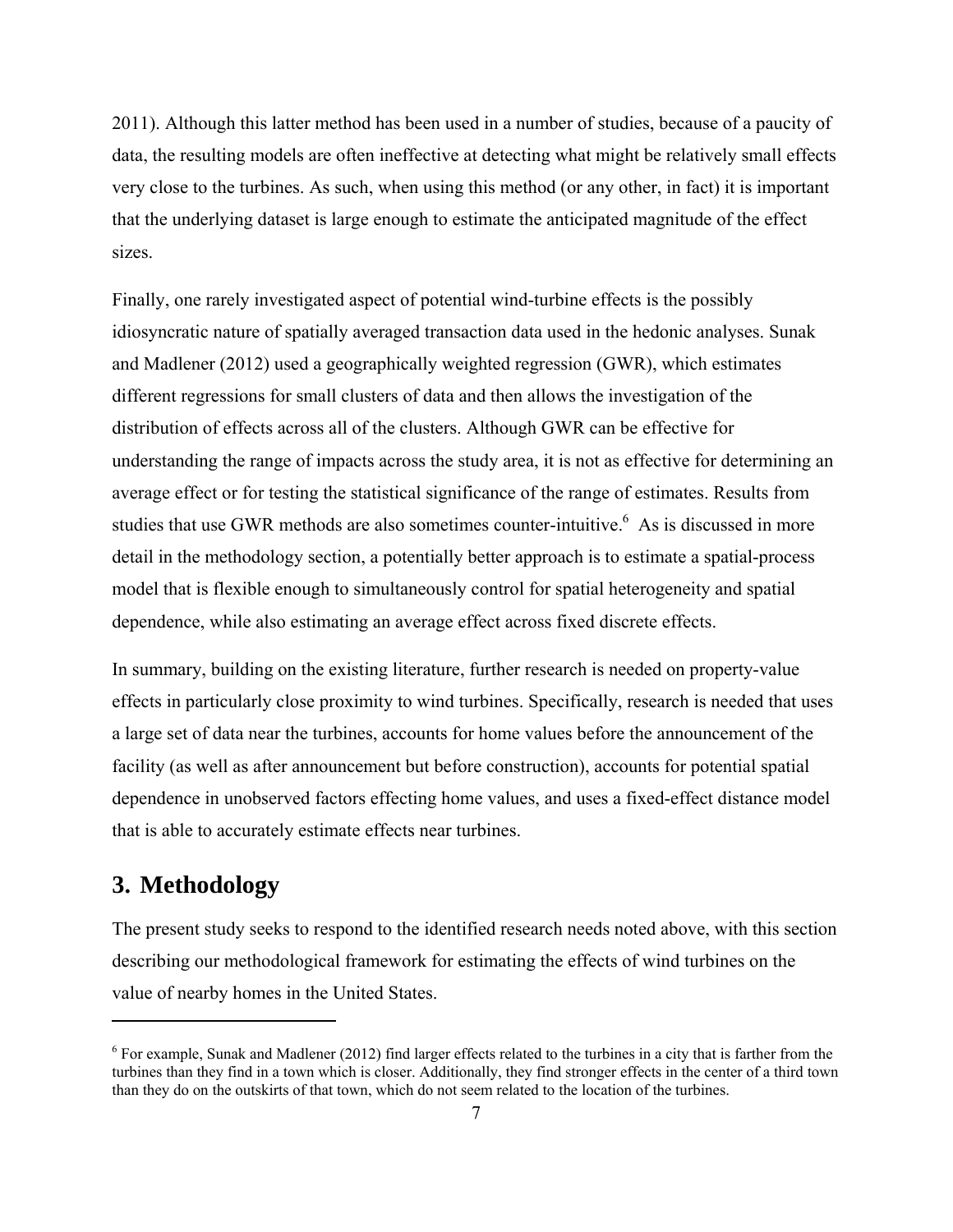2011). Although this latter method has been used in a number of studies, because of a paucity of data, the resulting models are often ineffective at detecting what might be relatively small effects very close to the turbines. As such, when using this method (or any other, in fact) it is important that the underlying dataset is large enough to estimate the anticipated magnitude of the effect sizes.

Finally, one rarely investigated aspect of potential wind-turbine effects is the possibly idiosyncratic nature of spatially averaged transaction data used in the hedonic analyses. Sunak and Madlener (2012) used a geographically weighted regression (GWR), which estimates different regressions for small clusters of data and then allows the investigation of the distribution of effects across all of the clusters. Although GWR can be effective for understanding the range of impacts across the study area, it is not as effective for determining an average effect or for testing the statistical significance of the range of estimates. Results from studies that use GWR methods are also sometimes counter-intuitive.[6] As is discussed in more detail in the methodology section, a potentially better approach is to estimate a spatial-process model that is flexible enough to simultaneously control for spatial heterogeneity and spatial dependence, while also estimating an average effect across fixed discrete effects.

In summary, building on the existing literature, further research is needed on property-value effects in particularly close proximity to wind turbines. Specifically, research is needed that uses a large set of data near the turbines, accounts for home values before the announcement of the facility (as well as after announcement but before construction), accounts for potential spatial dependence in unobserved factors effecting home values, and uses a fixed-effect distance model that is able to accurately estimate effects near turbines.

## 3. Methodology

The present study seeks to respond to the identified research needs noted above, with this section describing our methodological framework for estimating the effects of wind turbines on the value of nearby homes in the United States.

[6] For example, Sunak and Madlener (2012) find larger effects related to the turbines in a city that is farther from the turbines than they find in a town which is closer. Additionally, they find stronger effects in the center of a third town than they do on the outskirts of that town, which do not seem related to the location of the turbines.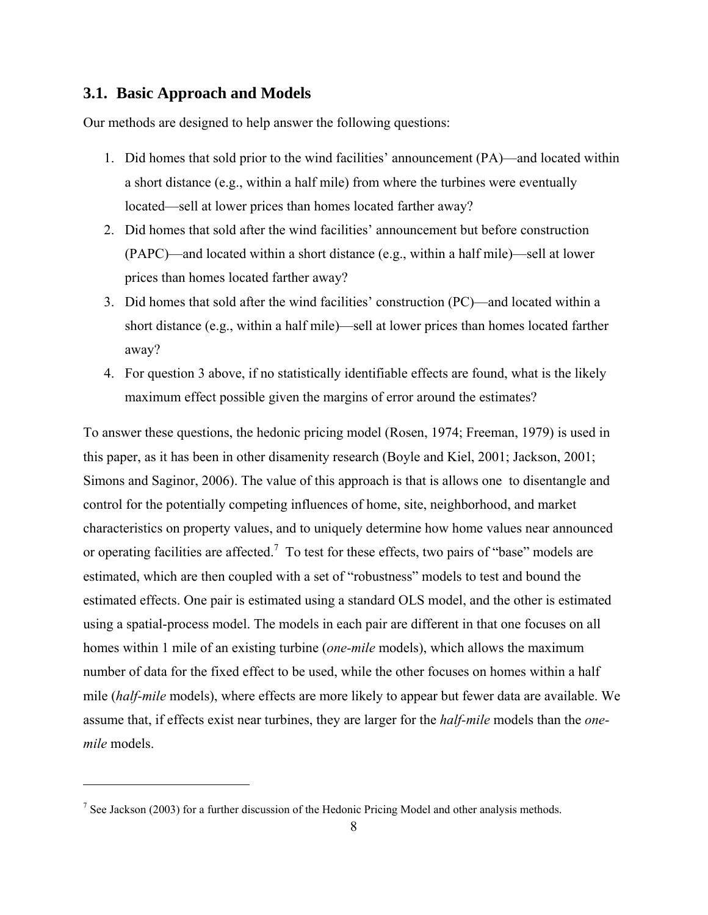### 3.1. Basic Approach and Models

Our methods are designed to help answer the following questions:

1. Did homes that sold prior to the wind facilities' announcement (PA)—and located within a short distance (e.g., within a half mile) from where the turbines were eventually located—sell at lower prices than homes located farther away?
2. Did homes that sold after the wind facilities' announcement but before construction (PAPC)—and located within a short distance (e.g., within a half mile)—sell at lower prices than homes located farther away?
3. Did homes that sold after the wind facilities' construction (PC)—and located within a short distance (e.g., within a half mile)—sell at lower prices than homes located farther away?
4. For question 3 above, if no statistically identifiable effects are found, what is the likely maximum effect possible given the margins of error around the estimates?

To answer these questions, the hedonic pricing model (Rosen, 1974; Freeman, 1979) is used in this paper, as it has been in other disamenity research (Boyle and Kiel, 2001; Jackson, 2001; Simons and Saginor, 2006). The value of this approach is that is allows one to disentangle and control for the potentially competing influences of home, site, neighborhood, and market characteristics on property values, and to uniquely determine how home values near announced or operating facilities are affected.[7] To test for these effects, two pairs of "base" models are estimated, which are then coupled with a set of "robustness" models to test and bound the estimated effects. One pair is estimated using a standard OLS model, and the other is estimated using a spatial-process model. The models in each pair are different in that one focuses on all homes within 1 mile of an existing turbine (*one-mile* models), which allows the maximum number of data for the fixed effect to be used, while the other focuses on homes within a half mile (*half-mile* models), where effects are more likely to appear but fewer data are available. We assume that, if effects exist near turbines, they are larger for the *half-mile* models than the *one-mile* models.

[7] See Jackson (2003) for a further discussion of the Hedonic Pricing Model and other analysis methods.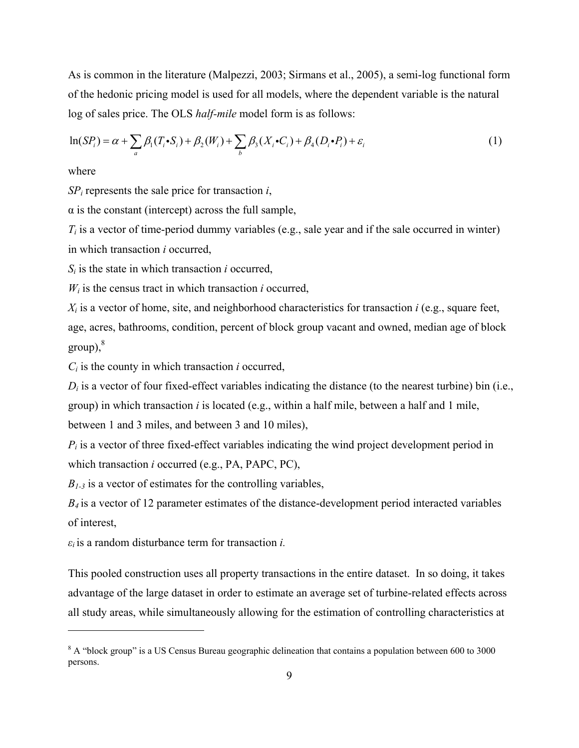As is common in the literature (Malpezzi, 2003; Sirmans et al., 2005), a semi-log functional form of the hedonic pricing model is used for all models, where the dependent variable is the natural log of sales price. The OLS *half-mile* model form is as follows:

$$\ln(SP_i) = \alpha + \sum_a \beta_1 (T_i \bullet S_i) + \beta_2 (W_i) + \sum_b \beta_3 (X_i \bullet C_i) + \beta_4 (D_i \bullet P_i) + \varepsilon_i \tag{1}$$

where

$SP_i$ represents the sale price for transaction $i$,

α is the constant (intercept) across the full sample,

$T_i$ is a vector of time-period dummy variables (e.g., sale year and if the sale occurred in winter) in which transaction $i$ occurred,

$S_i$ is the state in which transaction $i$ occurred,

$W_i$ is the census tract in which transaction $i$ occurred,

$X_i$ is a vector of home, site, and neighborhood characteristics for transaction $i$ (e.g., square feet, age, acres, bathrooms, condition, percent of block group vacant and owned, median age of block group),[8]

$C_i$ is the county in which transaction $i$ occurred,

$D_i$ is a vector of four fixed-effect variables indicating the distance (to the nearest turbine) bin (i.e., group) in which transaction $i$ is located (e.g., within a half mile, between a half and 1 mile, between 1 and 3 miles, and between 3 and 10 miles),

$P_i$ is a vector of three fixed-effect variables indicating the wind project development period in which transaction $i$ occurred (e.g., PA, PAPC, PC),

$B_{1\text{-}3}$ is a vector of estimates for the controlling variables,

$B_4$ is a vector of 12 parameter estimates of the distance-development period interacted variables of interest,

$\varepsilon_i$ is a random disturbance term for transaction $i$.

This pooled construction uses all property transactions in the entire dataset. In so doing, it takes advantage of the large dataset in order to estimate an average set of turbine-related effects across all study areas, while simultaneously allowing for the estimation of controlling characteristics at

---

[8] A "block group" is a US Census Bureau geographic delineation that contains a population between 600 to 3000 persons.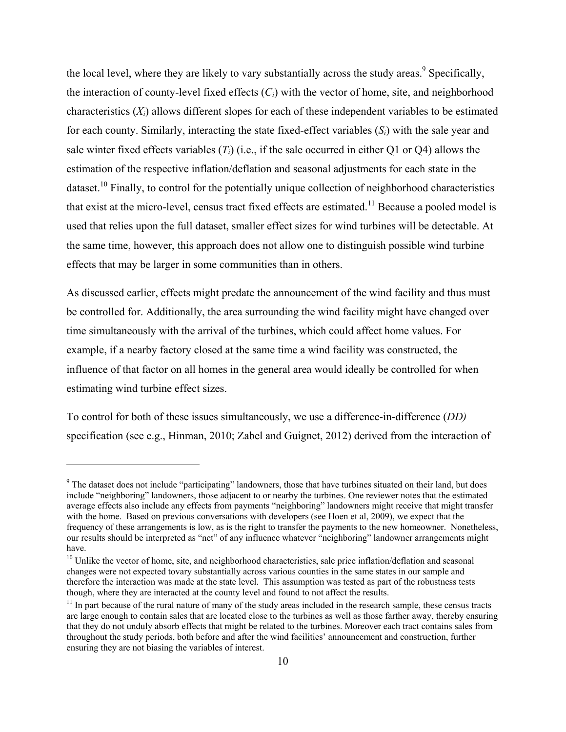the local level, where they are likely to vary substantially across the study areas.[9] Specifically, the interaction of county-level fixed effects ($C_i$) with the vector of home, site, and neighborhood characteristics ($X_i$) allows different slopes for each of these independent variables to be estimated for each county. Similarly, interacting the state fixed-effect variables ($S_i$) with the sale year and sale winter fixed effects variables ($T_i$) (i.e., if the sale occurred in either Q1 or Q4) allows the estimation of the respective inflation/deflation and seasonal adjustments for each state in the dataset.[10] Finally, to control for the potentially unique collection of neighborhood characteristics that exist at the micro-level, census tract fixed effects are estimated.[11] Because a pooled model is used that relies upon the full dataset, smaller effect sizes for wind turbines will be detectable. At the same time, however, this approach does not allow one to distinguish possible wind turbine effects that may be larger in some communities than in others.

As discussed earlier, effects might predate the announcement of the wind facility and thus must be controlled for. Additionally, the area surrounding the wind facility might have changed over time simultaneously with the arrival of the turbines, which could affect home values. For example, if a nearby factory closed at the same time a wind facility was constructed, the influence of that factor on all homes in the general area would ideally be controlled for when estimating wind turbine effect sizes.

To control for both of these issues simultaneously, we use a difference-in-difference (*DD)* specification (see e.g., Hinman, 2010; Zabel and Guignet, 2012) derived from the interaction of

---

[9] The dataset does not include "participating" landowners, those that have turbines situated on their land, but does include "neighboring" landowners, those adjacent to or nearby the turbines. One reviewer notes that the estimated average effects also include any effects from payments "neighboring" landowners might receive that might transfer with the home. Based on previous conversations with developers (see Hoen et al, 2009), we expect that the frequency of these arrangements is low, as is the right to transfer the payments to the new homeowner. Nonetheless, our results should be interpreted as "net" of any influence whatever "neighboring" landowner arrangements might have.

[10] Unlike the vector of home, site, and neighborhood characteristics, sale price inflation/deflation and seasonal changes were not expected tovary substantially across various counties in the same states in our sample and therefore the interaction was made at the state level. This assumption was tested as part of the robustness tests though, where they are interacted at the county level and found to not affect the results.

[11] In part because of the rural nature of many of the study areas included in the research sample, these census tracts are large enough to contain sales that are located close to the turbines as well as those farther away, thereby ensuring that they do not unduly absorb effects that might be related to the turbines. Moreover each tract contains sales from throughout the study periods, both before and after the wind facilities' announcement and construction, further ensuring they are not biasing the variables of interest.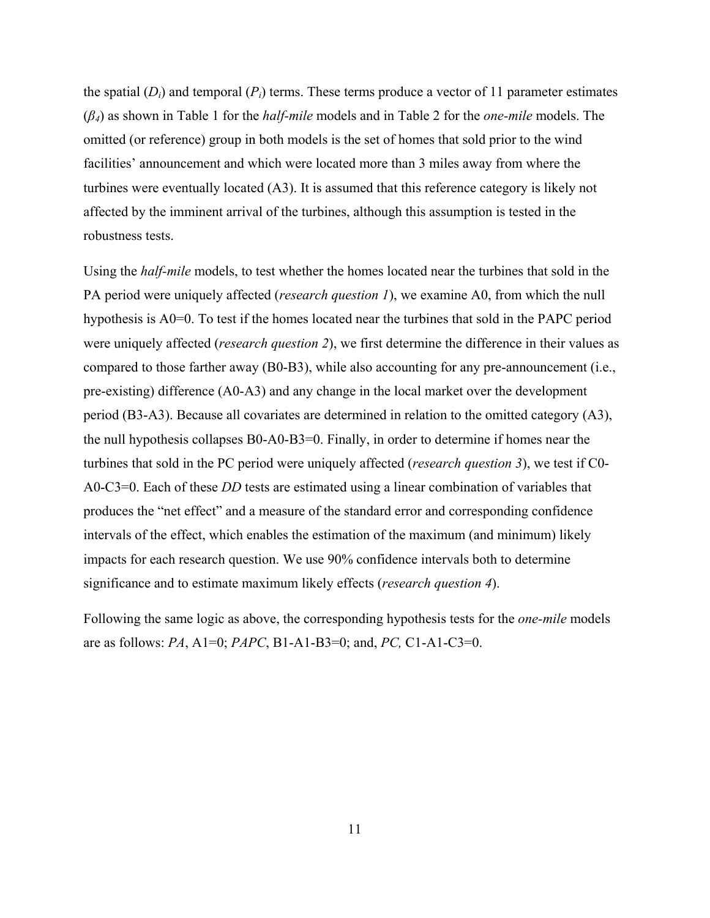the spatial ($D_i$) and temporal ($P_i$) terms. These terms produce a vector of 11 parameter estimates ($\beta_4$) as shown in Table 1 for the *half-mile* models and in Table 2 for the *one-mile* models. The omitted (or reference) group in both models is the set of homes that sold prior to the wind facilities' announcement and which were located more than 3 miles away from where the turbines were eventually located (A3). It is assumed that this reference category is likely not affected by the imminent arrival of the turbines, although this assumption is tested in the robustness tests.

Using the *half-mile* models, to test whether the homes located near the turbines that sold in the PA period were uniquely affected (*research question 1*), we examine A0, from which the null hypothesis is A0=0. To test if the homes located near the turbines that sold in the PAPC period were uniquely affected (*research question 2*), we first determine the difference in their values as compared to those farther away (B0-B3), while also accounting for any pre-announcement (i.e., pre-existing) difference (A0-A3) and any change in the local market over the development period (B3-A3). Because all covariates are determined in relation to the omitted category (A3), the null hypothesis collapses B0-A0-B3=0. Finally, in order to determine if homes near the turbines that sold in the PC period were uniquely affected (*research question 3*), we test if C0-A0-C3=0. Each of these *DD* tests are estimated using a linear combination of variables that produces the "net effect" and a measure of the standard error and corresponding confidence intervals of the effect, which enables the estimation of the maximum (and minimum) likely impacts for each research question. We use 90% confidence intervals both to determine significance and to estimate maximum likely effects (*research question 4*).

Following the same logic as above, the corresponding hypothesis tests for the *one-mile* models are as follows: *PA*, A1=0; *PAPC*, B1-A1-B3=0; and, *PC,* C1-A1-C3=0.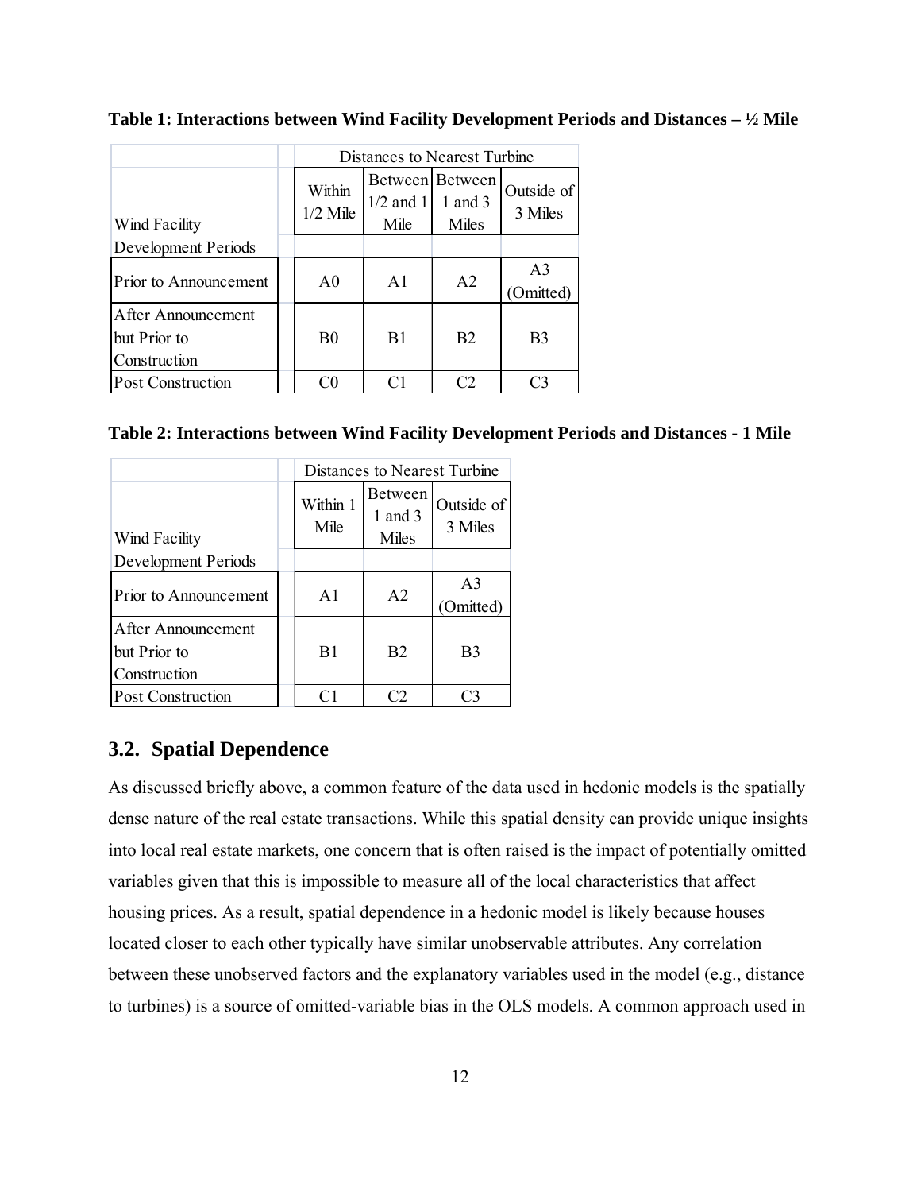**Table 1: Interactions between Wind Facility Development Periods and Distances – ½ Mile**

| Wind Facility Development Periods | Distances to Nearest Turbine | | | |
|---|---|---|---|---|
| | Within 1/2 Mile | Between 1/2 and 1 Mile | Between 1 and 3 Miles | Outside of 3 Miles |
| Prior to Announcement | A0 | A1 | A2 | A3 (Omitted) |
| After Announcement but Prior to Construction | B0 | B1 | B2 | B3 |
| Post Construction | C0 | C1 | C2 | C3 |

**Table 2: Interactions between Wind Facility Development Periods and Distances - 1 Mile**

| Wind Facility Development Periods | Distances to Nearest Turbine | | |
|---|---|---|---|
| | Within 1 Mile | Between 1 and 3 Miles | Outside of 3 Miles |
| Prior to Announcement | A1 | A2 | A3 (Omitted) |
| After Announcement but Prior to Construction | B1 | B2 | B3 |
| Post Construction | C1 | C2 | C3 |

## 3.2. Spatial Dependence

As discussed briefly above, a common feature of the data used in hedonic models is the spatially dense nature of the real estate transactions. While this spatial density can provide unique insights into local real estate markets, one concern that is often raised is the impact of potentially omitted variables given that this is impossible to measure all of the local characteristics that affect housing prices. As a result, spatial dependence in a hedonic model is likely because houses located closer to each other typically have similar unobservable attributes. Any correlation between these unobserved factors and the explanatory variables used in the model (e.g., distance to turbines) is a source of omitted-variable bias in the OLS models. A common approach used in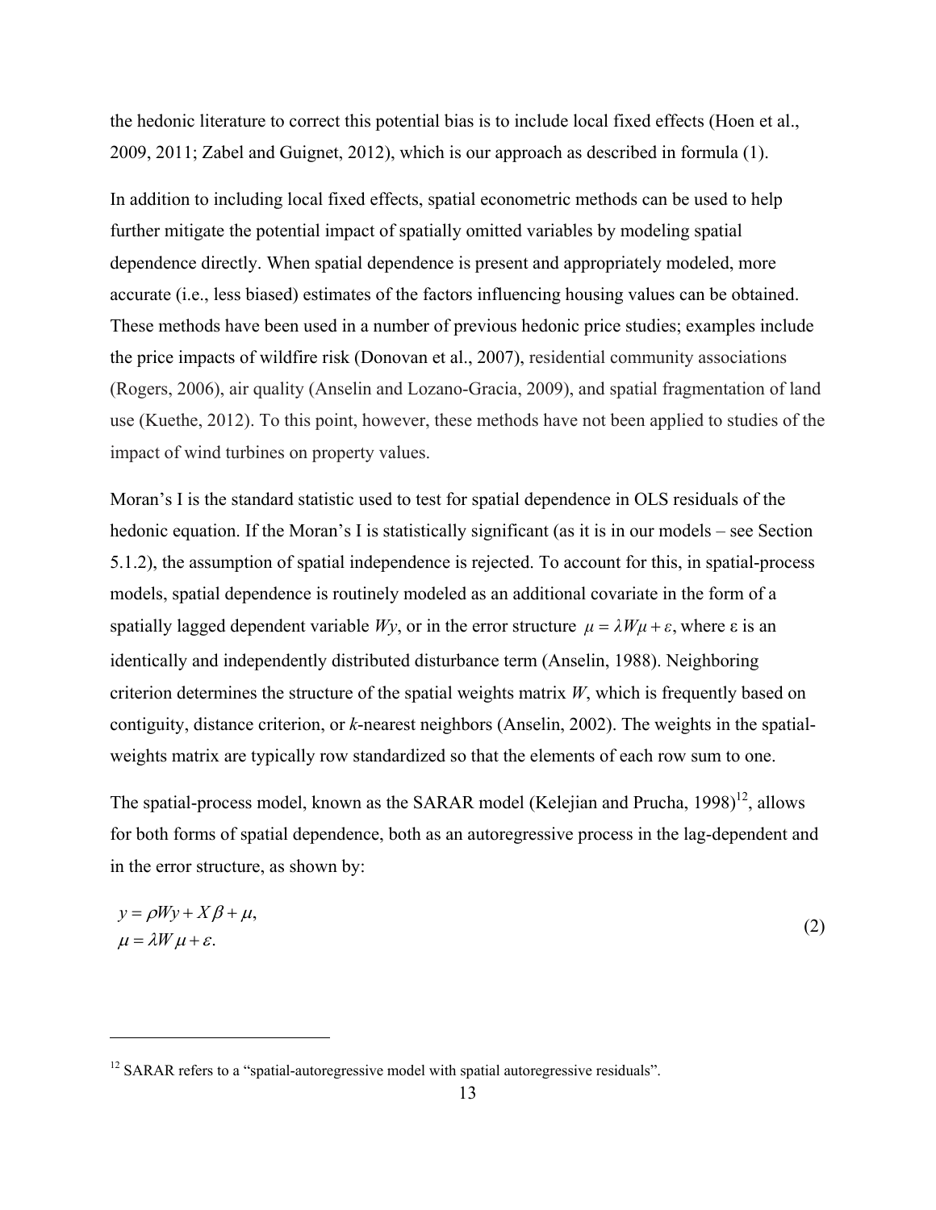the hedonic literature to correct this potential bias is to include local fixed effects (Hoen et al., 2009, 2011; Zabel and Guignet, 2012), which is our approach as described in formula (1).

In addition to including local fixed effects, spatial econometric methods can be used to help further mitigate the potential impact of spatially omitted variables by modeling spatial dependence directly. When spatial dependence is present and appropriately modeled, more accurate (i.e., less biased) estimates of the factors influencing housing values can be obtained. These methods have been used in a number of previous hedonic price studies; examples include the price impacts of wildfire risk (Donovan et al., 2007), residential community associations (Rogers, 2006), air quality (Anselin and Lozano-Gracia, 2009), and spatial fragmentation of land use (Kuethe, 2012). To this point, however, these methods have not been applied to studies of the impact of wind turbines on property values.

Moran's I is the standard statistic used to test for spatial dependence in OLS residuals of the hedonic equation. If the Moran's I is statistically significant (as it is in our models – see Section 5.1.2), the assumption of spatial independence is rejected. To account for this, in spatial-process models, spatial dependence is routinely modeled as an additional covariate in the form of a spatially lagged dependent variable $Wy$, or in the error structure $\mu = \lambda W\mu + \varepsilon$, where $\varepsilon$ is an identically and independently distributed disturbance term (Anselin, 1988). Neighboring criterion determines the structure of the spatial weights matrix $W$, which is frequently based on contiguity, distance criterion, or $k$-nearest neighbors (Anselin, 2002). The weights in the spatial-weights matrix are typically row standardized so that the elements of each row sum to one.

The spatial-process model, known as the SARAR model (Kelejian and Prucha, 1998)[12], allows for both forms of spatial dependence, both as an autoregressive process in the lag-dependent and in the error structure, as shown by:

$$
\begin{aligned}
y &= \rho Wy + X\beta + \mu, \\
\mu &= \lambda W\mu + \varepsilon.
\end{aligned}
\tag{2}
$$

---

[12] SARAR refers to a "spatial-autoregressive model with spatial autoregressive residuals".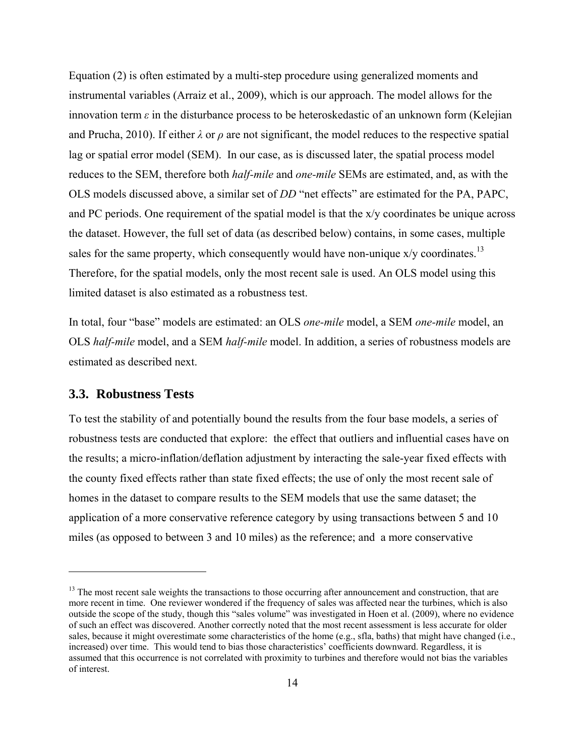Equation (2) is often estimated by a multi-step procedure using generalized moments and instrumental variables (Arraiz et al., 2009), which is our approach. The model allows for the innovation term $\varepsilon$ in the disturbance process to be heteroskedastic of an unknown form (Kelejian and Prucha, 2010). If either $\lambda$ or $\rho$ are not significant, the model reduces to the respective spatial lag or spatial error model (SEM). In our case, as is discussed later, the spatial process model reduces to the SEM, therefore both *half-mile* and *one-mile* SEMs are estimated, and, as with the OLS models discussed above, a similar set of *DD* "net effects" are estimated for the PA, PAPC, and PC periods. One requirement of the spatial model is that the x/y coordinates be unique across the dataset. However, the full set of data (as described below) contains, in some cases, multiple sales for the same property, which consequently would have non-unique x/y coordinates.[13] Therefore, for the spatial models, only the most recent sale is used. An OLS model using this limited dataset is also estimated as a robustness test.

In total, four "base" models are estimated: an OLS *one-mile* model, a SEM *one-mile* model, an OLS *half-mile* model, and a SEM *half-mile* model. In addition, a series of robustness models are estimated as described next.

## 3.3. Robustness Tests

To test the stability of and potentially bound the results from the four base models, a series of robustness tests are conducted that explore: the effect that outliers and influential cases have on the results; a micro-inflation/deflation adjustment by interacting the sale-year fixed effects with the county fixed effects rather than state fixed effects; the use of only the most recent sale of homes in the dataset to compare results to the SEM models that use the same dataset; the application of a more conservative reference category by using transactions between 5 and 10 miles (as opposed to between 3 and 10 miles) as the reference; and a more conservative

---

[13] The most recent sale weights the transactions to those occurring after announcement and construction, that are more recent in time. One reviewer wondered if the frequency of sales was affected near the turbines, which is also outside the scope of the study, though this "sales volume" was investigated in Hoen et al. (2009), where no evidence of such an effect was discovered. Another correctly noted that the most recent assessment is less accurate for older sales, because it might overestimate some characteristics of the home (e.g., sfla, baths) that might have changed (i.e., increased) over time. This would tend to bias those characteristics' coefficients downward. Regardless, it is assumed that this occurrence is not correlated with proximity to turbines and therefore would not bias the variables of interest.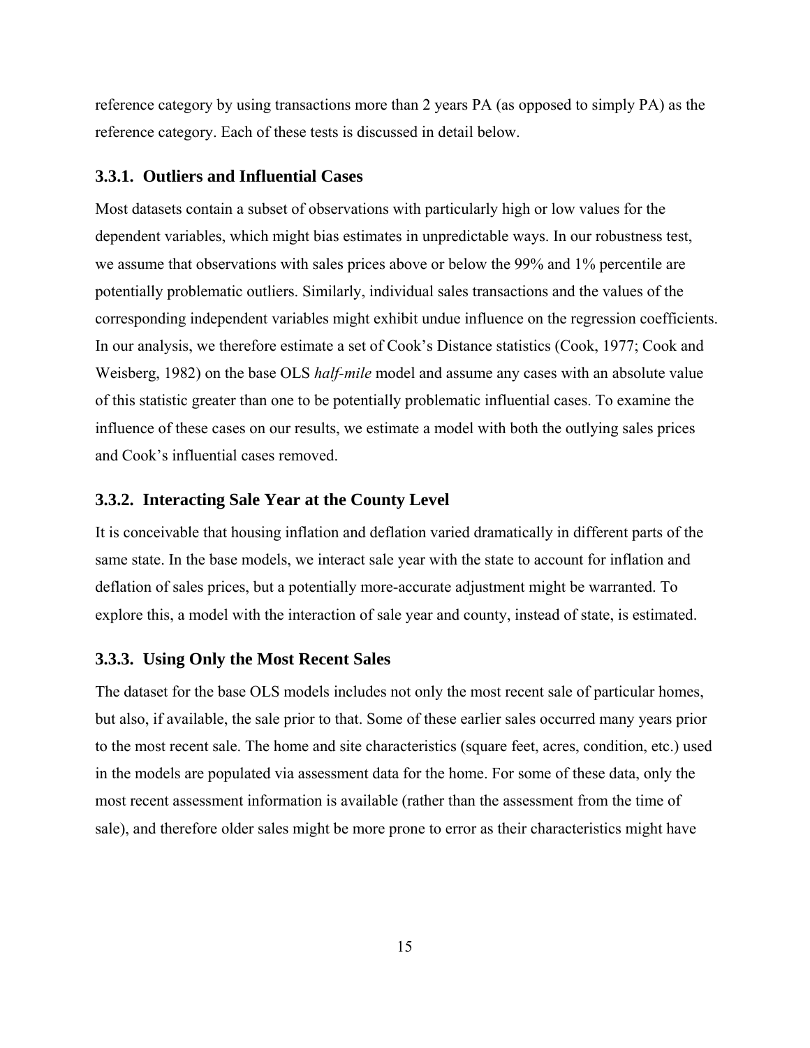reference category by using transactions more than 2 years PA (as opposed to simply PA) as the reference category. Each of these tests is discussed in detail below.

### 3.3.1. Outliers and Influential Cases

Most datasets contain a subset of observations with particularly high or low values for the dependent variables, which might bias estimates in unpredictable ways. In our robustness test, we assume that observations with sales prices above or below the 99% and 1% percentile are potentially problematic outliers. Similarly, individual sales transactions and the values of the corresponding independent variables might exhibit undue influence on the regression coefficients. In our analysis, we therefore estimate a set of Cook's Distance statistics (Cook, 1977; Cook and Weisberg, 1982) on the base OLS *half-mile* model and assume any cases with an absolute value of this statistic greater than one to be potentially problematic influential cases. To examine the influence of these cases on our results, we estimate a model with both the outlying sales prices and Cook's influential cases removed.

### 3.3.2. Interacting Sale Year at the County Level

It is conceivable that housing inflation and deflation varied dramatically in different parts of the same state. In the base models, we interact sale year with the state to account for inflation and deflation of sales prices, but a potentially more-accurate adjustment might be warranted. To explore this, a model with the interaction of sale year and county, instead of state, is estimated.

### 3.3.3. Using Only the Most Recent Sales

The dataset for the base OLS models includes not only the most recent sale of particular homes, but also, if available, the sale prior to that. Some of these earlier sales occurred many years prior to the most recent sale. The home and site characteristics (square feet, acres, condition, etc.) used in the models are populated via assessment data for the home. For some of these data, only the most recent assessment information is available (rather than the assessment from the time of sale), and therefore older sales might be more prone to error as their characteristics might have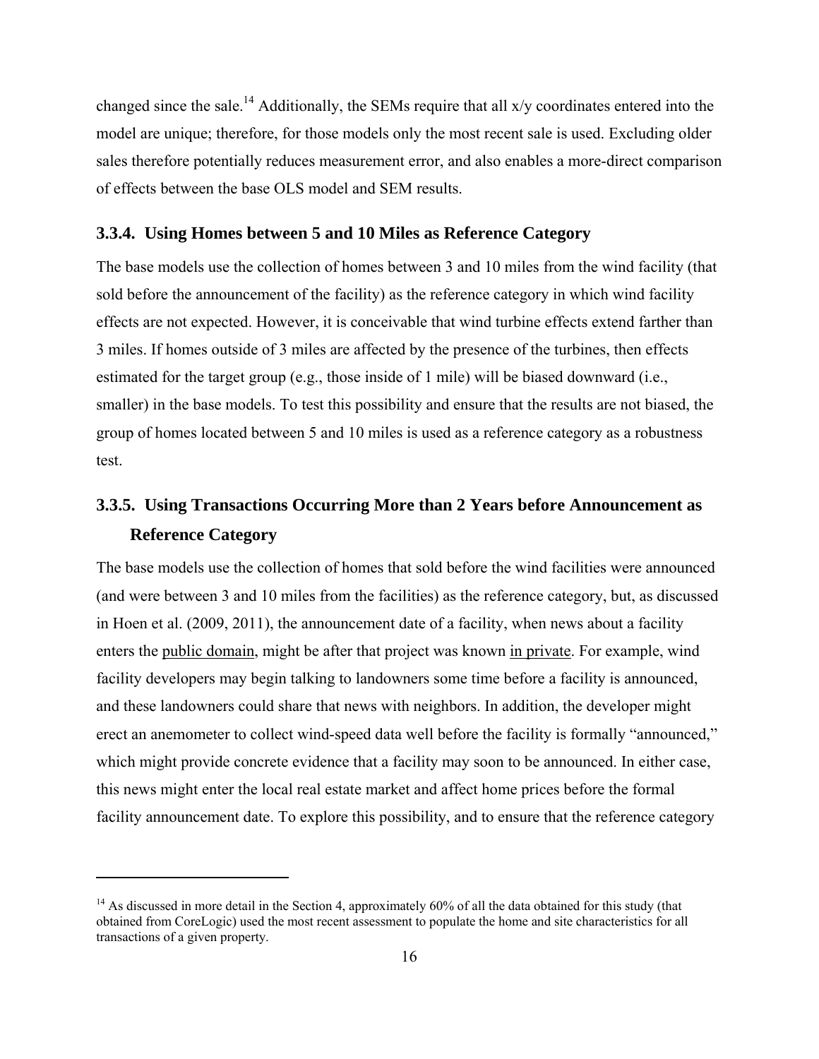changed since the sale.[14] Additionally, the SEMs require that all x/y coordinates entered into the model are unique; therefore, for those models only the most recent sale is used. Excluding older sales therefore potentially reduces measurement error, and also enables a more-direct comparison of effects between the base OLS model and SEM results.

### 3.3.4. Using Homes between 5 and 10 Miles as Reference Category

The base models use the collection of homes between 3 and 10 miles from the wind facility (that sold before the announcement of the facility) as the reference category in which wind facility effects are not expected. However, it is conceivable that wind turbine effects extend farther than 3 miles. If homes outside of 3 miles are affected by the presence of the turbines, then effects estimated for the target group (e.g., those inside of 1 mile) will be biased downward (i.e., smaller) in the base models. To test this possibility and ensure that the results are not biased, the group of homes located between 5 and 10 miles is used as a reference category as a robustness test.

### 3.3.5. Using Transactions Occurring More than 2 Years before Announcement as Reference Category

The base models use the collection of homes that sold before the wind facilities were announced (and were between 3 and 10 miles from the facilities) as the reference category, but, as discussed in Hoen et al. (2009, 2011), the announcement date of a facility, when news about a facility enters the public domain, might be after that project was known in private. For example, wind facility developers may begin talking to landowners some time before a facility is announced, and these landowners could share that news with neighbors. In addition, the developer might erect an anemometer to collect wind-speed data well before the facility is formally "announced," which might provide concrete evidence that a facility may soon to be announced. In either case, this news might enter the local real estate market and affect home prices before the formal facility announcement date. To explore this possibility, and to ensure that the reference category

[14] As discussed in more detail in the Section 4, approximately 60% of all the data obtained for this study (that obtained from CoreLogic) used the most recent assessment to populate the home and site characteristics for all transactions of a given property.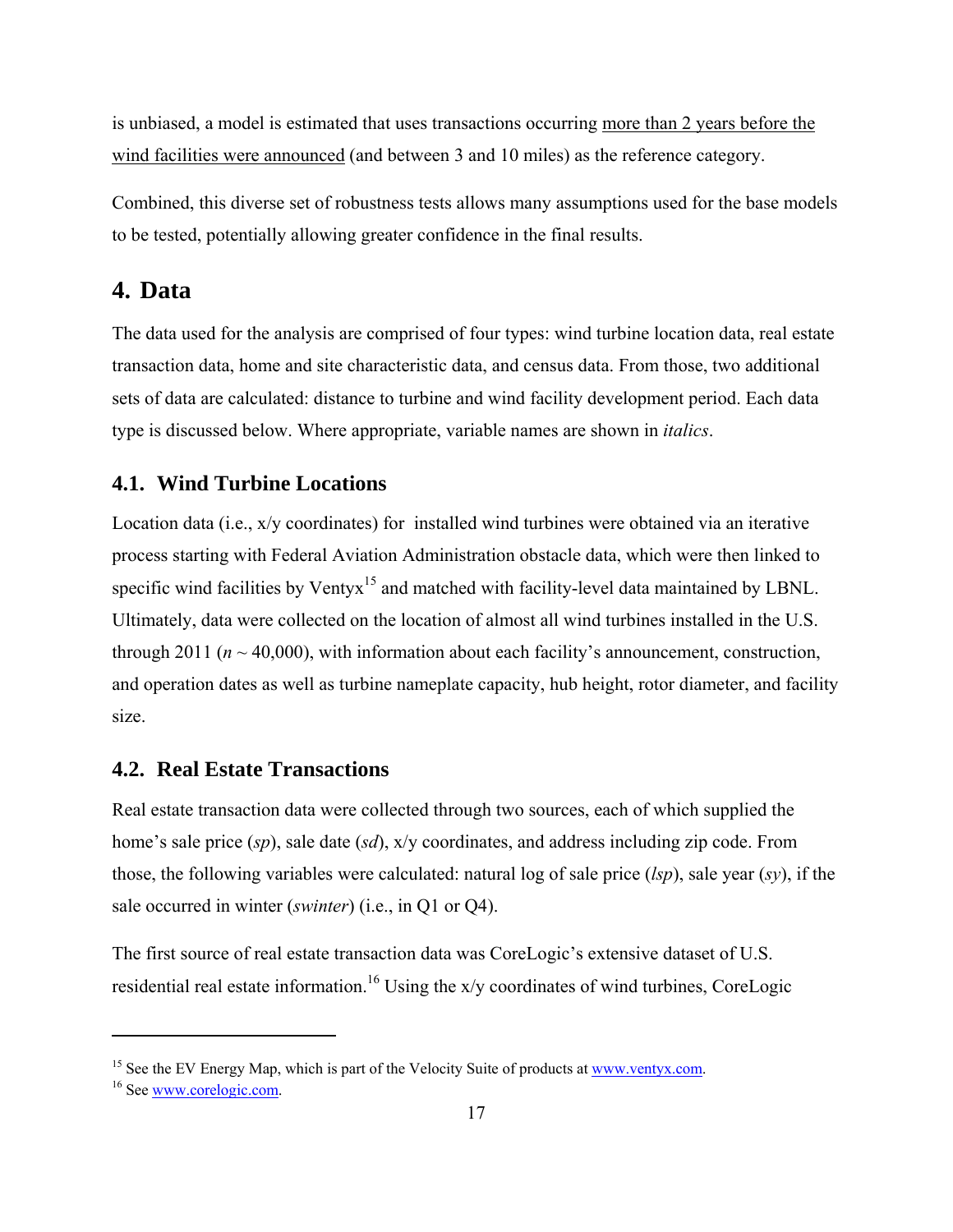is unbiased, a model is estimated that uses transactions occurring more than 2 years before the wind facilities were announced (and between 3 and 10 miles) as the reference category.

Combined, this diverse set of robustness tests allows many assumptions used for the base models to be tested, potentially allowing greater confidence in the final results.

# 4. Data

The data used for the analysis are comprised of four types: wind turbine location data, real estate transaction data, home and site characteristic data, and census data. From those, two additional sets of data are calculated: distance to turbine and wind facility development period. Each data type is discussed below. Where appropriate, variable names are shown in *italics*.

## 4.1. Wind Turbine Locations

Location data (i.e., x/y coordinates) for installed wind turbines were obtained via an iterative process starting with Federal Aviation Administration obstacle data, which were then linked to specific wind facilities by Ventyx[15] and matched with facility-level data maintained by LBNL. Ultimately, data were collected on the location of almost all wind turbines installed in the U.S. through 2011 ($n$ ~ 40,000), with information about each facility's announcement, construction, and operation dates as well as turbine nameplate capacity, hub height, rotor diameter, and facility size.

## 4.2. Real Estate Transactions

Real estate transaction data were collected through two sources, each of which supplied the home's sale price (*sp*), sale date (*sd*), x/y coordinates, and address including zip code. From those, the following variables were calculated: natural log of sale price (*lsp*), sale year (*sy*), if the sale occurred in winter (*swinter*) (i.e., in Q1 or Q4).

The first source of real estate transaction data was CoreLogic's extensive dataset of U.S. residential real estate information.[16] Using the x/y coordinates of wind turbines, CoreLogic

---

[15] See the EV Energy Map, which is part of the Velocity Suite of products at www.ventyx.com.

[16] See www.corelogic.com.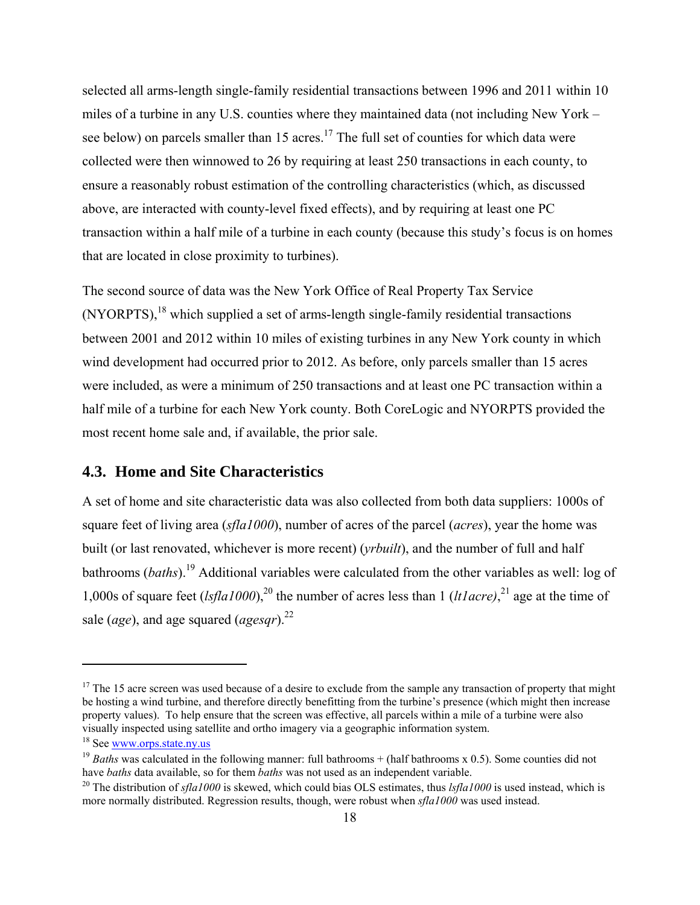selected all arms-length single-family residential transactions between 1996 and 2011 within 10 miles of a turbine in any U.S. counties where they maintained data (not including New York – see below) on parcels smaller than 15 acres.[17] The full set of counties for which data were collected were then winnowed to 26 by requiring at least 250 transactions in each county, to ensure a reasonably robust estimation of the controlling characteristics (which, as discussed above, are interacted with county-level fixed effects), and by requiring at least one PC transaction within a half mile of a turbine in each county (because this study's focus is on homes that are located in close proximity to turbines).

The second source of data was the New York Office of Real Property Tax Service (NYORPTS),[18] which supplied a set of arms-length single-family residential transactions between 2001 and 2012 within 10 miles of existing turbines in any New York county in which wind development had occurred prior to 2012. As before, only parcels smaller than 15 acres were included, as were a minimum of 250 transactions and at least one PC transaction within a half mile of a turbine for each New York county. Both CoreLogic and NYORPTS provided the most recent home sale and, if available, the prior sale.

## 4.3. Home and Site Characteristics

A set of home and site characteristic data was also collected from both data suppliers: 1000s of square feet of living area (*sfla1000*), number of acres of the parcel (*acres*), year the home was built (or last renovated, whichever is more recent) (*yrbuilt*), and the number of full and half bathrooms (*baths*).[19] Additional variables were calculated from the other variables as well: log of 1,000s of square feet (*lsfla1000*),[20] the number of acres less than 1 (*lt1acre)*,[21] age at the time of sale (*age*), and age squared (*agesqr*).[22]

---

[17] The 15 acre screen was used because of a desire to exclude from the sample any transaction of property that might be hosting a wind turbine, and therefore directly benefitting from the turbine's presence (which might then increase property values). To help ensure that the screen was effective, all parcels within a mile of a turbine were also visually inspected using satellite and ortho imagery via a geographic information system.

[18] See www.orps.state.ny.us

[19] *Baths* was calculated in the following manner: full bathrooms + (half bathrooms x 0.5). Some counties did not have *baths* data available, so for them *baths* was not used as an independent variable.

[20] The distribution of *sfla1000* is skewed, which could bias OLS estimates, thus *lsfla1000* is used instead, which is more normally distributed. Regression results, though, were robust when *sfla1000* was used instead.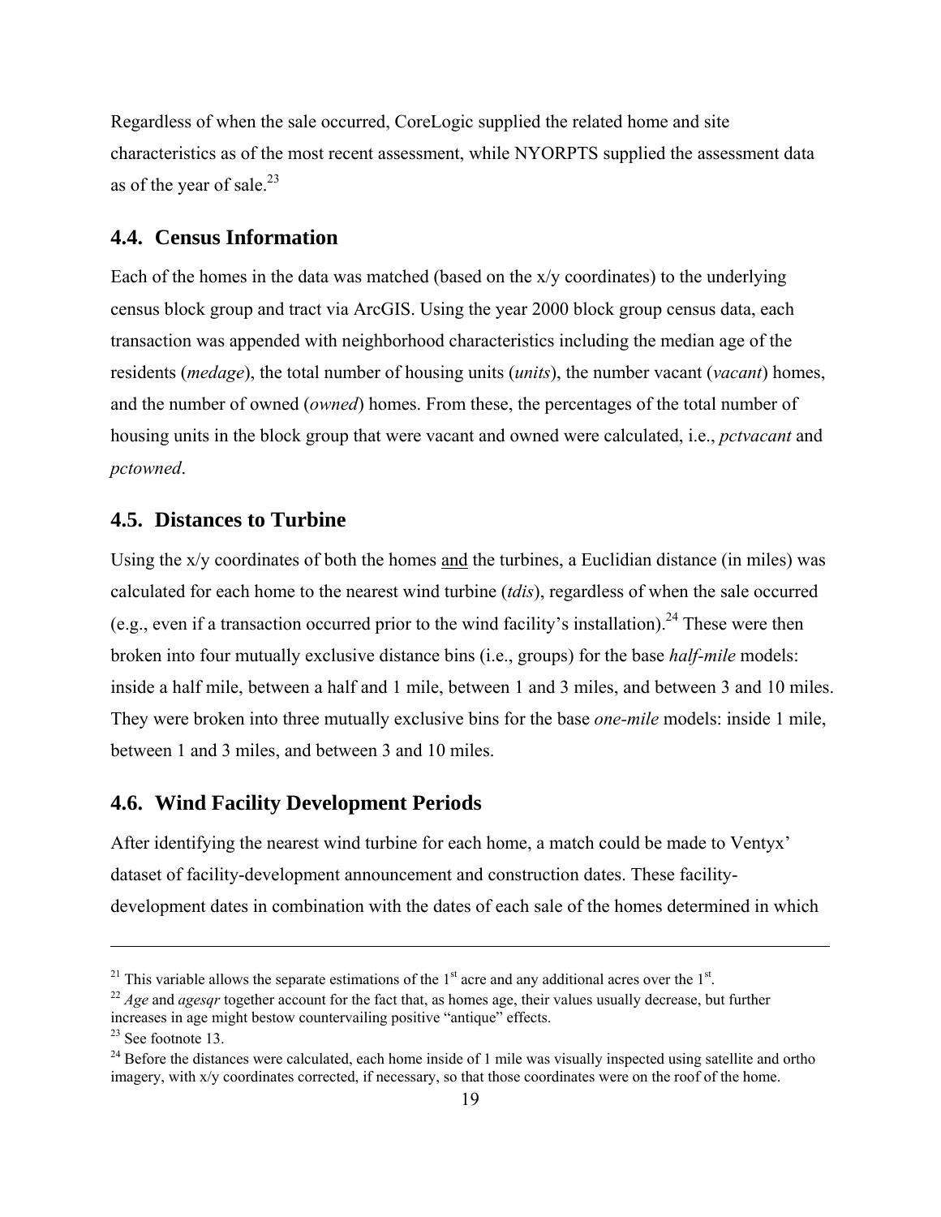Regardless of when the sale occurred, CoreLogic supplied the related home and site characteristics as of the most recent assessment, while NYORPTS supplied the assessment data as of the year of sale.[23]

## 4.4. Census Information

Each of the homes in the data was matched (based on the x/y coordinates) to the underlying census block group and tract via ArcGIS. Using the year 2000 block group census data, each transaction was appended with neighborhood characteristics including the median age of the residents (*medage*), the total number of housing units (*units*), the number vacant (*vacant*) homes, and the number of owned (*owned*) homes. From these, the percentages of the total number of housing units in the block group that were vacant and owned were calculated, i.e., *pctvacant* and *pctowned*.

## 4.5. Distances to Turbine

Using the x/y coordinates of both the homes <u>and</u> the turbines, a Euclidian distance (in miles) was calculated for each home to the nearest wind turbine (*tdis*), regardless of when the sale occurred (e.g., even if a transaction occurred prior to the wind facility's installation).[24] These were then broken into four mutually exclusive distance bins (i.e., groups) for the base *half-mile* models: inside a half mile, between a half and 1 mile, between 1 and 3 miles, and between 3 and 10 miles. They were broken into three mutually exclusive bins for the base *one-mile* models: inside 1 mile, between 1 and 3 miles, and between 3 and 10 miles.

## 4.6. Wind Facility Development Periods

After identifying the nearest wind turbine for each home, a match could be made to Ventyx' dataset of facility-development announcement and construction dates. These facility-development dates in combination with the dates of each sale of the homes determined in which

---

[21] This variable allows the separate estimations of the 1st acre and any additional acres over the 1st.

[22] *Age* and *agesqr* together account for the fact that, as homes age, their values usually decrease, but further increases in age might bestow countervailing positive "antique" effects.

[23] See footnote 13.

[24] Before the distances were calculated, each home inside of 1 mile was visually inspected using satellite and ortho imagery, with x/y coordinates corrected, if necessary, so that those coordinates were on the roof of the home.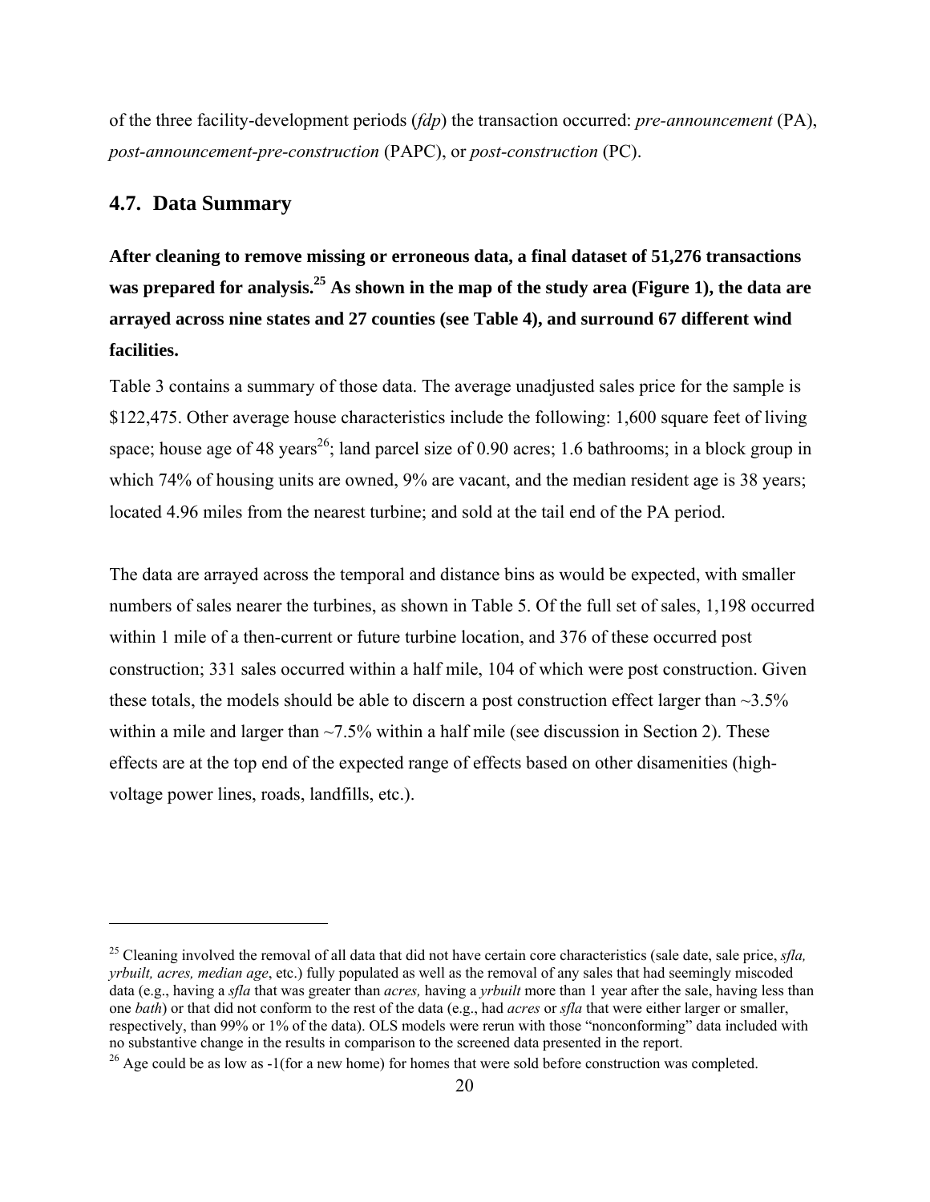of the three facility-development periods (*fdp*) the transaction occurred: *pre-announcement* (PA), *post-announcement-pre-construction* (PAPC), or *post-construction* (PC).

## 4.7. Data Summary

**After cleaning to remove missing or erroneous data, a final dataset of 51,276 transactions was prepared for analysis.[25] As shown in the map of the study area (Figure 1), the data are arrayed across nine states and 27 counties (see Table 4), and surround 67 different wind facilities.**

Table 3 contains a summary of those data. The average unadjusted sales price for the sample is $122,475. Other average house characteristics include the following: 1,600 square feet of living space; house age of 48 years[26]; land parcel size of 0.90 acres; 1.6 bathrooms; in a block group in which 74% of housing units are owned, 9% are vacant, and the median resident age is 38 years; located 4.96 miles from the nearest turbine; and sold at the tail end of the PA period.

The data are arrayed across the temporal and distance bins as would be expected, with smaller numbers of sales nearer the turbines, as shown in Table 5. Of the full set of sales, 1,198 occurred within 1 mile of a then-current or future turbine location, and 376 of these occurred post construction; 331 sales occurred within a half mile, 104 of which were post construction. Given these totals, the models should be able to discern a post construction effect larger than ~3.5% within a mile and larger than ~7.5% within a half mile (see discussion in Section 2). These effects are at the top end of the expected range of effects based on other disamenities (high-voltage power lines, roads, landfills, etc.).

---

[25] Cleaning involved the removal of all data that did not have certain core characteristics (sale date, sale price, *sfla, yrbuilt, acres, median age*, etc.) fully populated as well as the removal of any sales that had seemingly miscoded data (e.g., having a *sfla* that was greater than *acres,* having a *yrbuilt* more than 1 year after the sale, having less than one *bath*) or that did not conform to the rest of the data (e.g., had *acres* or *sfla* that were either larger or smaller, respectively, than 99% or 1% of the data). OLS models were rerun with those "nonconforming" data included with no substantive change in the results in comparison to the screened data presented in the report.

[26] Age could be as low as -1(for a new home) for homes that were sold before construction was completed.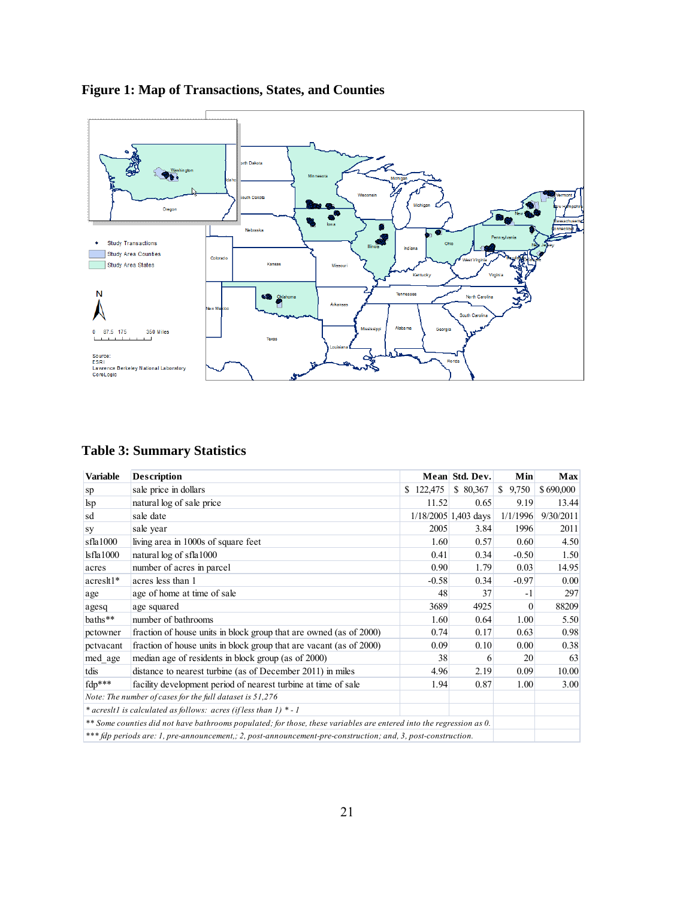**Figure 1: Map of Transactions, States, and Counties**

**Table 3: Summary Statistics**

| Variable | Description | Mean | Std. Dev. | Min | Max |
|---|---|---|---|---|---|
| sp | sale price in dollars | $ 122,475 | $ 80,367 | $ 9,750 | $ 690,000 |
| lsp | natural log of sale price | 11.52 | 0.65 | 9.19 | 13.44 |
| sd | sale date | 1/18/2005 | 1,403 days | 1/1/1996 | 9/30/2011 |
| sy | sale year | 2005 | 3.84 | 1996 | 2011 |
| sfla1000 | living area in 1000s of square feet | 1.60 | 0.57 | 0.60 | 4.50 |
| lsfla1000 | natural log of sfla1000 | 0.41 | 0.34 | -0.50 | 1.50 |
| acres | number of acres in parcel | 0.90 | 1.79 | 0.03 | 14.95 |
| acreslt1* | acres less than 1 | -0.58 | 0.34 | -0.97 | 0.00 |
| age | age of home at time of sale | 48 | 37 | -1 | 297 |
| agesq | age squared | 3689 | 4925 | 0 | 88209 |
| baths** | number of bathrooms | 1.60 | 0.64 | 1.00 | 5.50 |
| pctowner | fraction of house units in block group that are owned (as of 2000) | 0.74 | 0.17 | 0.63 | 0.98 |
| pctvacant | fraction of house units in block group that are vacant (as of 2000) | 0.09 | 0.10 | 0.00 | 0.38 |
| med_age | median age of residents in block group (as of 2000) | 38 | 6 | 20 | 63 |
| tdis | distance to nearest turbine (as of December 2011) in miles | 4.96 | 2.19 | 0.09 | 10.00 |
| fdp*** | facility development period of nearest turbine at time of sale | 1.94 | 0.87 | 1.00 | 3.00 |

*Note: The number of cases for the full dataset is 51,276*

*\* acreslt1 is calculated as follows: acres (if less than 1) \* - 1*

*\*\* Some counties did not have bathrooms populated; for those, these variables are entered into the regression as 0.*

*\*\*\* fdp periods are: 1, pre-announcement,; 2, post-announcement-pre-construction; and, 3, post-construction.*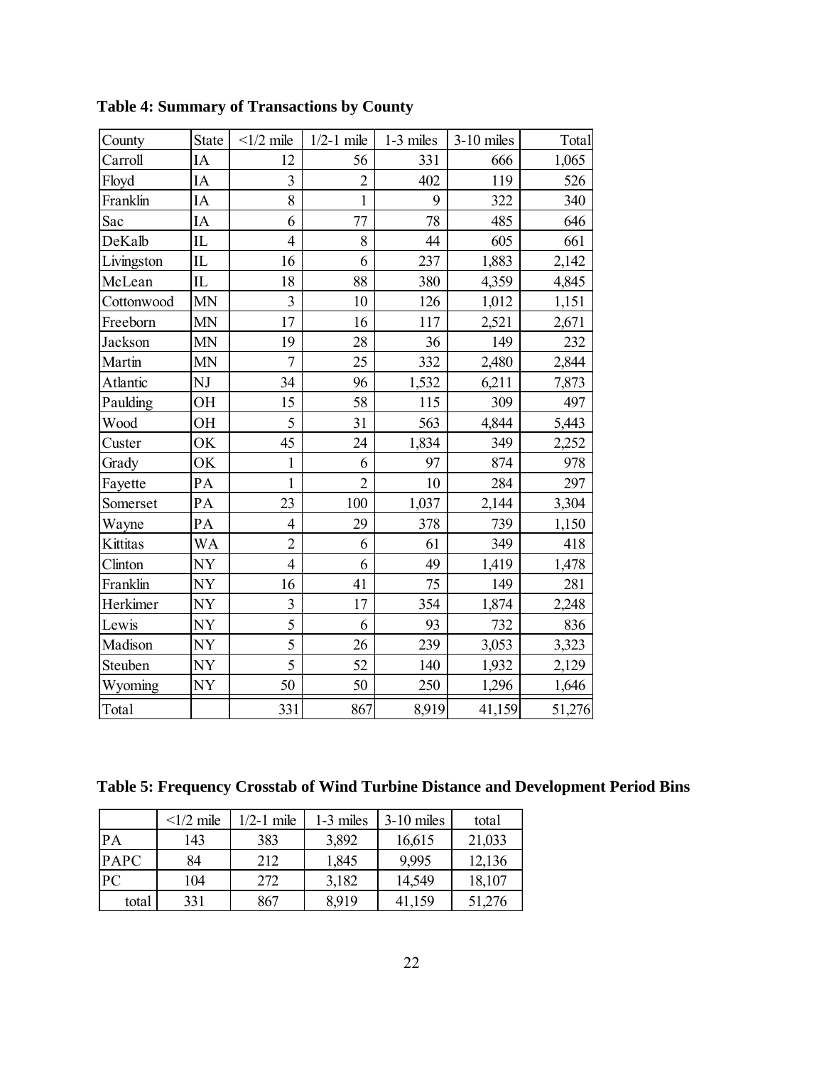**Table 4: Summary of Transactions by County**

| County | State | <1/2 mile | 1/2-1 mile | 1-3 miles | 3-10 miles | Total |
|---|---|---|---|---|---|---|
| Carroll | IA | 12 | 56 | 331 | 666 | 1,065 |
| Floyd | IA | 3 | 2 | 402 | 119 | 526 |
| Franklin | IA | 8 | 1 | 9 | 322 | 340 |
| Sac | IA | 6 | 77 | 78 | 485 | 646 |
| DeKalb | IL | 4 | 8 | 44 | 605 | 661 |
| Livingston | IL | 16 | 6 | 237 | 1,883 | 2,142 |
| McLean | IL | 18 | 88 | 380 | 4,359 | 4,845 |
| Cottonwood | MN | 3 | 10 | 126 | 1,012 | 1,151 |
| Freeborn | MN | 17 | 16 | 117 | 2,521 | 2,671 |
| Jackson | MN | 19 | 28 | 36 | 149 | 232 |
| Martin | MN | 7 | 25 | 332 | 2,480 | 2,844 |
| Atlantic | NJ | 34 | 96 | 1,532 | 6,211 | 7,873 |
| Paulding | OH | 15 | 58 | 115 | 309 | 497 |
| Wood | OH | 5 | 31 | 563 | 4,844 | 5,443 |
| Custer | OK | 45 | 24 | 1,834 | 349 | 2,252 |
| Grady | OK | 1 | 6 | 97 | 874 | 978 |
| Fayette | PA | 1 | 2 | 10 | 284 | 297 |
| Somerset | PA | 23 | 100 | 1,037 | 2,144 | 3,304 |
| Wayne | PA | 4 | 29 | 378 | 739 | 1,150 |
| Kittitas | WA | 2 | 6 | 61 | 349 | 418 |
| Clinton | NY | 4 | 6 | 49 | 1,419 | 1,478 |
| Franklin | NY | 16 | 41 | 75 | 149 | 281 |
| Herkimer | NY | 3 | 17 | 354 | 1,874 | 2,248 |
| Lewis | NY | 5 | 6 | 93 | 732 | 836 |
| Madison | NY | 5 | 26 | 239 | 3,053 | 3,323 |
| Steuben | NY | 5 | 52 | 140 | 1,932 | 2,129 |
| Wyoming | NY | 50 | 50 | 250 | 1,296 | 1,646 |
| Total | | 331 | 867 | 8,919 | 41,159 | 51,276 |

**Table 5: Frequency Crosstab of Wind Turbine Distance and Development Period Bins**

| | <1/2 mile | 1/2-1 mile | 1-3 miles | 3-10 miles | total |
|---|---|---|---|---|---|
| PA | 143 | 383 | 3,892 | 16,615 | 21,033 |
| PAPC | 84 | 212 | 1,845 | 9,995 | 12,136 |
| PC | 104 | 272 | 3,182 | 14,549 | 18,107 |
| total | 331 | 867 | 8,919 | 41,159 | 51,276 |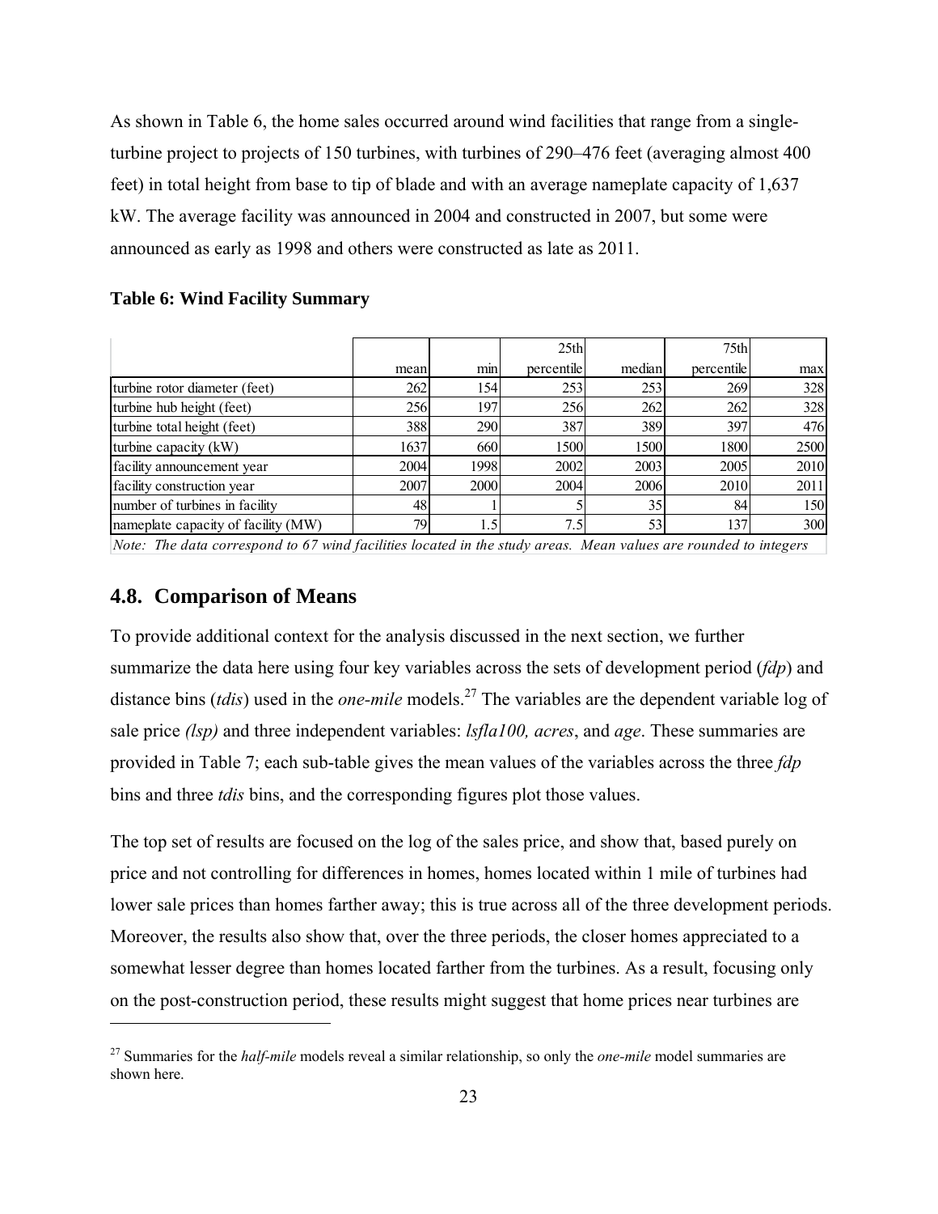As shown in Table 6, the home sales occurred around wind facilities that range from a single-turbine project to projects of 150 turbines, with turbines of 290–476 feet (averaging almost 400 feet) in total height from base to tip of blade and with an average nameplate capacity of 1,637 kW. The average facility was announced in 2004 and constructed in 2007, but some were announced as early as 1998 and others were constructed as late as 2011.

**Table 6: Wind Facility Summary**

| | mean | min | 25th percentile | median | 75th percentile | max |
|---|---|---|---|---|---|---|
| turbine rotor diameter (feet) | 262 | 154 | 253 | 253 | 269 | 328 |
| turbine hub height (feet) | 256 | 197 | 256 | 262 | 262 | 328 |
| turbine total height (feet) | 388 | 290 | 387 | 389 | 397 | 476 |
| turbine capacity (kW) | 1637 | 660 | 1500 | 1500 | 1800 | 2500 |
| facility announcement year | 2004 | 1998 | 2002 | 2003 | 2005 | 2010 |
| facility construction year | 2007 | 2000 | 2004 | 2006 | 2010 | 2011 |
| number of turbines in facility | 48 | 1 | 5 | 35 | 84 | 150 |
| nameplate capacity of facility (MW) | 79 | 1.5 | 7.5 | 53 | 137 | 300 |

*Note: The data correspond to 67 wind facilities located in the study areas. Mean values are rounded to integers*

## 4.8. Comparison of Means

To provide additional context for the analysis discussed in the next section, we further summarize the data here using four key variables across the sets of development period (*fdp*) and distance bins (*tdis*) used in the *one-mile* models.[27] The variables are the dependent variable log of sale price *(lsp)* and three independent variables: *lsfla100, acres*, and *age*. These summaries are provided in Table 7; each sub-table gives the mean values of the variables across the three *fdp* bins and three *tdis* bins, and the corresponding figures plot those values.

The top set of results are focused on the log of the sales price, and show that, based purely on price and not controlling for differences in homes, homes located within 1 mile of turbines had lower sale prices than homes farther away; this is true across all of the three development periods. Moreover, the results also show that, over the three periods, the closer homes appreciated to a somewhat lesser degree than homes located farther from the turbines. As a result, focusing only on the post-construction period, these results might suggest that home prices near turbines are

[27] Summaries for the *half-mile* models reveal a similar relationship, so only the *one-mile* model summaries are shown here.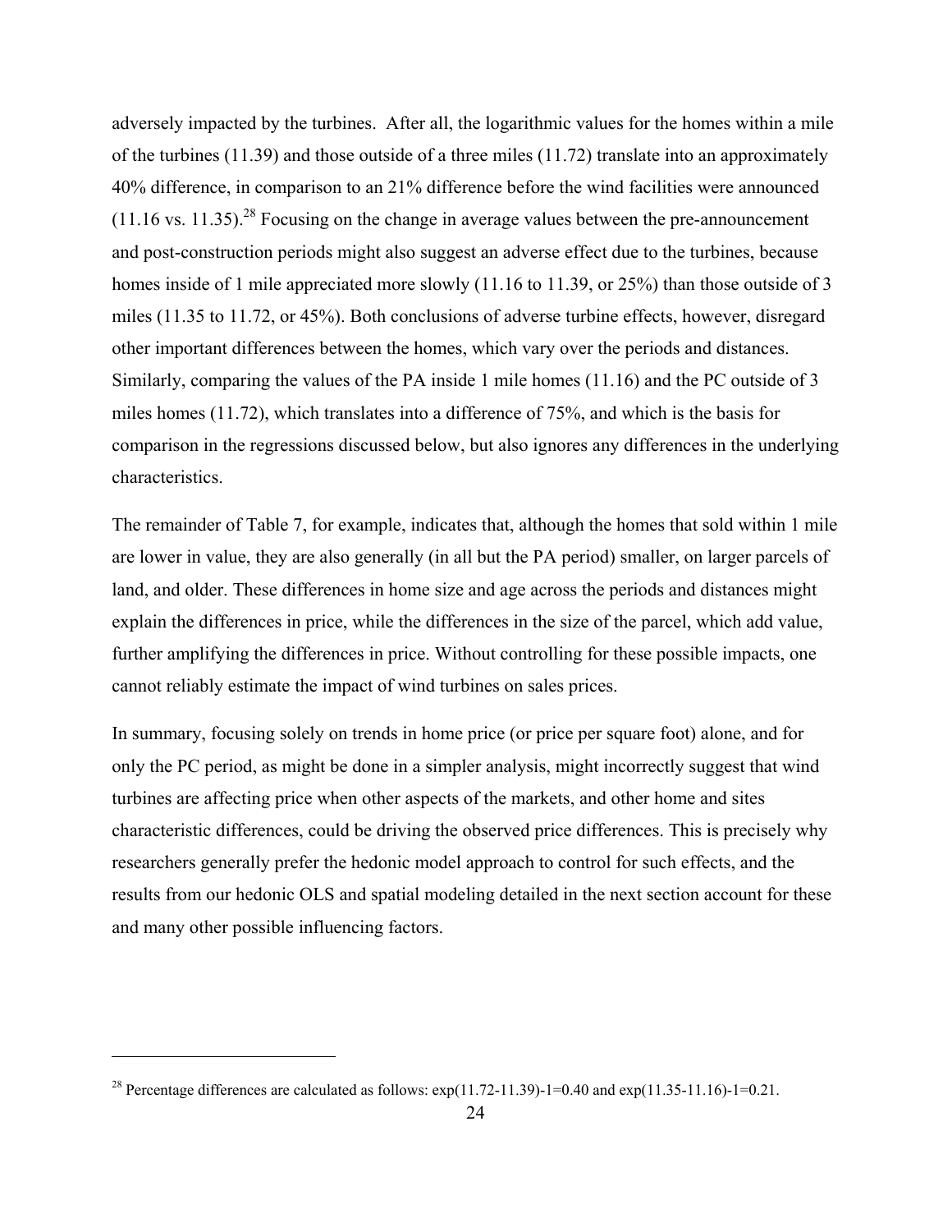adversely impacted by the turbines. After all, the logarithmic values for the homes within a mile of the turbines (11.39) and those outside of a three miles (11.72) translate into an approximately 40% difference, in comparison to an 21% difference before the wind facilities were announced (11.16 vs. 11.35).[28] Focusing on the change in average values between the pre-announcement and post-construction periods might also suggest an adverse effect due to the turbines, because homes inside of 1 mile appreciated more slowly (11.16 to 11.39, or 25%) than those outside of 3 miles (11.35 to 11.72, or 45%). Both conclusions of adverse turbine effects, however, disregard other important differences between the homes, which vary over the periods and distances. Similarly, comparing the values of the PA inside 1 mile homes (11.16) and the PC outside of 3 miles homes (11.72), which translates into a difference of 75%, and which is the basis for comparison in the regressions discussed below, but also ignores any differences in the underlying characteristics.

The remainder of Table 7, for example, indicates that, although the homes that sold within 1 mile are lower in value, they are also generally (in all but the PA period) smaller, on larger parcels of land, and older. These differences in home size and age across the periods and distances might explain the differences in price, while the differences in the size of the parcel, which add value, further amplifying the differences in price. Without controlling for these possible impacts, one cannot reliably estimate the impact of wind turbines on sales prices.

In summary, focusing solely on trends in home price (or price per square foot) alone, and for only the PC period, as might be done in a simpler analysis, might incorrectly suggest that wind turbines are affecting price when other aspects of the markets, and other home and sites characteristic differences, could be driving the observed price differences. This is precisely why researchers generally prefer the hedonic model approach to control for such effects, and the results from our hedonic OLS and spatial modeling detailed in the next section account for these and many other possible influencing factors.

---

[28] Percentage differences are calculated as follows: $\exp(11.72-11.39)-1=0.40$ and $\exp(11.35-11.16)-1=0.21$.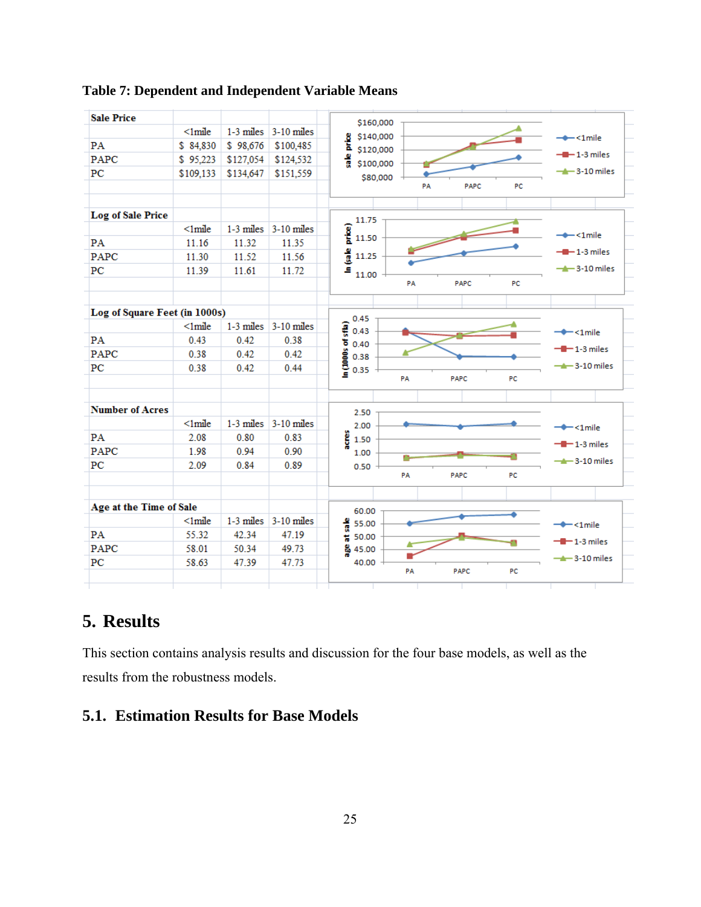**Table 7: Dependent and Independent Variable Means**

| Sale Price | <1mile | 1-3 miles | 3-10 miles |
|---|---|---|---|
| PA | $ 84,830 | $ 98,676 | $100,485 |
| PAPC | $ 95,223 | $127,054 | $124,532 |
| PC | $109,133 | $134,647 | $151,559 |

| Log of Sale Price | <1mile | 1-3 miles | 3-10 miles |
|---|---|---|---|
| PA | 11.16 | 11.32 | 11.35 |
| PAPC | 11.30 | 11.52 | 11.56 |
| PC | 11.39 | 11.61 | 11.72 |

| Log of Square Feet (in 1000s) | <1mile | 1-3 miles | 3-10 miles |
|---|---|---|---|
| PA | 0.43 | 0.42 | 0.38 |
| PAPC | 0.38 | 0.42 | 0.42 |
| PC | 0.38 | 0.42 | 0.44 |

| Number of Acres | <1mile | 1-3 miles | 3-10 miles |
|---|---|---|---|
| PA | 2.08 | 0.80 | 0.83 |
| PAPC | 1.98 | 0.94 | 0.90 |
| PC | 2.09 | 0.84 | 0.89 |

| Age at the Time of Sale | <1mile | 1-3 miles | 3-10 miles |
|---|---|---|---|
| PA | 55.32 | 42.34 | 47.19 |
| PAPC | 58.01 | 50.34 | 49.73 |
| PC | 58.63 | 47.39 | 47.73 |

# 5. Results

This section contains analysis results and discussion for the four base models, as well as the results from the robustness models.

## 5.1. Estimation Results for Base Models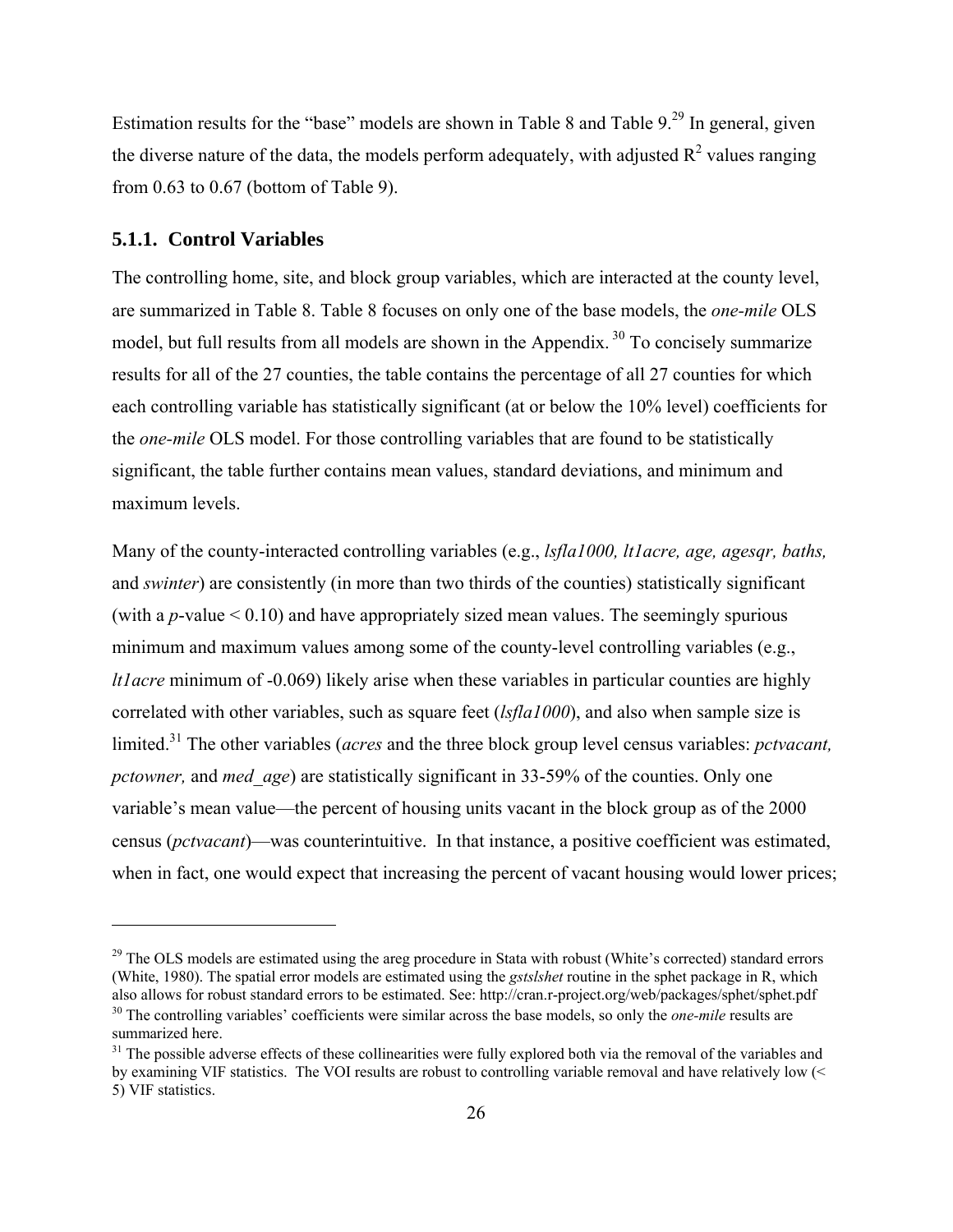Estimation results for the "base" models are shown in Table 8 and Table 9.[29] In general, given the diverse nature of the data, the models perform adequately, with adjusted $R^2$ values ranging from 0.63 to 0.67 (bottom of Table 9).

### 5.1.1. Control Variables

The controlling home, site, and block group variables, which are interacted at the county level, are summarized in Table 8. Table 8 focuses on only one of the base models, the *one-mile* OLS model, but full results from all models are shown in the Appendix.[30] To concisely summarize results for all of the 27 counties, the table contains the percentage of all 27 counties for which each controlling variable has statistically significant (at or below the 10% level) coefficients for the *one-mile* OLS model. For those controlling variables that are found to be statistically significant, the table further contains mean values, standard deviations, and minimum and maximum levels.

Many of the county-interacted controlling variables (e.g., *lsfla1000, lt1acre, age, agesqr, baths,* and *swinter*) are consistently (in more than two thirds of the counties) statistically significant (with a $p$-value $< 0.10$) and have appropriately sized mean values. The seemingly spurious minimum and maximum values among some of the county-level controlling variables (e.g., *lt1acre* minimum of -0.069) likely arise when these variables in particular counties are highly correlated with other variables, such as square feet (*lsfla1000*), and also when sample size is limited.[31] The other variables (*acres* and the three block group level census variables: *pctvacant, pctowner,* and *med_age*) are statistically significant in 33-59% of the counties. Only one variable's mean value—the percent of housing units vacant in the block group as of the 2000 census (*pctvacant*)—was counterintuitive. In that instance, a positive coefficient was estimated, when in fact, one would expect that increasing the percent of vacant housing would lower prices;

---

[29] The OLS models are estimated using the areg procedure in Stata with robust (White's corrected) standard errors (White, 1980). The spatial error models are estimated using the *gstslshet* routine in the sphet package in R, which also allows for robust standard errors to be estimated. See: http://cran.r-project.org/web/packages/sphet/sphet.pdf

[30] The controlling variables' coefficients were similar across the base models, so only the *one-mile* results are summarized here.

[31] The possible adverse effects of these collinearities were fully explored both via the removal of the variables and by examining VIF statistics. The VOI results are robust to controlling variable removal and have relatively low (< 5) VIF statistics.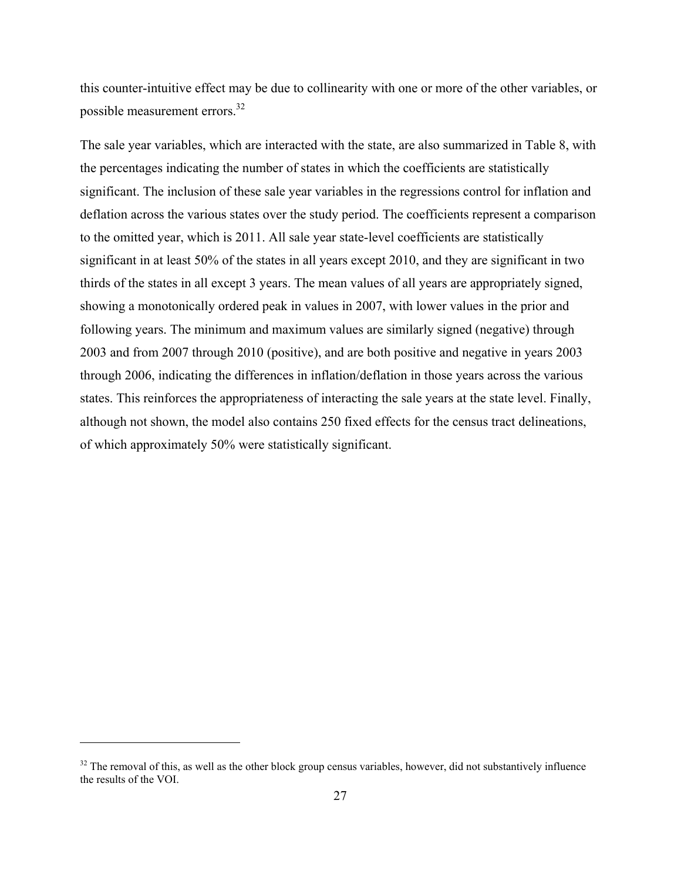this counter-intuitive effect may be due to collinearity with one or more of the other variables, or possible measurement errors.[32]

The sale year variables, which are interacted with the state, are also summarized in Table 8, with the percentages indicating the number of states in which the coefficients are statistically significant. The inclusion of these sale year variables in the regressions control for inflation and deflation across the various states over the study period. The coefficients represent a comparison to the omitted year, which is 2011. All sale year state-level coefficients are statistically significant in at least 50% of the states in all years except 2010, and they are significant in two thirds of the states in all except 3 years. The mean values of all years are appropriately signed, showing a monotonically ordered peak in values in 2007, with lower values in the prior and following years. The minimum and maximum values are similarly signed (negative) through 2003 and from 2007 through 2010 (positive), and are both positive and negative in years 2003 through 2006, indicating the differences in inflation/deflation in those years across the various states. This reinforces the appropriateness of interacting the sale years at the state level. Finally, although not shown, the model also contains 250 fixed effects for the census tract delineations, of which approximately 50% were statistically significant.

[32] The removal of this, as well as the other block group census variables, however, did not substantively influence the results of the VOI.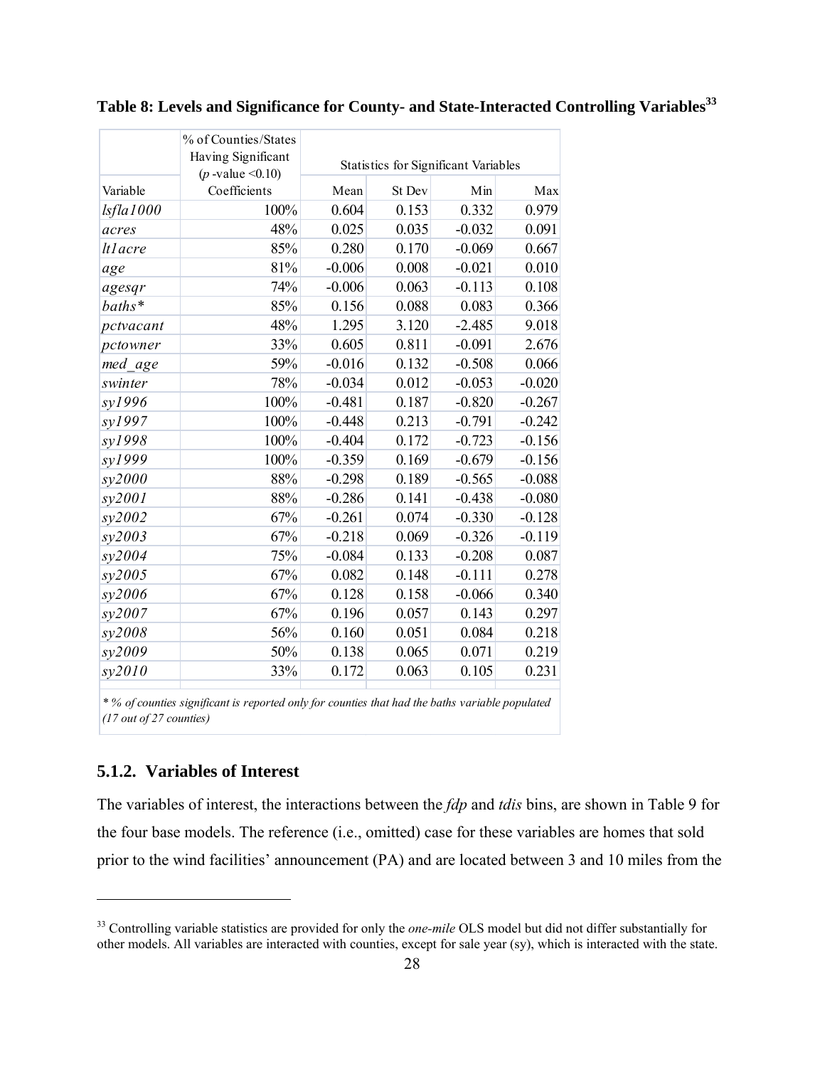**Table 8: Levels and Significance for County- and State-Interacted Controlling Variables**[33]

| Variable | % of Counties/States Having Significant ($p$-value <0.10) Coefficients | Statistics for Significant Variables | | | |
|---|---|---|---|---|---|
| | | Mean | St Dev | Min | Max |
| *lsfla1000* | 100% | 0.604 | 0.153 | 0.332 | 0.979 |
| *acres* | 48% | 0.025 | 0.035 | -0.032 | 0.091 |
| *lt1acre* | 85% | 0.280 | 0.170 | -0.069 | 0.667 |
| *age* | 81% | -0.006 | 0.008 | -0.021 | 0.010 |
| *agesqr* | 74% | -0.006 | 0.063 | -0.113 | 0.108 |
| *baths** | 85% | 0.156 | 0.088 | 0.083 | 0.366 |
| *pctvacant* | 48% | 1.295 | 3.120 | -2.485 | 9.018 |
| *pctowner* | 33% | 0.605 | 0.811 | -0.091 | 2.676 |
| *med_age* | 59% | -0.016 | 0.132 | -0.508 | 0.066 |
| *swinter* | 78% | -0.034 | 0.012 | -0.053 | -0.020 |
| *sy1996* | 100% | -0.481 | 0.187 | -0.820 | -0.267 |
| *sy1997* | 100% | -0.448 | 0.213 | -0.791 | -0.242 |
| *sy1998* | 100% | -0.404 | 0.172 | -0.723 | -0.156 |
| *sy1999* | 100% | -0.359 | 0.169 | -0.679 | -0.156 |
| *sy2000* | 88% | -0.298 | 0.189 | -0.565 | -0.088 |
| *sy2001* | 88% | -0.286 | 0.141 | -0.438 | -0.080 |
| *sy2002* | 67% | -0.261 | 0.074 | -0.330 | -0.128 |
| *sy2003* | 67% | -0.218 | 0.069 | -0.326 | -0.119 |
| *sy2004* | 75% | -0.084 | 0.133 | -0.208 | 0.087 |
| *sy2005* | 67% | 0.082 | 0.148 | -0.111 | 0.278 |
| *sy2006* | 67% | 0.128 | 0.158 | -0.066 | 0.340 |
| *sy2007* | 67% | 0.196 | 0.057 | 0.143 | 0.297 |
| *sy2008* | 56% | 0.160 | 0.051 | 0.084 | 0.218 |
| *sy2009* | 50% | 0.138 | 0.065 | 0.071 | 0.219 |
| *sy2010* | 33% | 0.172 | 0.063 | 0.105 | 0.231 |

*\* % of counties significant is reported only for counties that had the baths variable populated (17 out of 27 counties)*

### 5.1.2. Variables of Interest

The variables of interest, the interactions between the *fdp* and *tdis* bins, are shown in Table 9 for the four base models. The reference (i.e., omitted) case for these variables are homes that sold prior to the wind facilities' announcement (PA) and are located between 3 and 10 miles from the

[33] Controlling variable statistics are provided for only the *one-mile* OLS model but did not differ substantially for other models. All variables are interacted with counties, except for sale year (sy), which is interacted with the state.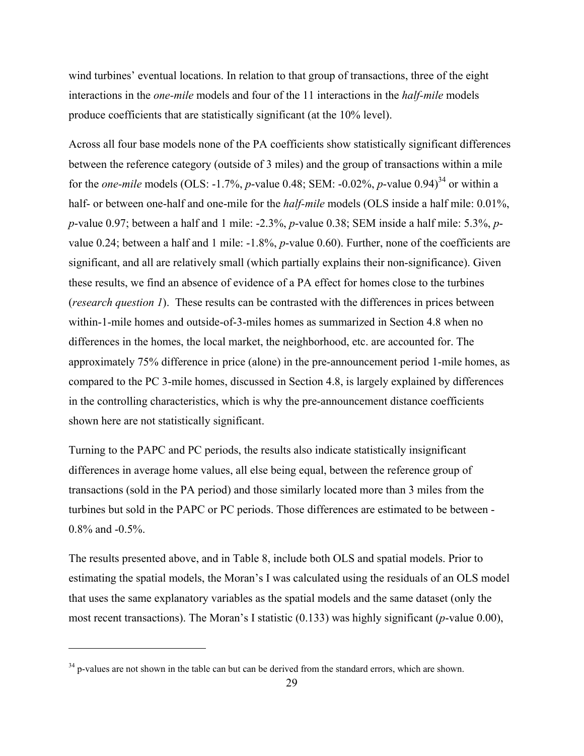wind turbines' eventual locations. In relation to that group of transactions, three of the eight interactions in the *one-mile* models and four of the 11 interactions in the *half-mile* models produce coefficients that are statistically significant (at the 10% level).

Across all four base models none of the PA coefficients show statistically significant differences between the reference category (outside of 3 miles) and the group of transactions within a mile for the *one-mile* models (OLS: -1.7%, *p*-value 0.48; SEM: -0.02%, *p*-value 0.94)[34] or within a half- or between one-half and one-mile for the *half-mile* models (OLS inside a half mile: 0.01%, *p*-value 0.97; between a half and 1 mile: -2.3%, *p*-value 0.38; SEM inside a half mile: 5.3%, *p*-value 0.24; between a half and 1 mile: -1.8%, *p*-value 0.60). Further, none of the coefficients are significant, and all are relatively small (which partially explains their non-significance). Given these results, we find an absence of evidence of a PA effect for homes close to the turbines (*research question 1*). These results can be contrasted with the differences in prices between within-1-mile homes and outside-of-3-miles homes as summarized in Section 4.8 when no differences in the homes, the local market, the neighborhood, etc. are accounted for. The approximately 75% difference in price (alone) in the pre-announcement period 1-mile homes, as compared to the PC 3-mile homes, discussed in Section 4.8, is largely explained by differences in the controlling characteristics, which is why the pre-announcement distance coefficients shown here are not statistically significant.

Turning to the PAPC and PC periods, the results also indicate statistically insignificant differences in average home values, all else being equal, between the reference group of transactions (sold in the PA period) and those similarly located more than 3 miles from the turbines but sold in the PAPC or PC periods. Those differences are estimated to be between -0.8% and -0.5%.

The results presented above, and in Table 8, include both OLS and spatial models. Prior to estimating the spatial models, the Moran's I was calculated using the residuals of an OLS model that uses the same explanatory variables as the spatial models and the same dataset (only the most recent transactions). The Moran's I statistic (0.133) was highly significant (*p*-value 0.00),

---

[34] p-values are not shown in the table can but can be derived from the standard errors, which are shown.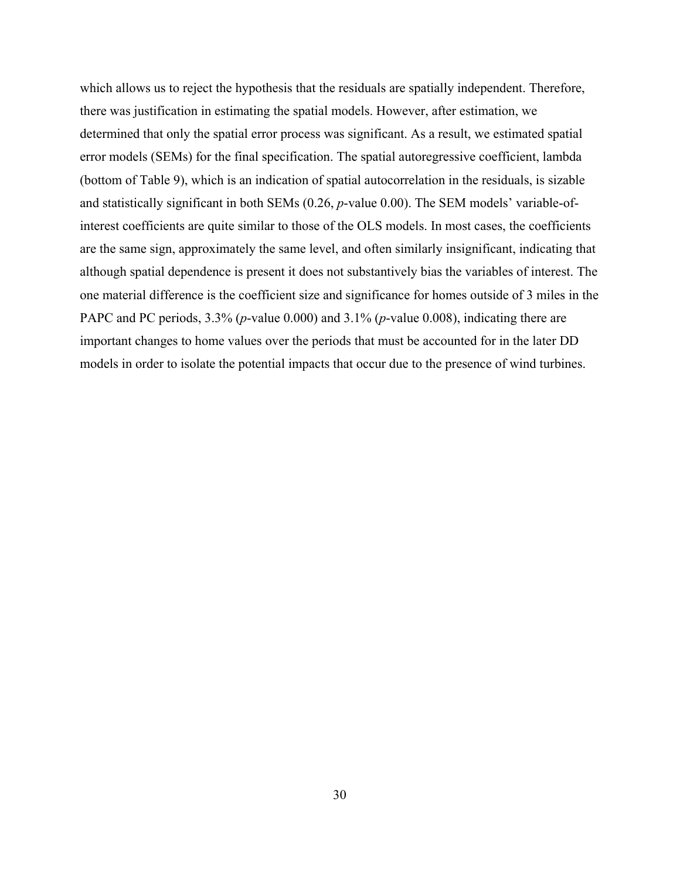which allows us to reject the hypothesis that the residuals are spatially independent. Therefore, there was justification in estimating the spatial models. However, after estimation, we determined that only the spatial error process was significant. As a result, we estimated spatial error models (SEMs) for the final specification. The spatial autoregressive coefficient, lambda (bottom of Table 9), which is an indication of spatial autocorrelation in the residuals, is sizable and statistically significant in both SEMs (0.26, *p*-value 0.00). The SEM models' variable-of-interest coefficients are quite similar to those of the OLS models. In most cases, the coefficients are the same sign, approximately the same level, and often similarly insignificant, indicating that although spatial dependence is present it does not substantively bias the variables of interest. The one material difference is the coefficient size and significance for homes outside of 3 miles in the PAPC and PC periods, 3.3% (*p*-value 0.000) and 3.1% (*p*-value 0.008), indicating there are important changes to home values over the periods that must be accounted for in the later DD models in order to isolate the potential impacts that occur due to the presence of wind turbines.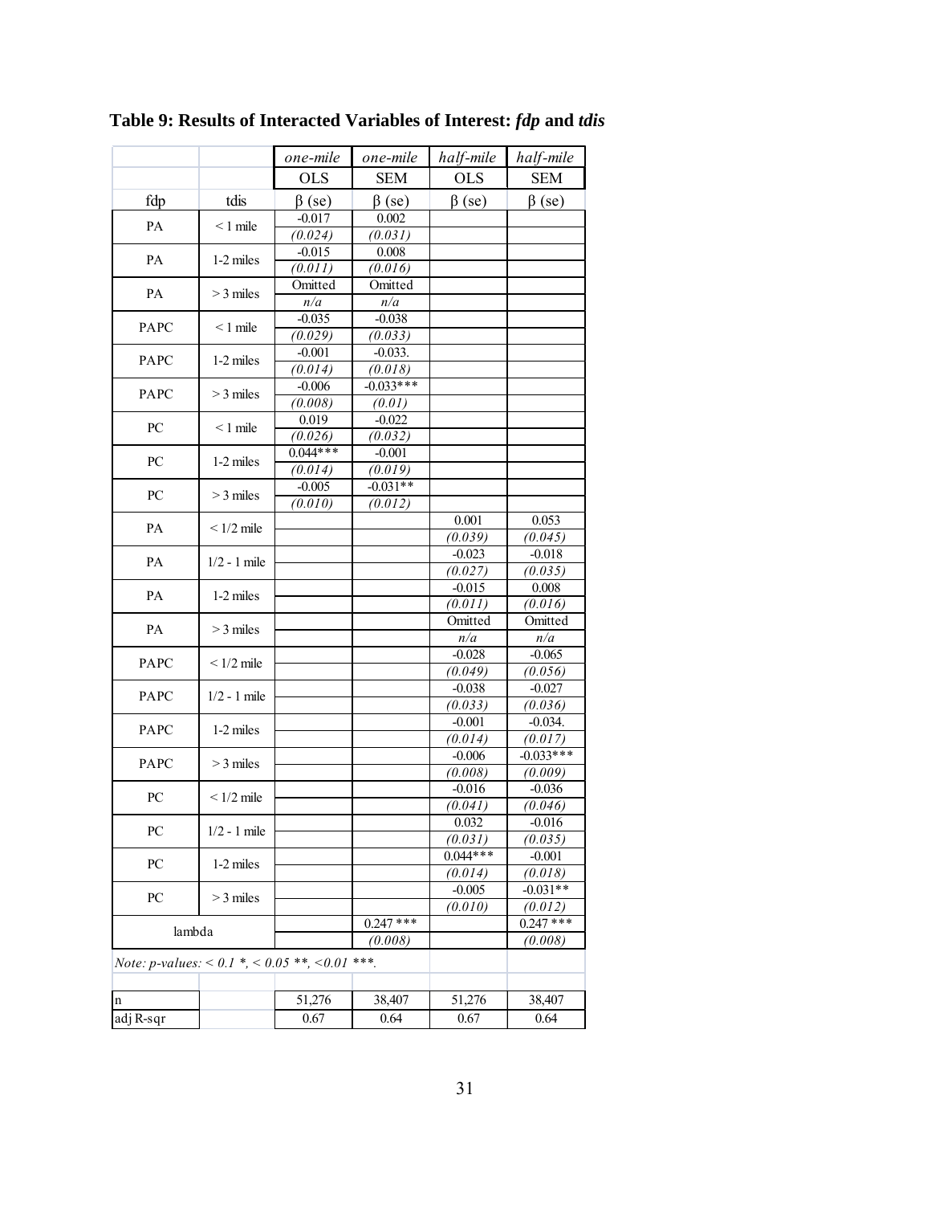**Table 9: Results of Interacted Variables of Interest: *fdp* and *tdis***

| | | *one-mile* | *one-mile* | *half-mile* | *half-mile* |
|---|---|---|---|---|---|
| | | OLS | SEM | OLS | SEM |
| fdp | tdis | β (se) | β (se) | β (se) | β (se) |
| PA | < 1 mile | -0.017 | 0.002 | | |
| | | *(0.024)* | *(0.031)* | | |
| PA | 1-2 miles | -0.015 | 0.008 | | |
| | | *(0.011)* | *(0.016)* | | |
| PA | > 3 miles | Omitted | Omitted | | |
| | | *n/a* | *n/a* | | |
| PAPC | < 1 mile | -0.035 | -0.038 | | |
| | | *(0.029)* | *(0.033)* | | |
| PAPC | 1-2 miles | -0.001 | -0.033. | | |
| | | *(0.014)* | *(0.018)* | | |
| PAPC | > 3 miles | -0.006 | -0.033*** | | |
| | | *(0.008)* | *(0.01)* | | |
| PC | < 1 mile | 0.019 | -0.022 | | |
| | | *(0.026)* | *(0.032)* | | |
| PC | 1-2 miles | 0.044*** | -0.001 | | |
| | | *(0.014)* | *(0.019)* | | |
| PC | > 3 miles | -0.005 | -0.031** | | |
| | | *(0.010)* | *(0.012)* | | |
| PA | < 1/2 mile | | | 0.001 | 0.053 |
| | | | | *(0.039)* | *(0.045)* |
| PA | 1/2 - 1 mile | | | -0.023 | -0.018 |
| | | | | *(0.027)* | *(0.035)* |
| PA | 1-2 miles | | | -0.015 | 0.008 |
| | | | | *(0.011)* | *(0.016)* |
| PA | > 3 miles | | | Omitted | Omitted |
| | | | | *n/a* | *n/a* |
| PAPC | < 1/2 mile | | | -0.028 | -0.065 |
| | | | | *(0.049)* | *(0.056)* |
| PAPC | 1/2 - 1 mile | | | -0.038 | -0.027 |
| | | | | *(0.033)* | *(0.036)* |
| PAPC | 1-2 miles | | | -0.001 | -0.034. |
| | | | | *(0.014)* | *(0.017)* |
| PAPC | > 3 miles | | | -0.006 | -0.033*** |
| | | | | *(0.008)* | *(0.009)* |
| PC | < 1/2 mile | | | -0.016 | -0.036 |
| | | | | *(0.041)* | *(0.046)* |
| PC | 1/2 - 1 mile | | | 0.032 | -0.016 |
| | | | | *(0.031)* | *(0.035)* |
| PC | 1-2 miles | | | 0.044*** | -0.001 |
| | | | | *(0.014)* | *(0.018)* |
| PC | > 3 miles | | | -0.005 | -0.031** |
| | | | | *(0.010)* | *(0.012)* |
| lambda | | | 0.247 *** | | 0.247 *** |
| | | | *(0.008)* | | *(0.008)* |
| *Note: p-values: < 0.1 *, < 0.05 **, <0.01 ***.* | | | | | |
| n | | 51,276 | 38,407 | 51,276 | 38,407 |
| adj R-sqr | | 0.67 | 0.64 | 0.67 | 0.64 |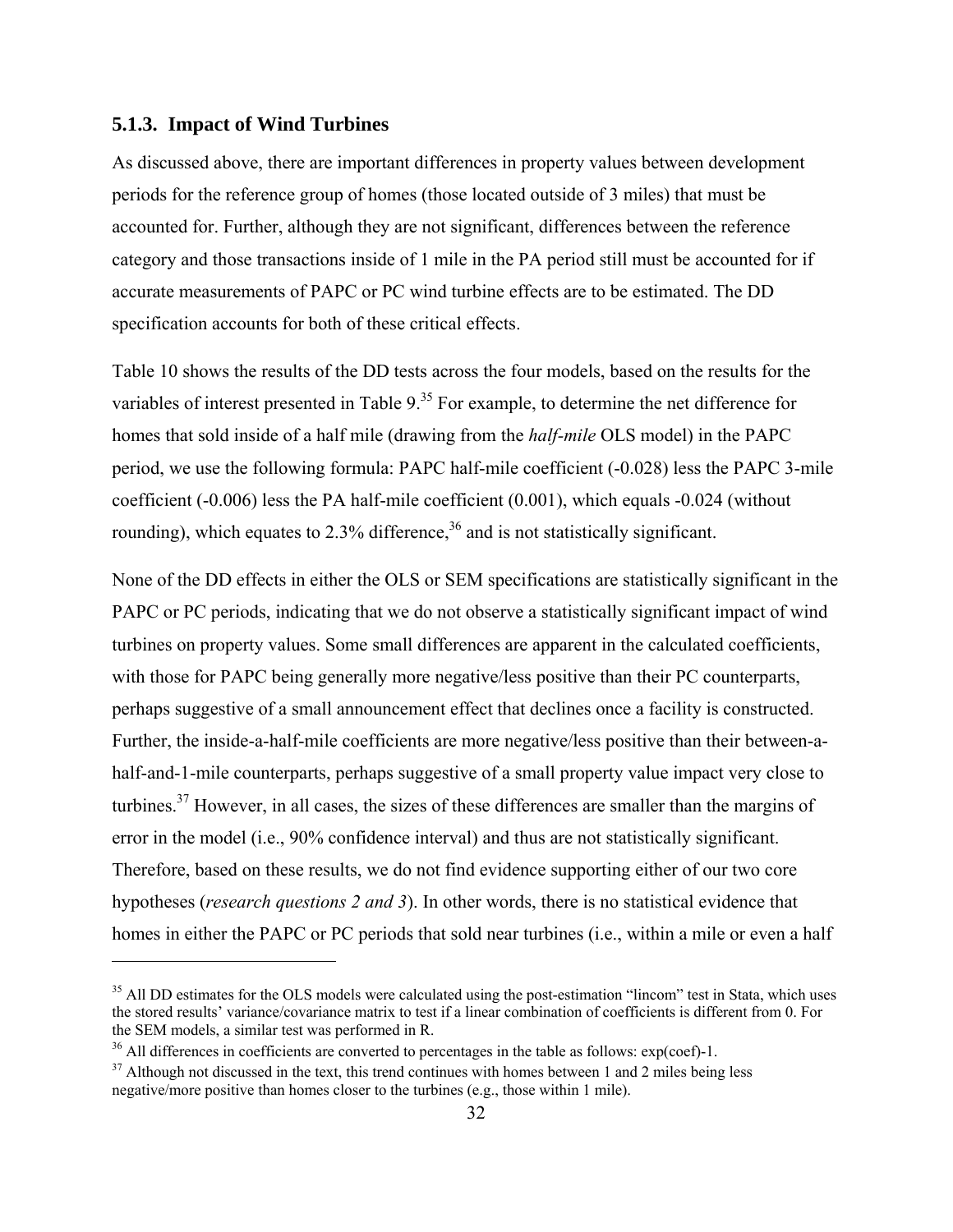### 5.1.3. Impact of Wind Turbines

As discussed above, there are important differences in property values between development periods for the reference group of homes (those located outside of 3 miles) that must be accounted for. Further, although they are not significant, differences between the reference category and those transactions inside of 1 mile in the PA period still must be accounted for if accurate measurements of PAPC or PC wind turbine effects are to be estimated. The DD specification accounts for both of these critical effects.

Table 10 shows the results of the DD tests across the four models, based on the results for the variables of interest presented in Table 9.[35] For example, to determine the net difference for homes that sold inside of a half mile (drawing from the *half-mile* OLS model) in the PAPC period, we use the following formula: PAPC half-mile coefficient (-0.028) less the PAPC 3-mile coefficient (-0.006) less the PA half-mile coefficient (0.001), which equals -0.024 (without rounding), which equates to 2.3% difference,[36] and is not statistically significant.

None of the DD effects in either the OLS or SEM specifications are statistically significant in the PAPC or PC periods, indicating that we do not observe a statistically significant impact of wind turbines on property values. Some small differences are apparent in the calculated coefficients, with those for PAPC being generally more negative/less positive than their PC counterparts, perhaps suggestive of a small announcement effect that declines once a facility is constructed. Further, the inside-a-half-mile coefficients are more negative/less positive than their between-a-half-and-1-mile counterparts, perhaps suggestive of a small property value impact very close to turbines.[37] However, in all cases, the sizes of these differences are smaller than the margins of error in the model (i.e., 90% confidence interval) and thus are not statistically significant. Therefore, based on these results, we do not find evidence supporting either of our two core hypotheses (*research questions 2 and 3*). In other words, there is no statistical evidence that homes in either the PAPC or PC periods that sold near turbines (i.e., within a mile or even a half

---

[35] All DD estimates for the OLS models were calculated using the post-estimation "lincom" test in Stata, which uses the stored results' variance/covariance matrix to test if a linear combination of coefficients is different from 0. For the SEM models, a similar test was performed in R.

[36] All differences in coefficients are converted to percentages in the table as follows: exp(coef)-1.

[37] Although not discussed in the text, this trend continues with homes between 1 and 2 miles being less negative/more positive than homes closer to the turbines (e.g., those within 1 mile).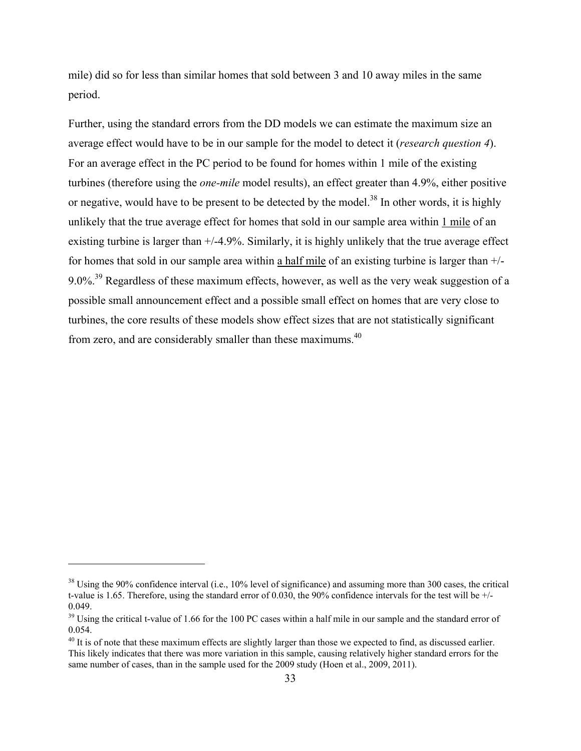mile) did so for less than similar homes that sold between 3 and 10 away miles in the same period.

Further, using the standard errors from the DD models we can estimate the maximum size an average effect would have to be in our sample for the model to detect it (*research question 4*). For an average effect in the PC period to be found for homes within 1 mile of the existing turbines (therefore using the *one-mile* model results), an effect greater than 4.9%, either positive or negative, would have to be present to be detected by the model.[38] In other words, it is highly unlikely that the true average effect for homes that sold in our sample area within 1 mile of an existing turbine is larger than +/-4.9%. Similarly, it is highly unlikely that the true average effect for homes that sold in our sample area within a half mile of an existing turbine is larger than +/- 9.0%.[39] Regardless of these maximum effects, however, as well as the very weak suggestion of a possible small announcement effect and a possible small effect on homes that are very close to turbines, the core results of these models show effect sizes that are not statistically significant from zero, and are considerably smaller than these maximums.[40]

---

[38] Using the 90% confidence interval (i.e., 10% level of significance) and assuming more than 300 cases, the critical t-value is 1.65. Therefore, using the standard error of 0.030, the 90% confidence intervals for the test will be +/- 0.049.

[39] Using the critical t-value of 1.66 for the 100 PC cases within a half mile in our sample and the standard error of 0.054.

[40] It is of note that these maximum effects are slightly larger than those we expected to find, as discussed earlier. This likely indicates that there was more variation in this sample, causing relatively higher standard errors for the same number of cases, than in the sample used for the 2009 study (Hoen et al., 2009, 2011).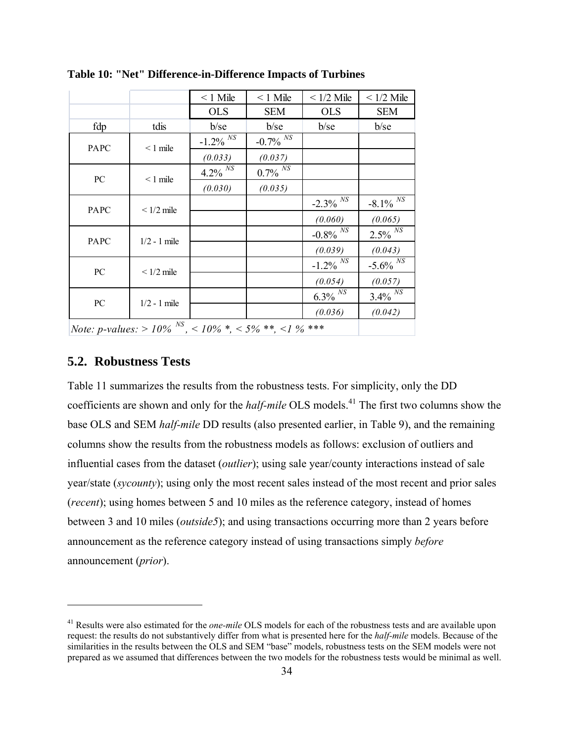**Table 10: "Net" Difference-in-Difference Impacts of Turbines**

| | | < 1 Mile | < 1 Mile | < 1/2 Mile | < 1/2 Mile |
|---|---|---|---|---|---|
| | | OLS | SEM | OLS | SEM |
| fdp | tdis | b/se | b/se | b/se | b/se |
| PAPC | < 1 mile | -1.2% $^{NS}$ | -0.7% $^{NS}$ | | |
| | | *(0.033)* | *(0.037)* | | |
| PC | < 1 mile | 4.2% $^{NS}$ | 0.7% $^{NS}$ | | |
| | | *(0.030)* | *(0.035)* | | |
| PAPC | < 1/2 mile | | | -2.3% $^{NS}$ | -8.1% $^{NS}$ |
| | | | | *(0.060)* | *(0.065)* |
| PAPC | 1/2 - 1 mile | | | -0.8% $^{NS}$ | 2.5% $^{NS}$ |
| | | | | *(0.039)* | *(0.043)* |
| PC | < 1/2 mile | | | -1.2% $^{NS}$ | -5.6% $^{NS}$ |
| | | | | *(0.054)* | *(0.057)* |
| PC | 1/2 - 1 mile | | | 6.3% $^{NS}$ | 3.4% $^{NS}$ |
| | | | | *(0.036)* | *(0.042)* |

*Note: p-values: > 10%* $^{NS}$*, < 10% \*, < 5% \*\*, <1 % \*\*\**

## 5.2. Robustness Tests

Table 11 summarizes the results from the robustness tests. For simplicity, only the DD coefficients are shown and only for the *half-mile* OLS models.[41] The first two columns show the base OLS and SEM *half-mile* DD results (also presented earlier, in Table 9), and the remaining columns show the results from the robustness models as follows: exclusion of outliers and influential cases from the dataset (*outlier*); using sale year/county interactions instead of sale year/state (*sycounty*); using only the most recent sales instead of the most recent and prior sales (*recent*); using homes between 5 and 10 miles as the reference category, instead of homes between 3 and 10 miles (*outside5*); and using transactions occurring more than 2 years before announcement as the reference category instead of using transactions simply *before* announcement (*prior*).

[41] Results were also estimated for the *one-mile* OLS models for each of the robustness tests and are available upon request: the results do not substantively differ from what is presented here for the *half-mile* models. Because of the similarities in the results between the OLS and SEM "base" models, robustness tests on the SEM models were not prepared as we assumed that differences between the two models for the robustness tests would be minimal as well.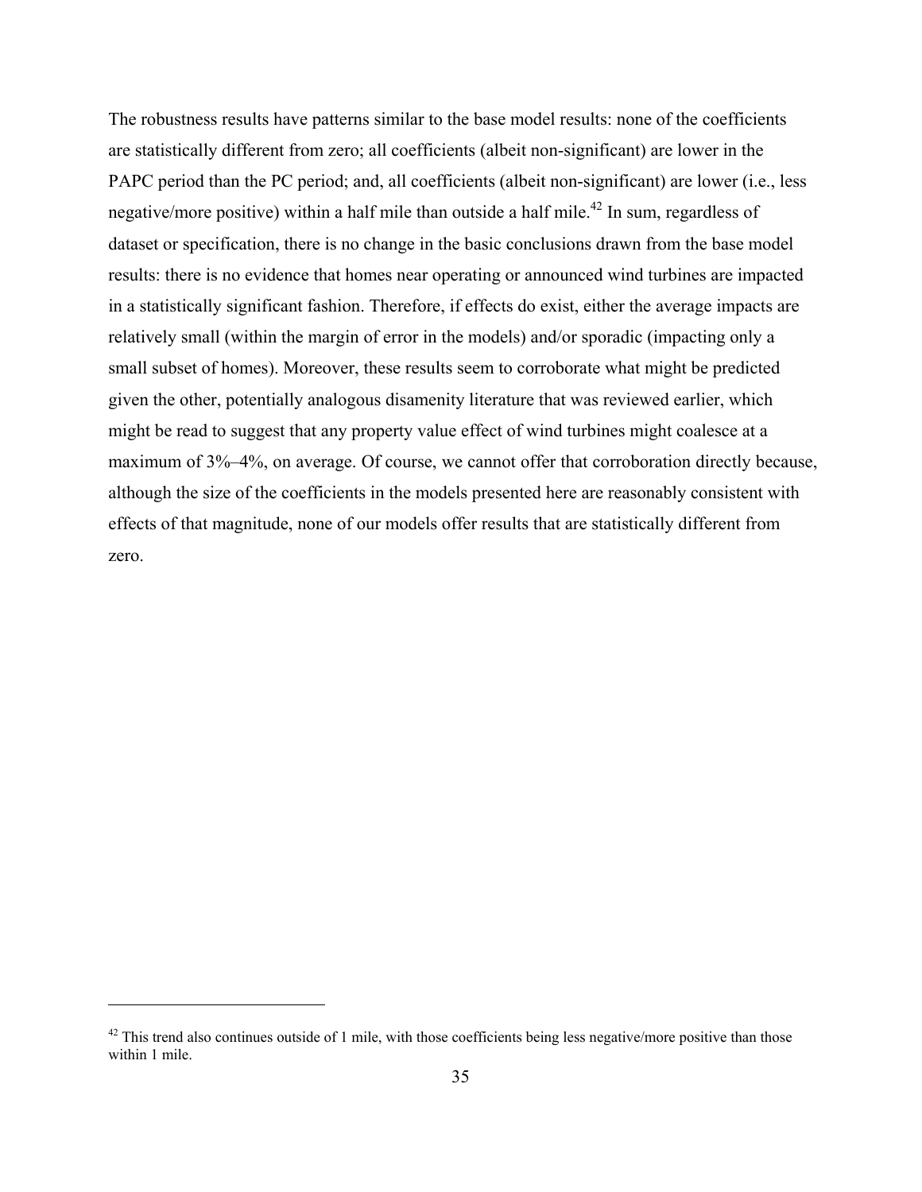The robustness results have patterns similar to the base model results: none of the coefficients are statistically different from zero; all coefficients (albeit non-significant) are lower in the PAPC period than the PC period; and, all coefficients (albeit non-significant) are lower (i.e., less negative/more positive) within a half mile than outside a half mile.[42] In sum, regardless of dataset or specification, there is no change in the basic conclusions drawn from the base model results: there is no evidence that homes near operating or announced wind turbines are impacted in a statistically significant fashion. Therefore, if effects do exist, either the average impacts are relatively small (within the margin of error in the models) and/or sporadic (impacting only a small subset of homes). Moreover, these results seem to corroborate what might be predicted given the other, potentially analogous disamenity literature that was reviewed earlier, which might be read to suggest that any property value effect of wind turbines might coalesce at a maximum of 3%–4%, on average. Of course, we cannot offer that corroboration directly because, although the size of the coefficients in the models presented here are reasonably consistent with effects of that magnitude, none of our models offer results that are statistically different from zero.

---

[42] This trend also continues outside of 1 mile, with those coefficients being less negative/more positive than those within 1 mile.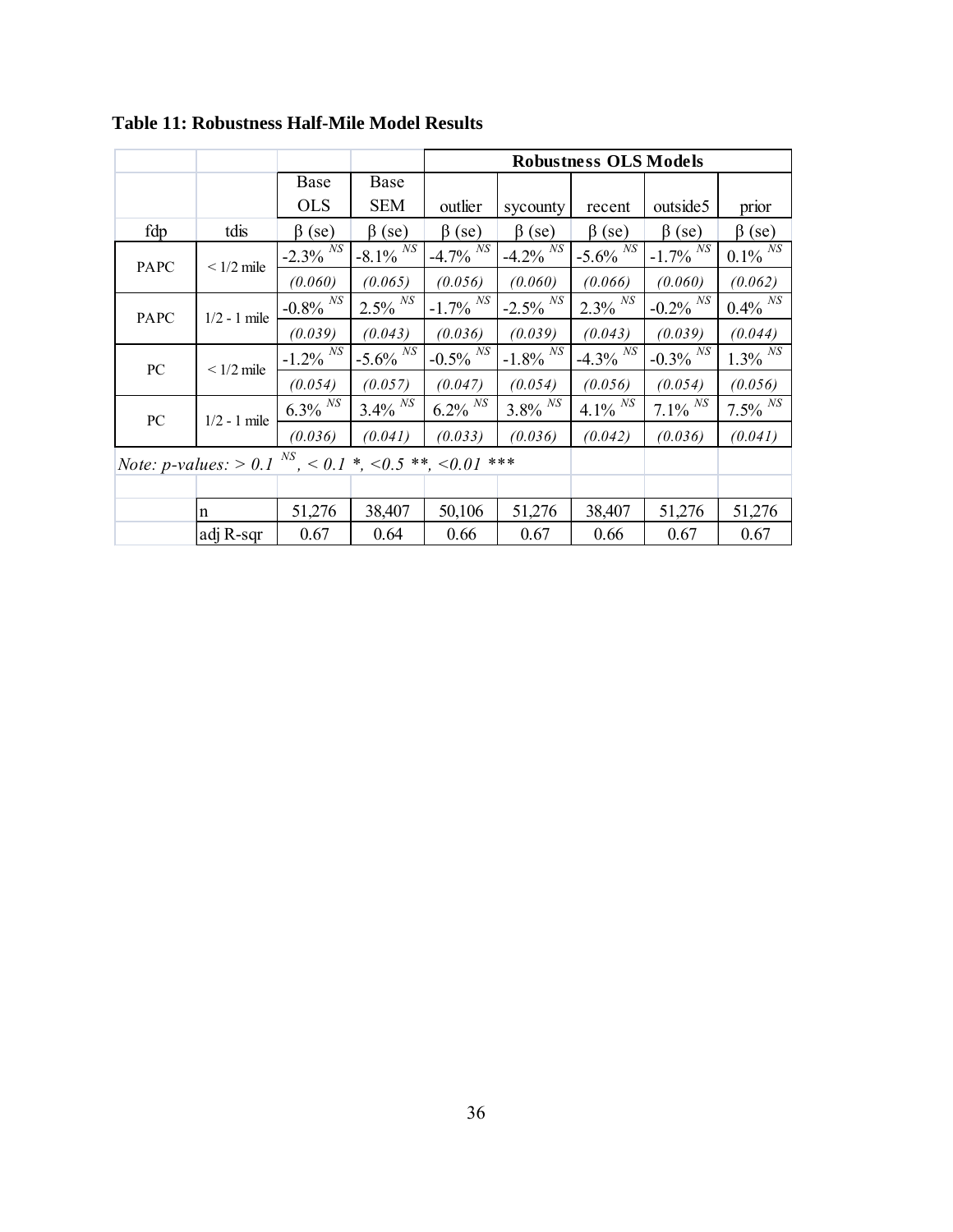**Table 11: Robustness Half-Mile Model Results**

| | | | | Robustness OLS Models | | | | |
|---|---|---|---|---|---|---|---|---|
| | | Base OLS | Base SEM | outlier | sycounty | recent | outside5 | prior |
| fdp | tdis | β (se) | β (se) | β (se) | β (se) | β (se) | β (se) | β (se) |
| PAPC | < 1/2 mile | -2.3% $^{NS}$ | -8.1% $^{NS}$ | -4.7% $^{NS}$ | -4.2% $^{NS}$ | -5.6% $^{NS}$ | -1.7% $^{NS}$ | 0.1% $^{NS}$ |
| | | *(0.060)* | *(0.065)* | *(0.056)* | *(0.060)* | *(0.066)* | *(0.060)* | *(0.062)* |
| PAPC | 1/2 - 1 mile | -0.8% $^{NS}$ | 2.5% $^{NS}$ | -1.7% $^{NS}$ | -2.5% $^{NS}$ | 2.3% $^{NS}$ | -0.2% $^{NS}$ | 0.4% $^{NS}$ |
| | | *(0.039)* | *(0.043)* | *(0.036)* | *(0.039)* | *(0.043)* | *(0.039)* | *(0.044)* |
| PC | < 1/2 mile | -1.2% $^{NS}$ | -5.6% $^{NS}$ | -0.5% $^{NS}$ | -1.8% $^{NS}$ | -4.3% $^{NS}$ | -0.3% $^{NS}$ | 1.3% $^{NS}$ |
| | | *(0.054)* | *(0.057)* | *(0.047)* | *(0.054)* | *(0.056)* | *(0.054)* | *(0.056)* |
| PC | 1/2 - 1 mile | 6.3% $^{NS}$ | 3.4% $^{NS}$ | 6.2% $^{NS}$ | 3.8% $^{NS}$ | 4.1% $^{NS}$ | 7.1% $^{NS}$ | 7.5% $^{NS}$ |
| | | *(0.036)* | *(0.041)* | *(0.033)* | *(0.036)* | *(0.042)* | *(0.036)* | *(0.041)* |
| *Note: p-values: > 0.1 $^{NS}$, < 0.1 *, <0.5 **, <0.01 **** | | | | | | | | |
| | | | | | | | | |
| | n | 51,276 | 38,407 | 50,106 | 51,276 | 38,407 | 51,276 | 51,276 |
| | adj R-sqr | 0.67 | 0.64 | 0.66 | 0.67 | 0.66 | 0.67 | 0.67 |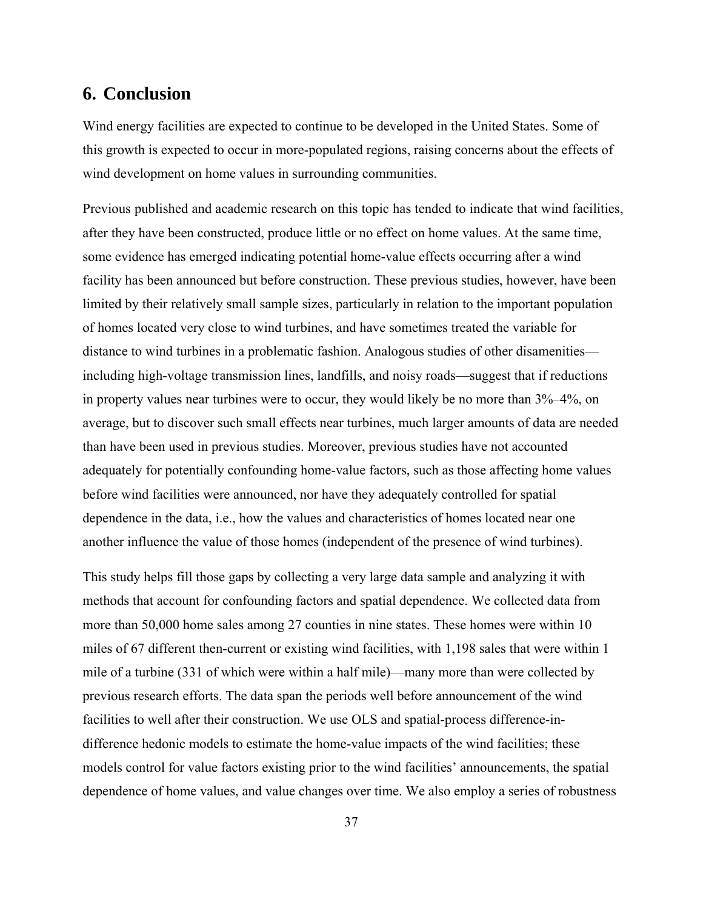## 6. Conclusion

Wind energy facilities are expected to continue to be developed in the United States. Some of this growth is expected to occur in more-populated regions, raising concerns about the effects of wind development on home values in surrounding communities.

Previous published and academic research on this topic has tended to indicate that wind facilities, after they have been constructed, produce little or no effect on home values. At the same time, some evidence has emerged indicating potential home-value effects occurring after a wind facility has been announced but before construction. These previous studies, however, have been limited by their relatively small sample sizes, particularly in relation to the important population of homes located very close to wind turbines, and have sometimes treated the variable for distance to wind turbines in a problematic fashion. Analogous studies of other disamenities—including high-voltage transmission lines, landfills, and noisy roads—suggest that if reductions in property values near turbines were to occur, they would likely be no more than 3%–4%, on average, but to discover such small effects near turbines, much larger amounts of data are needed than have been used in previous studies. Moreover, previous studies have not accounted adequately for potentially confounding home-value factors, such as those affecting home values before wind facilities were announced, nor have they adequately controlled for spatial dependence in the data, i.e., how the values and characteristics of homes located near one another influence the value of those homes (independent of the presence of wind turbines).

This study helps fill those gaps by collecting a very large data sample and analyzing it with methods that account for confounding factors and spatial dependence. We collected data from more than 50,000 home sales among 27 counties in nine states. These homes were within 10 miles of 67 different then-current or existing wind facilities, with 1,198 sales that were within 1 mile of a turbine (331 of which were within a half mile)—many more than were collected by previous research efforts. The data span the periods well before announcement of the wind facilities to well after their construction. We use OLS and spatial-process difference-in-difference hedonic models to estimate the home-value impacts of the wind facilities; these models control for value factors existing prior to the wind facilities' announcements, the spatial dependence of home values, and value changes over time. We also employ a series of robustness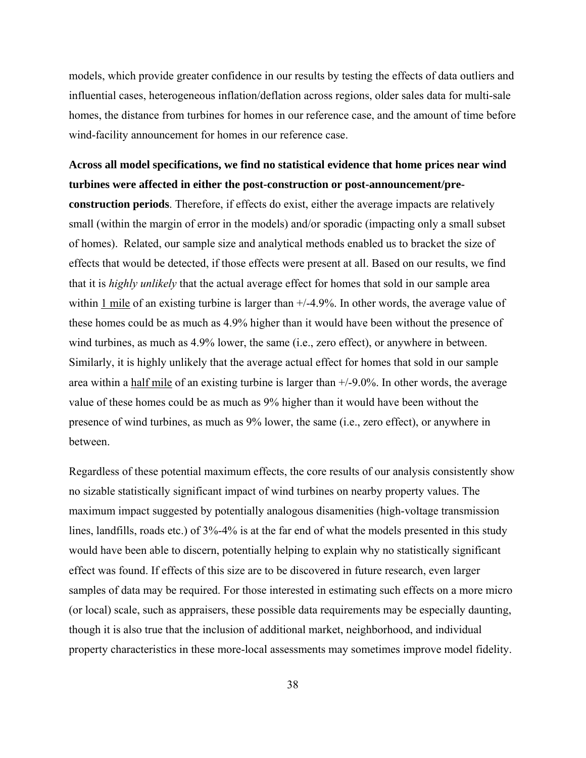models, which provide greater confidence in our results by testing the effects of data outliers and influential cases, heterogeneous inflation/deflation across regions, older sales data for multi-sale homes, the distance from turbines for homes in our reference case, and the amount of time before wind-facility announcement for homes in our reference case.

**Across all model specifications, we find no statistical evidence that home prices near wind turbines were affected in either the post-construction or post-announcement/pre-construction periods**. Therefore, if effects do exist, either the average impacts are relatively small (within the margin of error in the models) and/or sporadic (impacting only a small subset of homes). Related, our sample size and analytical methods enabled us to bracket the size of effects that would be detected, if those effects were present at all. Based on our results, we find that it is *highly unlikely* that the actual average effect for homes that sold in our sample area within 1 mile of an existing turbine is larger than +/-4.9%. In other words, the average value of these homes could be as much as 4.9% higher than it would have been without the presence of wind turbines, as much as 4.9% lower, the same (i.e., zero effect), or anywhere in between. Similarly, it is highly unlikely that the average actual effect for homes that sold in our sample area within a half mile of an existing turbine is larger than +/-9.0%. In other words, the average value of these homes could be as much as 9% higher than it would have been without the presence of wind turbines, as much as 9% lower, the same (i.e., zero effect), or anywhere in between.

Regardless of these potential maximum effects, the core results of our analysis consistently show no sizable statistically significant impact of wind turbines on nearby property values. The maximum impact suggested by potentially analogous disamenities (high-voltage transmission lines, landfills, roads etc.) of 3%-4% is at the far end of what the models presented in this study would have been able to discern, potentially helping to explain why no statistically significant effect was found. If effects of this size are to be discovered in future research, even larger samples of data may be required. For those interested in estimating such effects on a more micro (or local) scale, such as appraisers, these possible data requirements may be especially daunting, though it is also true that the inclusion of additional market, neighborhood, and individual property characteristics in these more-local assessments may sometimes improve model fidelity.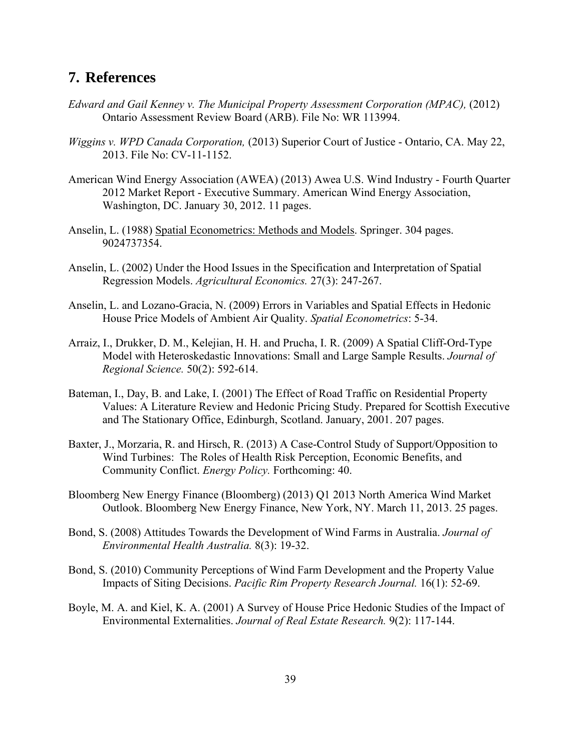## 7. References

*Edward and Gail Kenney v. The Municipal Property Assessment Corporation (MPAC),* (2012) Ontario Assessment Review Board (ARB). File No: WR 113994.

*Wiggins v. WPD Canada Corporation,* (2013) Superior Court of Justice - Ontario, CA. May 22, 2013. File No: CV-11-1152.

American Wind Energy Association (AWEA) (2013) Awea U.S. Wind Industry - Fourth Quarter 2012 Market Report - Executive Summary. American Wind Energy Association, Washington, DC. January 30, 2012. 11 pages.

Anselin, L. (1988) Spatial Econometrics: Methods and Models. Springer. 304 pages. 9024737354.

Anselin, L. (2002) Under the Hood Issues in the Specification and Interpretation of Spatial Regression Models. *Agricultural Economics.* 27(3): 247-267.

Anselin, L. and Lozano-Gracia, N. (2009) Errors in Variables and Spatial Effects in Hedonic House Price Models of Ambient Air Quality. *Spatial Econometrics*: 5-34.

Arraiz, I., Drukker, D. M., Kelejian, H. H. and Prucha, I. R. (2009) A Spatial Cliff-Ord-Type Model with Heteroskedastic Innovations: Small and Large Sample Results. *Journal of Regional Science.* 50(2): 592-614.

Bateman, I., Day, B. and Lake, I. (2001) The Effect of Road Traffic on Residential Property Values: A Literature Review and Hedonic Pricing Study. Prepared for Scottish Executive and The Stationary Office, Edinburgh, Scotland. January, 2001. 207 pages.

Baxter, J., Morzaria, R. and Hirsch, R. (2013) A Case-Control Study of Support/Opposition to Wind Turbines: The Roles of Health Risk Perception, Economic Benefits, and Community Conflict. *Energy Policy.* Forthcoming: 40.

Bloomberg New Energy Finance (Bloomberg) (2013) Q1 2013 North America Wind Market Outlook. Bloomberg New Energy Finance, New York, NY. March 11, 2013. 25 pages.

Bond, S. (2008) Attitudes Towards the Development of Wind Farms in Australia. *Journal of Environmental Health Australia.* 8(3): 19-32.

Bond, S. (2010) Community Perceptions of Wind Farm Development and the Property Value Impacts of Siting Decisions. *Pacific Rim Property Research Journal.* 16(1): 52-69.

Boyle, M. A. and Kiel, K. A. (2001) A Survey of House Price Hedonic Studies of the Impact of Environmental Externalities. *Journal of Real Estate Research.* 9(2): 117-144.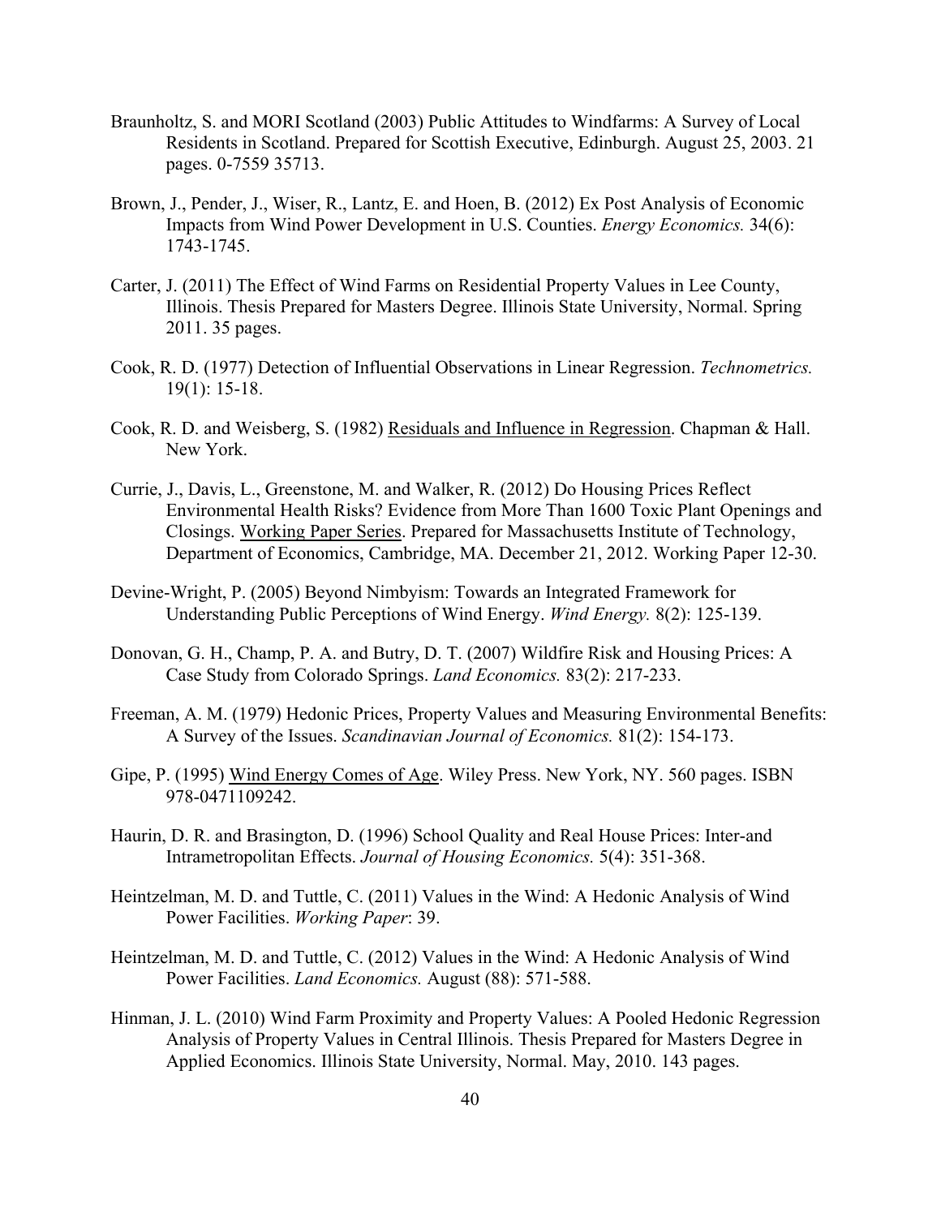Braunholtz, S. and MORI Scotland (2003) Public Attitudes to Windfarms: A Survey of Local Residents in Scotland. Prepared for Scottish Executive, Edinburgh. August 25, 2003. 21 pages. 0-7559 35713.

Brown, J., Pender, J., Wiser, R., Lantz, E. and Hoen, B. (2012) Ex Post Analysis of Economic Impacts from Wind Power Development in U.S. Counties. *Energy Economics.* 34(6): 1743-1745.

Carter, J. (2011) The Effect of Wind Farms on Residential Property Values in Lee County, Illinois. Thesis Prepared for Masters Degree. Illinois State University, Normal. Spring 2011. 35 pages.

Cook, R. D. (1977) Detection of Influential Observations in Linear Regression. *Technometrics.* 19(1): 15-18.

Cook, R. D. and Weisberg, S. (1982) Residuals and Influence in Regression. Chapman & Hall. New York.

Currie, J., Davis, L., Greenstone, M. and Walker, R. (2012) Do Housing Prices Reflect Environmental Health Risks? Evidence from More Than 1600 Toxic Plant Openings and Closings. Working Paper Series. Prepared for Massachusetts Institute of Technology, Department of Economics, Cambridge, MA. December 21, 2012. Working Paper 12-30.

Devine-Wright, P. (2005) Beyond Nimbyism: Towards an Integrated Framework for Understanding Public Perceptions of Wind Energy. *Wind Energy.* 8(2): 125-139.

Donovan, G. H., Champ, P. A. and Butry, D. T. (2007) Wildfire Risk and Housing Prices: A Case Study from Colorado Springs. *Land Economics.* 83(2): 217-233.

Freeman, A. M. (1979) Hedonic Prices, Property Values and Measuring Environmental Benefits: A Survey of the Issues. *Scandinavian Journal of Economics.* 81(2): 154-173.

Gipe, P. (1995) Wind Energy Comes of Age. Wiley Press. New York, NY. 560 pages. ISBN 978-0471109242.

Haurin, D. R. and Brasington, D. (1996) School Quality and Real House Prices: Inter-and Intrametropolitan Effects. *Journal of Housing Economics.* 5(4): 351-368.

Heintzelman, M. D. and Tuttle, C. (2011) Values in the Wind: A Hedonic Analysis of Wind Power Facilities. *Working Paper*: 39.

Heintzelman, M. D. and Tuttle, C. (2012) Values in the Wind: A Hedonic Analysis of Wind Power Facilities. *Land Economics.* August (88): 571-588.

Hinman, J. L. (2010) Wind Farm Proximity and Property Values: A Pooled Hedonic Regression Analysis of Property Values in Central Illinois. Thesis Prepared for Masters Degree in Applied Economics. Illinois State University, Normal. May, 2010. 143 pages.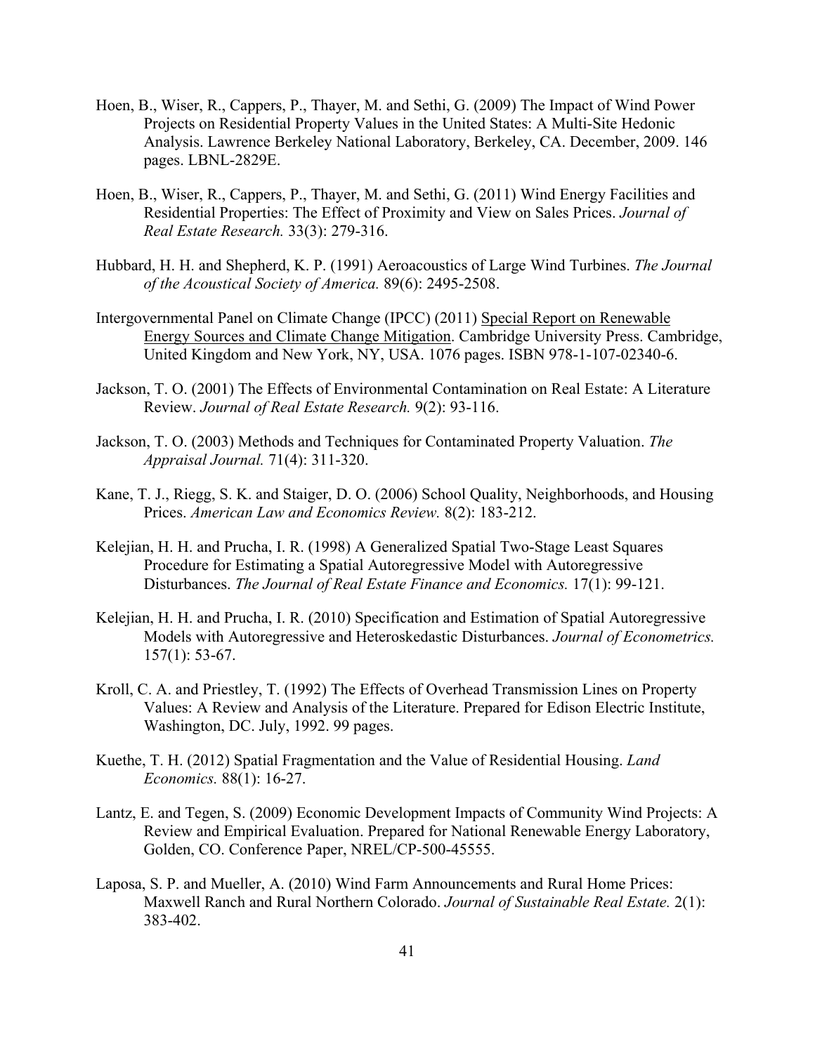Hoen, B., Wiser, R., Cappers, P., Thayer, M. and Sethi, G. (2009) The Impact of Wind Power Projects on Residential Property Values in the United States: A Multi-Site Hedonic Analysis. Lawrence Berkeley National Laboratory, Berkeley, CA. December, 2009. 146 pages. LBNL-2829E.

Hoen, B., Wiser, R., Cappers, P., Thayer, M. and Sethi, G. (2011) Wind Energy Facilities and Residential Properties: The Effect of Proximity and View on Sales Prices. *Journal of Real Estate Research.* 33(3): 279-316.

Hubbard, H. H. and Shepherd, K. P. (1991) Aeroacoustics of Large Wind Turbines. *The Journal of the Acoustical Society of America.* 89(6): 2495-2508.

Intergovernmental Panel on Climate Change (IPCC) (2011) Special Report on Renewable Energy Sources and Climate Change Mitigation. Cambridge University Press. Cambridge, United Kingdom and New York, NY, USA. 1076 pages. ISBN 978-1-107-02340-6.

Jackson, T. O. (2001) The Effects of Environmental Contamination on Real Estate: A Literature Review. *Journal of Real Estate Research.* 9(2): 93-116.

Jackson, T. O. (2003) Methods and Techniques for Contaminated Property Valuation. *The Appraisal Journal.* 71(4): 311-320.

Kane, T. J., Riegg, S. K. and Staiger, D. O. (2006) School Quality, Neighborhoods, and Housing Prices. *American Law and Economics Review.* 8(2): 183-212.

Kelejian, H. H. and Prucha, I. R. (1998) A Generalized Spatial Two-Stage Least Squares Procedure for Estimating a Spatial Autoregressive Model with Autoregressive Disturbances. *The Journal of Real Estate Finance and Economics.* 17(1): 99-121.

Kelejian, H. H. and Prucha, I. R. (2010) Specification and Estimation of Spatial Autoregressive Models with Autoregressive and Heteroskedastic Disturbances. *Journal of Econometrics.* 157(1): 53-67.

Kroll, C. A. and Priestley, T. (1992) The Effects of Overhead Transmission Lines on Property Values: A Review and Analysis of the Literature. Prepared for Edison Electric Institute, Washington, DC. July, 1992. 99 pages.

Kuethe, T. H. (2012) Spatial Fragmentation and the Value of Residential Housing. *Land Economics.* 88(1): 16-27.

Lantz, E. and Tegen, S. (2009) Economic Development Impacts of Community Wind Projects: A Review and Empirical Evaluation. Prepared for National Renewable Energy Laboratory, Golden, CO. Conference Paper, NREL/CP-500-45555.

Laposa, S. P. and Mueller, A. (2010) Wind Farm Announcements and Rural Home Prices: Maxwell Ranch and Rural Northern Colorado. *Journal of Sustainable Real Estate.* 2(1): 383-402.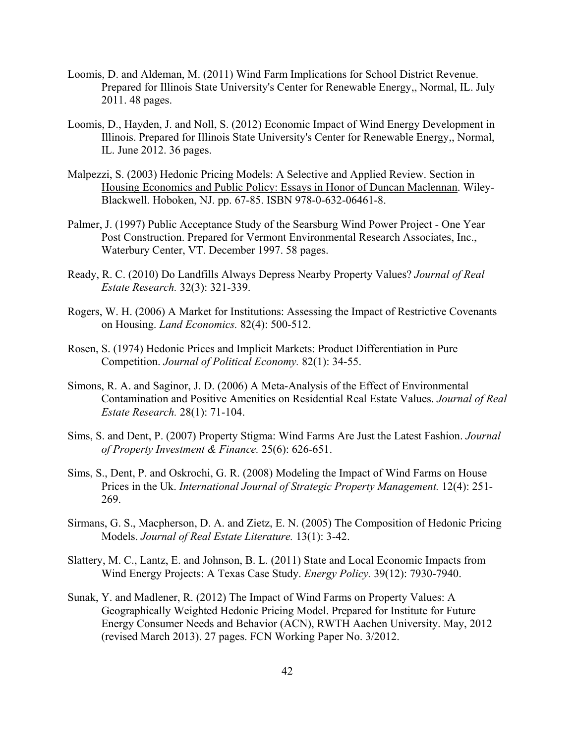Loomis, D. and Aldeman, M. (2011) Wind Farm Implications for School District Revenue. Prepared for Illinois State University's Center for Renewable Energy,, Normal, IL. July 2011. 48 pages.

Loomis, D., Hayden, J. and Noll, S. (2012) Economic Impact of Wind Energy Development in Illinois. Prepared for Illinois State University's Center for Renewable Energy,, Normal, IL. June 2012. 36 pages.

Malpezzi, S. (2003) Hedonic Pricing Models: A Selective and Applied Review. Section in Housing Economics and Public Policy: Essays in Honor of Duncan Maclennan. Wiley-Blackwell. Hoboken, NJ. pp. 67-85. ISBN 978-0-632-06461-8.

Palmer, J. (1997) Public Acceptance Study of the Searsburg Wind Power Project - One Year Post Construction. Prepared for Vermont Environmental Research Associates, Inc., Waterbury Center, VT. December 1997. 58 pages.

Ready, R. C. (2010) Do Landfills Always Depress Nearby Property Values? *Journal of Real Estate Research.* 32(3): 321-339.

Rogers, W. H. (2006) A Market for Institutions: Assessing the Impact of Restrictive Covenants on Housing. *Land Economics.* 82(4): 500-512.

Rosen, S. (1974) Hedonic Prices and Implicit Markets: Product Differentiation in Pure Competition. *Journal of Political Economy.* 82(1): 34-55.

Simons, R. A. and Saginor, J. D. (2006) A Meta-Analysis of the Effect of Environmental Contamination and Positive Amenities on Residential Real Estate Values. *Journal of Real Estate Research.* 28(1): 71-104.

Sims, S. and Dent, P. (2007) Property Stigma: Wind Farms Are Just the Latest Fashion. *Journal of Property Investment & Finance.* 25(6): 626-651.

Sims, S., Dent, P. and Oskrochi, G. R. (2008) Modeling the Impact of Wind Farms on House Prices in the Uk. *International Journal of Strategic Property Management.* 12(4): 251-269.

Sirmans, G. S., Macpherson, D. A. and Zietz, E. N. (2005) The Composition of Hedonic Pricing Models. *Journal of Real Estate Literature.* 13(1): 3-42.

Slattery, M. C., Lantz, E. and Johnson, B. L. (2011) State and Local Economic Impacts from Wind Energy Projects: A Texas Case Study. *Energy Policy.* 39(12): 7930-7940.

Sunak, Y. and Madlener, R. (2012) The Impact of Wind Farms on Property Values: A Geographically Weighted Hedonic Pricing Model. Prepared for Institute for Future Energy Consumer Needs and Behavior (ACN), RWTH Aachen University. May, 2012 (revised March 2013). 27 pages. FCN Working Paper No. 3/2012.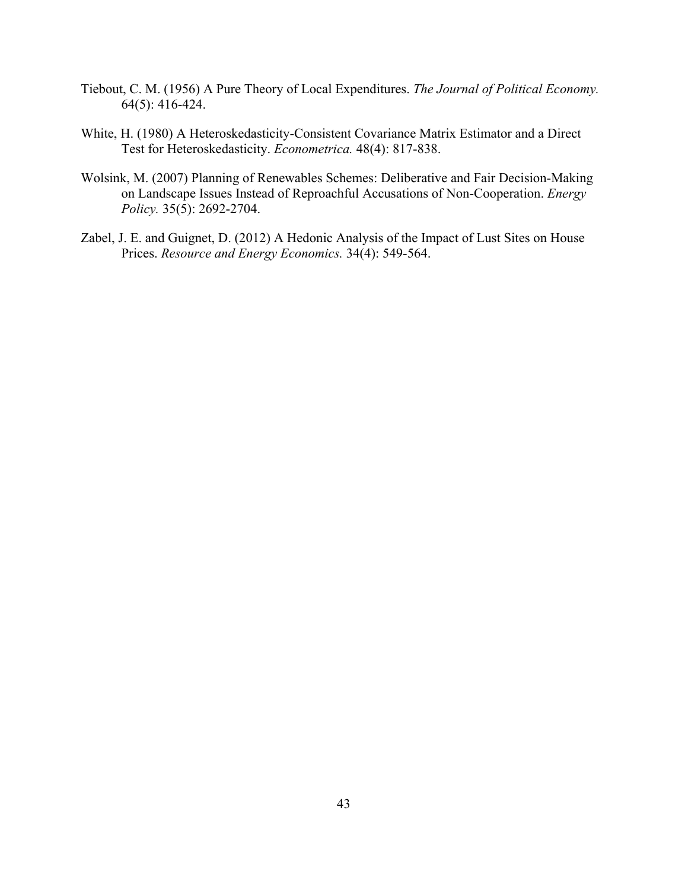Tiebout, C. M. (1956) A Pure Theory of Local Expenditures. *The Journal of Political Economy.* 64(5): 416-424.

White, H. (1980) A Heteroskedasticity-Consistent Covariance Matrix Estimator and a Direct Test for Heteroskedasticity. *Econometrica.* 48(4): 817-838.

Wolsink, M. (2007) Planning of Renewables Schemes: Deliberative and Fair Decision-Making on Landscape Issues Instead of Reproachful Accusations of Non-Cooperation. *Energy Policy.* 35(5): 2692-2704.

Zabel, J. E. and Guignet, D. (2012) A Hedonic Analysis of the Impact of Lust Sites on House Prices. *Resource and Energy Economics.* 34(4): 549-564.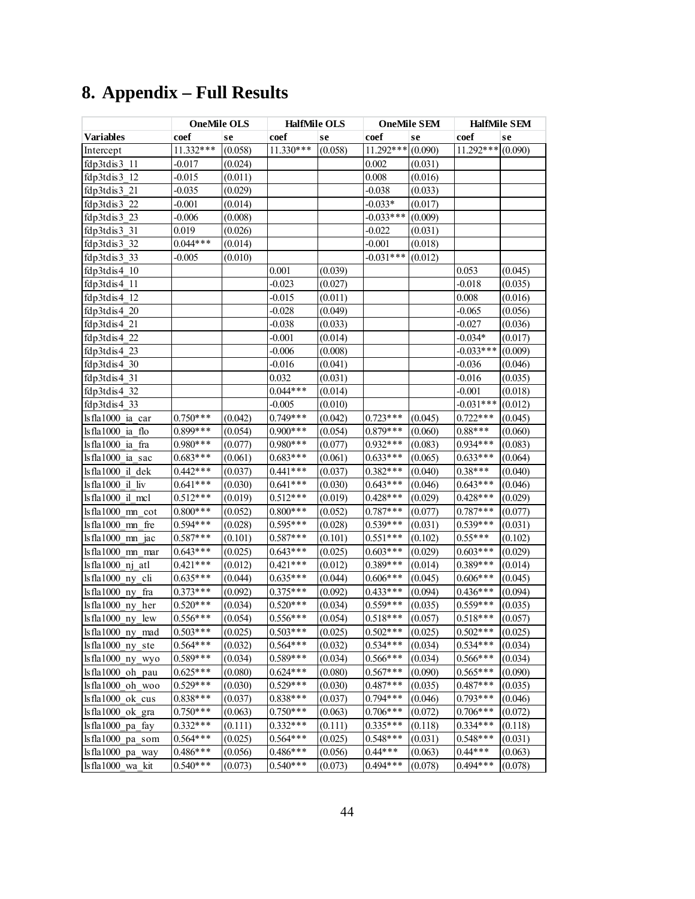# 8. Appendix – Full Results

| | OneMile OLS | | HalfMile OLS | | OneMile SEM | | HalfMile SEM | |
|---|---|---|---|---|---|---|---|---|
| Variables | coef | se | coef | se | coef | se | coef | se |
| Intercept | 11.332*** | (0.058) | 11.330*** | (0.058) | 11.292*** | (0.090) | 11.292*** | (0.090) |
| fdp3tdis3_11 | -0.017 | (0.024) | | | 0.002 | (0.031) | | |
| fdp3tdis3_12 | -0.015 | (0.011) | | | 0.008 | (0.016) | | |
| fdp3tdis3_21 | -0.035 | (0.029) | | | -0.038 | (0.033) | | |
| fdp3tdis3_22 | -0.001 | (0.014) | | | -0.033* | (0.017) | | |
| fdp3tdis3_23 | -0.006 | (0.008) | | | -0.033*** | (0.009) | | |
| fdp3tdis3_31 | 0.019 | (0.026) | | | -0.022 | (0.031) | | |
| fdp3tdis3_32 | 0.044*** | (0.014) | | | -0.001 | (0.018) | | |
| fdp3tdis3_33 | -0.005 | (0.010) | | | -0.031*** | (0.012) | | |
| fdp3tdis4_10 | | | 0.001 | (0.039) | | | 0.053 | (0.045) |
| fdp3tdis4_11 | | | -0.023 | (0.027) | | | -0.018 | (0.035) |
| fdp3tdis4_12 | | | -0.015 | (0.011) | | | 0.008 | (0.016) |
| fdp3tdis4_20 | | | -0.028 | (0.049) | | | -0.065 | (0.056) |
| fdp3tdis4_21 | | | -0.038 | (0.033) | | | -0.027 | (0.036) |
| fdp3tdis4_22 | | | -0.001 | (0.014) | | | -0.034* | (0.017) |
| fdp3tdis4_23 | | | -0.006 | (0.008) | | | -0.033*** | (0.009) |
| fdp3tdis4_30 | | | -0.016 | (0.041) | | | -0.036 | (0.046) |
| fdp3tdis4_31 | | | 0.032 | (0.031) | | | -0.016 | (0.035) |
| fdp3tdis4_32 | | | 0.044*** | (0.014) | | | -0.001 | (0.018) |
| fdp3tdis4_33 | | | -0.005 | (0.010) | | | -0.031*** | (0.012) |
| lsfla1000_ia_car | 0.750*** | (0.042) | 0.749*** | (0.042) | 0.723*** | (0.045) | 0.722*** | (0.045) |
| lsfla1000_ia_flo | 0.899*** | (0.054) | 0.900*** | (0.054) | 0.879*** | (0.060) | 0.88*** | (0.060) |
| lsfla1000_ia_fra | 0.980*** | (0.077) | 0.980*** | (0.077) | 0.932*** | (0.083) | 0.934*** | (0.083) |
| lsfla1000_ia_sac | 0.683*** | (0.061) | 0.683*** | (0.061) | 0.633*** | (0.065) | 0.633*** | (0.064) |
| lsfla1000_il_dek | 0.442*** | (0.037) | 0.441*** | (0.037) | 0.382*** | (0.040) | 0.38*** | (0.040) |
| lsfla1000_il_liv | 0.641*** | (0.030) | 0.641*** | (0.030) | 0.643*** | (0.046) | 0.643*** | (0.046) |
| lsfla1000_il_mcl | 0.512*** | (0.019) | 0.512*** | (0.019) | 0.428*** | (0.029) | 0.428*** | (0.029) |
| lsfla1000_mn_cot | 0.800*** | (0.052) | 0.800*** | (0.052) | 0.787*** | (0.077) | 0.787*** | (0.077) |
| lsfla1000_mn_fre | 0.594*** | (0.028) | 0.595*** | (0.028) | 0.539*** | (0.031) | 0.539*** | (0.031) |
| lsfla1000_mn_jac | 0.587*** | (0.101) | 0.587*** | (0.101) | 0.551*** | (0.102) | 0.55*** | (0.102) |
| lsfla1000_mn_mar | 0.643*** | (0.025) | 0.643*** | (0.025) | 0.603*** | (0.029) | 0.603*** | (0.029) |
| lsfla1000_nj_atl | 0.421*** | (0.012) | 0.421*** | (0.012) | 0.389*** | (0.014) | 0.389*** | (0.014) |
| lsfla1000_ny_cli | 0.635*** | (0.044) | 0.635*** | (0.044) | 0.606*** | (0.045) | 0.606*** | (0.045) |
| lsfla1000_ny_fra | 0.373*** | (0.092) | 0.375*** | (0.092) | 0.433*** | (0.094) | 0.436*** | (0.094) |
| lsfla1000_ny_her | 0.520*** | (0.034) | 0.520*** | (0.034) | 0.559*** | (0.035) | 0.559*** | (0.035) |
| lsfla1000_ny_lew | 0.556*** | (0.054) | 0.556*** | (0.054) | 0.518*** | (0.057) | 0.518*** | (0.057) |
| lsfla1000_ny_mad | 0.503*** | (0.025) | 0.503*** | (0.025) | 0.502*** | (0.025) | 0.502*** | (0.025) |
| lsfla1000_ny_ste | 0.564*** | (0.032) | 0.564*** | (0.032) | 0.534*** | (0.034) | 0.534*** | (0.034) |
| lsfla1000_ny_wyo | 0.589*** | (0.034) | 0.589*** | (0.034) | 0.566*** | (0.034) | 0.566*** | (0.034) |
| lsfla1000_oh_pau | 0.625*** | (0.080) | 0.624*** | (0.080) | 0.567*** | (0.090) | 0.565*** | (0.090) |
| lsfla1000_oh_woo | 0.529*** | (0.030) | 0.529*** | (0.030) | 0.487*** | (0.035) | 0.487*** | (0.035) |
| lsfla1000_ok_cus | 0.838*** | (0.037) | 0.838*** | (0.037) | 0.794*** | (0.046) | 0.793*** | (0.046) |
| lsfla1000_ok_gra | 0.750*** | (0.063) | 0.750*** | (0.063) | 0.706*** | (0.072) | 0.706*** | (0.072) |
| lsfla1000_pa_fay | 0.332*** | (0.111) | 0.332*** | (0.111) | 0.335*** | (0.118) | 0.334*** | (0.118) |
| lsfla1000_pa_som | 0.564*** | (0.025) | 0.564*** | (0.025) | 0.548*** | (0.031) | 0.548*** | (0.031) |
| lsfla1000_pa_way | 0.486*** | (0.056) | 0.486*** | (0.056) | 0.44*** | (0.063) | 0.44*** | (0.063) |
| lsfla1000_wa_kit | 0.540*** | (0.073) | 0.540*** | (0.073) | 0.494*** | (0.078) | 0.494*** | (0.078) |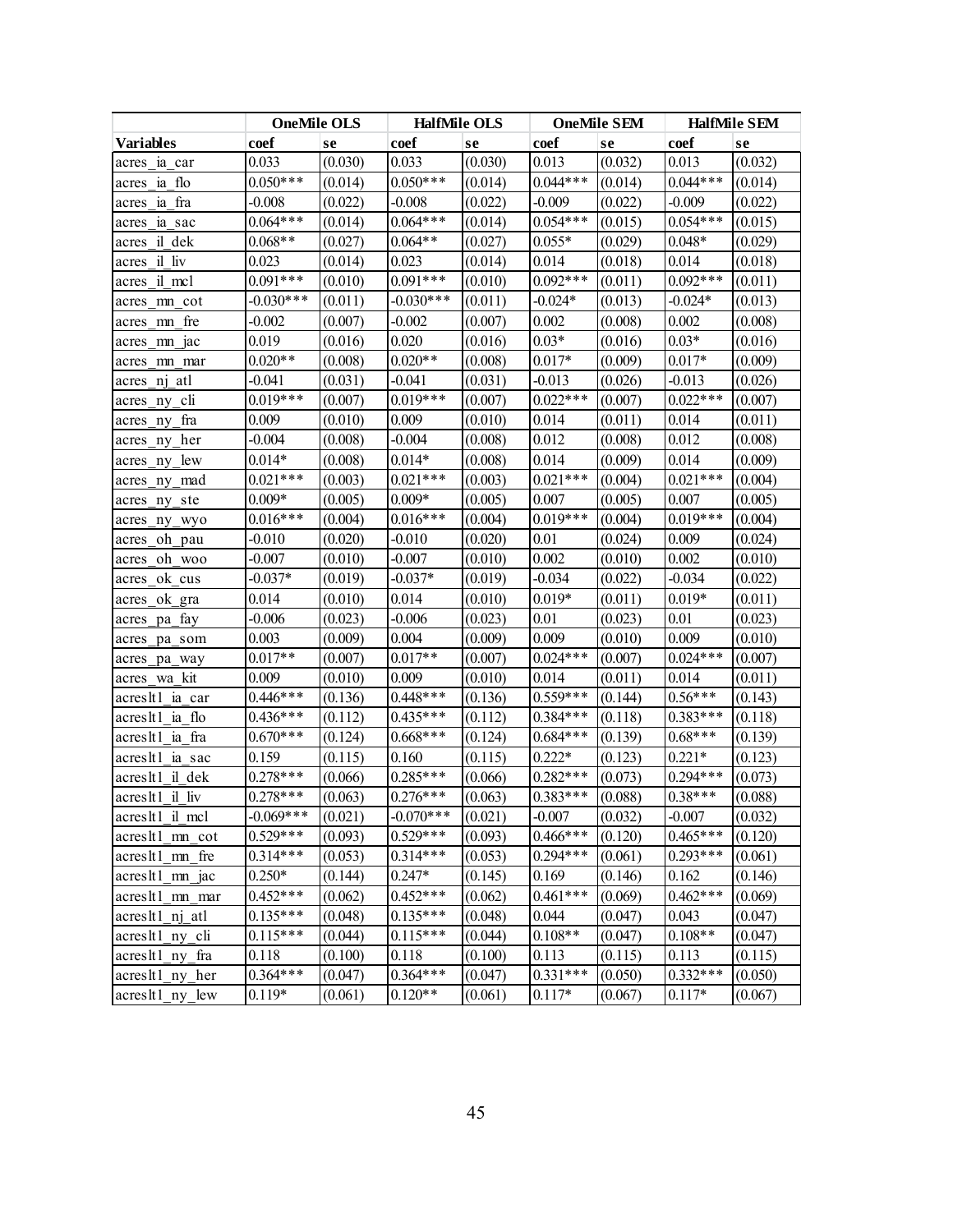| | OneMile OLS | | HalfMile OLS | | OneMile SEM | | HalfMile SEM | |
|---|---|---|---|---|---|---|---|---|
| **Variables** | **coef** | **se** | **coef** | **se** | **coef** | **se** | **coef** | **se** |
| acres_ia_car | 0.033 | (0.030) | 0.033 | (0.030) | 0.013 | (0.032) | 0.013 | (0.032) |
| acres_ia_flo | 0.050*** | (0.014) | 0.050*** | (0.014) | 0.044*** | (0.014) | 0.044*** | (0.014) |
| acres_ia_fra | -0.008 | (0.022) | -0.008 | (0.022) | -0.009 | (0.022) | -0.009 | (0.022) |
| acres_ia_sac | 0.064*** | (0.014) | 0.064*** | (0.014) | 0.054*** | (0.015) | 0.054*** | (0.015) |
| acres_il_dek | 0.068** | (0.027) | 0.064** | (0.027) | 0.055* | (0.029) | 0.048* | (0.029) |
| acres_il_liv | 0.023 | (0.014) | 0.023 | (0.014) | 0.014 | (0.018) | 0.014 | (0.018) |
| acres_il_mcl | 0.091*** | (0.010) | 0.091*** | (0.010) | 0.092*** | (0.011) | 0.092*** | (0.011) |
| acres_mn_cot | -0.030*** | (0.011) | -0.030*** | (0.011) | -0.024* | (0.013) | -0.024* | (0.013) |
| acres_mn_fre | -0.002 | (0.007) | -0.002 | (0.007) | 0.002 | (0.008) | 0.002 | (0.008) |
| acres_mn_jac | 0.019 | (0.016) | 0.020 | (0.016) | 0.03* | (0.016) | 0.03* | (0.016) |
| acres_mn_mar | 0.020** | (0.008) | 0.020** | (0.008) | 0.017* | (0.009) | 0.017* | (0.009) |
| acres_nj_atl | -0.041 | (0.031) | -0.041 | (0.031) | -0.013 | (0.026) | -0.013 | (0.026) |
| acres_ny_cli | 0.019*** | (0.007) | 0.019*** | (0.007) | 0.022*** | (0.007) | 0.022*** | (0.007) |
| acres_ny_fra | 0.009 | (0.010) | 0.009 | (0.010) | 0.014 | (0.011) | 0.014 | (0.011) |
| acres_ny_her | -0.004 | (0.008) | -0.004 | (0.008) | 0.012 | (0.008) | 0.012 | (0.008) |
| acres_ny_lew | 0.014* | (0.008) | 0.014* | (0.008) | 0.014 | (0.009) | 0.014 | (0.009) |
| acres_ny_mad | 0.021*** | (0.003) | 0.021*** | (0.003) | 0.021*** | (0.004) | 0.021*** | (0.004) |
| acres_ny_ste | 0.009* | (0.005) | 0.009* | (0.005) | 0.007 | (0.005) | 0.007 | (0.005) |
| acres_ny_wyo | 0.016*** | (0.004) | 0.016*** | (0.004) | 0.019*** | (0.004) | 0.019*** | (0.004) |
| acres_oh_pau | -0.010 | (0.020) | -0.010 | (0.020) | 0.01 | (0.024) | 0.009 | (0.024) |
| acres_oh_woo | -0.007 | (0.010) | -0.007 | (0.010) | 0.002 | (0.010) | 0.002 | (0.010) |
| acres_ok_cus | -0.037* | (0.019) | -0.037* | (0.019) | -0.034 | (0.022) | -0.034 | (0.022) |
| acres_ok_gra | 0.014 | (0.010) | 0.014 | (0.010) | 0.019* | (0.011) | 0.019* | (0.011) |
| acres_pa_fay | -0.006 | (0.023) | -0.006 | (0.023) | 0.01 | (0.023) | 0.01 | (0.023) |
| acres_pa_som | 0.003 | (0.009) | 0.004 | (0.009) | 0.009 | (0.010) | 0.009 | (0.010) |
| acres_pa_way | 0.017** | (0.007) | 0.017** | (0.007) | 0.024*** | (0.007) | 0.024*** | (0.007) |
| acres_wa_kit | 0.009 | (0.010) | 0.009 | (0.010) | 0.014 | (0.011) | 0.014 | (0.011) |
| acreslt1_ia_car | 0.446*** | (0.136) | 0.448*** | (0.136) | 0.559*** | (0.144) | 0.56*** | (0.143) |
| acreslt1_ia_flo | 0.436*** | (0.112) | 0.435*** | (0.112) | 0.384*** | (0.118) | 0.383*** | (0.118) |
| acreslt1_ia_fra | 0.670*** | (0.124) | 0.668*** | (0.124) | 0.684*** | (0.139) | 0.68*** | (0.139) |
| acreslt1_ia_sac | 0.159 | (0.115) | 0.160 | (0.115) | 0.222* | (0.123) | 0.221* | (0.123) |
| acreslt1_il_dek | 0.278*** | (0.066) | 0.285*** | (0.066) | 0.282*** | (0.073) | 0.294*** | (0.073) |
| acreslt1_il_liv | 0.278*** | (0.063) | 0.276*** | (0.063) | 0.383*** | (0.088) | 0.38*** | (0.088) |
| acreslt1_il_mcl | -0.069*** | (0.021) | -0.070*** | (0.021) | -0.007 | (0.032) | -0.007 | (0.032) |
| acreslt1_mn_cot | 0.529*** | (0.093) | 0.529*** | (0.093) | 0.466*** | (0.120) | 0.465*** | (0.120) |
| acreslt1_mn_fre | 0.314*** | (0.053) | 0.314*** | (0.053) | 0.294*** | (0.061) | 0.293*** | (0.061) |
| acreslt1_mn_jac | 0.250* | (0.144) | 0.247* | (0.145) | 0.169 | (0.146) | 0.162 | (0.146) |
| acreslt1_mn_mar | 0.452*** | (0.062) | 0.452*** | (0.062) | 0.461*** | (0.069) | 0.462*** | (0.069) |
| acreslt1_nj_atl | 0.135*** | (0.048) | 0.135*** | (0.048) | 0.044 | (0.047) | 0.043 | (0.047) |
| acreslt1_ny_cli | 0.115*** | (0.044) | 0.115*** | (0.044) | 0.108** | (0.047) | 0.108** | (0.047) |
| acreslt1_ny_fra | 0.118 | (0.100) | 0.118 | (0.100) | 0.113 | (0.115) | 0.113 | (0.115) |
| acreslt1_ny_her | 0.364*** | (0.047) | 0.364*** | (0.047) | 0.331*** | (0.050) | 0.332*** | (0.050) |
| acreslt1_ny_lew | 0.119* | (0.061) | 0.120** | (0.061) | 0.117* | (0.067) | 0.117* | (0.067) |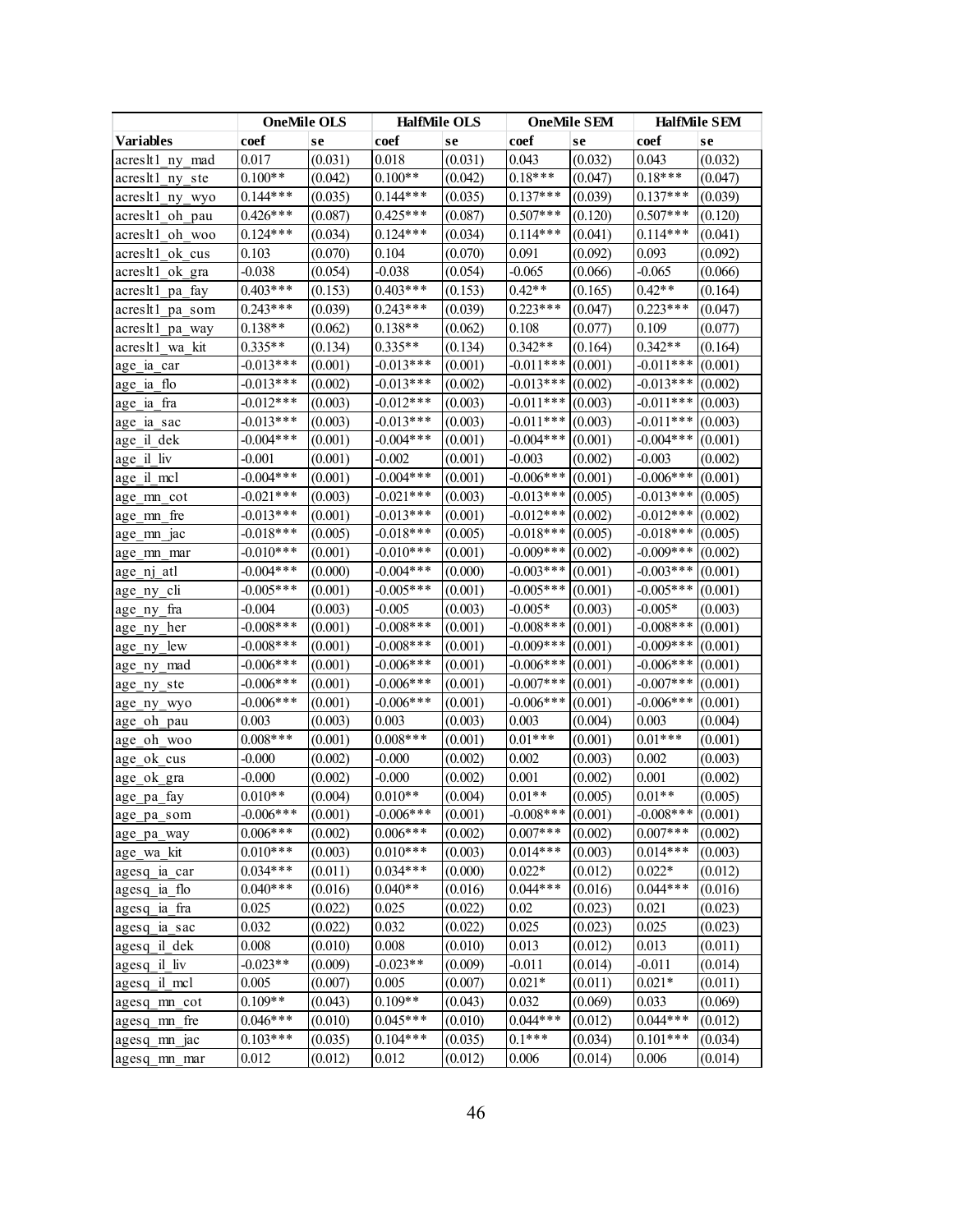| | OneMile OLS | | HalfMile OLS | | OneMile SEM | | HalfMile SEM | |
|---|---|---|---|---|---|---|---|---|
| **Variables** | **coef** | **se** | **coef** | **se** | **coef** | **se** | **coef** | **se** |
| acreslt1_ny_mad | 0.017 | (0.031) | 0.018 | (0.031) | 0.043 | (0.032) | 0.043 | (0.032) |
| acreslt1_ny_ste | 0.100** | (0.042) | 0.100** | (0.042) | 0.18*** | (0.047) | 0.18*** | (0.047) |
| acreslt1_ny_wyo | 0.144*** | (0.035) | 0.144*** | (0.035) | 0.137*** | (0.039) | 0.137*** | (0.039) |
| acreslt1_oh_pau | 0.426*** | (0.087) | 0.425*** | (0.087) | 0.507*** | (0.120) | 0.507*** | (0.120) |
| acreslt1_oh_woo | 0.124*** | (0.034) | 0.124*** | (0.034) | 0.114*** | (0.041) | 0.114*** | (0.041) |
| acreslt1_ok_cus | 0.103 | (0.070) | 0.104 | (0.070) | 0.091 | (0.092) | 0.093 | (0.092) |
| acreslt1_ok_gra | -0.038 | (0.054) | -0.038 | (0.054) | -0.065 | (0.066) | -0.065 | (0.066) |
| acreslt1_pa_fay | 0.403*** | (0.153) | 0.403*** | (0.153) | 0.42** | (0.165) | 0.42** | (0.164) |
| acreslt1_pa_som | 0.243*** | (0.039) | 0.243*** | (0.039) | 0.223*** | (0.047) | 0.223*** | (0.047) |
| acreslt1_pa_way | 0.138** | (0.062) | 0.138** | (0.062) | 0.108 | (0.077) | 0.109 | (0.077) |
| acreslt1_wa_kit | 0.335** | (0.134) | 0.335** | (0.134) | 0.342** | (0.164) | 0.342** | (0.164) |
| age_ia_car | -0.013*** | (0.001) | -0.013*** | (0.001) | -0.011*** | (0.001) | -0.011*** | (0.001) |
| age_ia_flo | -0.013*** | (0.002) | -0.013*** | (0.002) | -0.013*** | (0.002) | -0.013*** | (0.002) |
| age_ia_fra | -0.012*** | (0.003) | -0.012*** | (0.003) | -0.011*** | (0.003) | -0.011*** | (0.003) |
| age_ia_sac | -0.013*** | (0.003) | -0.013*** | (0.003) | -0.011*** | (0.003) | -0.011*** | (0.003) |
| age_il_dek | -0.004*** | (0.001) | -0.004*** | (0.001) | -0.004*** | (0.001) | -0.004*** | (0.001) |
| age_il_liv | -0.001 | (0.001) | -0.002 | (0.001) | -0.003 | (0.002) | -0.003 | (0.002) |
| age_il_mcl | -0.004*** | (0.001) | -0.004*** | (0.001) | -0.006*** | (0.001) | -0.006*** | (0.001) |
| age_mn_cot | -0.021*** | (0.003) | -0.021*** | (0.003) | -0.013*** | (0.005) | -0.013*** | (0.005) |
| age_mn_fre | -0.013*** | (0.001) | -0.013*** | (0.001) | -0.012*** | (0.002) | -0.012*** | (0.002) |
| age_mn_jac | -0.018*** | (0.005) | -0.018*** | (0.005) | -0.018*** | (0.005) | -0.018*** | (0.005) |
| age_mn_mar | -0.010*** | (0.001) | -0.010*** | (0.001) | -0.009*** | (0.002) | -0.009*** | (0.002) |
| age_nj_atl | -0.004*** | (0.000) | -0.004*** | (0.000) | -0.003*** | (0.001) | -0.003*** | (0.001) |
| age_ny_cli | -0.005*** | (0.001) | -0.005*** | (0.001) | -0.005*** | (0.001) | -0.005*** | (0.001) |
| age_ny_fra | -0.004 | (0.003) | -0.005 | (0.003) | -0.005* | (0.003) | -0.005* | (0.003) |
| age_ny_her | -0.008*** | (0.001) | -0.008*** | (0.001) | -0.008*** | (0.001) | -0.008*** | (0.001) |
| age_ny_lew | -0.008*** | (0.001) | -0.008*** | (0.001) | -0.009*** | (0.001) | -0.009*** | (0.001) |
| age_ny_mad | -0.006*** | (0.001) | -0.006*** | (0.001) | -0.006*** | (0.001) | -0.006*** | (0.001) |
| age_ny_ste | -0.006*** | (0.001) | -0.006*** | (0.001) | -0.007*** | (0.001) | -0.007*** | (0.001) |
| age_ny_wyo | -0.006*** | (0.001) | -0.006*** | (0.001) | -0.006*** | (0.001) | -0.006*** | (0.001) |
| age_oh_pau | 0.003 | (0.003) | 0.003 | (0.003) | 0.003 | (0.004) | 0.003 | (0.004) |
| age_oh_woo | 0.008*** | (0.001) | 0.008*** | (0.001) | 0.01*** | (0.001) | 0.01*** | (0.001) |
| age_ok_cus | -0.000 | (0.002) | -0.000 | (0.002) | 0.002 | (0.003) | 0.002 | (0.003) |
| age_ok_gra | -0.000 | (0.002) | -0.000 | (0.002) | 0.001 | (0.002) | 0.001 | (0.002) |
| age_pa_fay | 0.010** | (0.004) | 0.010** | (0.004) | 0.01** | (0.005) | 0.01** | (0.005) |
| age_pa_som | -0.006*** | (0.001) | -0.006*** | (0.001) | -0.008*** | (0.001) | -0.008*** | (0.001) |
| age_pa_way | 0.006*** | (0.002) | 0.006*** | (0.002) | 0.007*** | (0.002) | 0.007*** | (0.002) |
| age_wa_kit | 0.010*** | (0.003) | 0.010*** | (0.003) | 0.014*** | (0.003) | 0.014*** | (0.003) |
| agesq_ia_car | 0.034*** | (0.011) | 0.034*** | (0.000) | 0.022* | (0.012) | 0.022* | (0.012) |
| agesq_ia_flo | 0.040*** | (0.016) | 0.040** | (0.016) | 0.044*** | (0.016) | 0.044*** | (0.016) |
| agesq_ia_fra | 0.025 | (0.022) | 0.025 | (0.022) | 0.02 | (0.023) | 0.021 | (0.023) |
| agesq_ia_sac | 0.032 | (0.022) | 0.032 | (0.022) | 0.025 | (0.023) | 0.025 | (0.023) |
| agesq_il_dek | 0.008 | (0.010) | 0.008 | (0.010) | 0.013 | (0.012) | 0.013 | (0.011) |
| agesq_il_liv | -0.023** | (0.009) | -0.023** | (0.009) | -0.011 | (0.014) | -0.011 | (0.014) |
| agesq_il_mcl | 0.005 | (0.007) | 0.005 | (0.007) | 0.021* | (0.011) | 0.021* | (0.011) |
| agesq_mn_cot | 0.109** | (0.043) | 0.109** | (0.043) | 0.032 | (0.069) | 0.033 | (0.069) |
| agesq_mn_fre | 0.046*** | (0.010) | 0.045*** | (0.010) | 0.044*** | (0.012) | 0.044*** | (0.012) |
| agesq_mn_jac | 0.103*** | (0.035) | 0.104*** | (0.035) | 0.1*** | (0.034) | 0.101*** | (0.034) |
| agesq_mn_mar | 0.012 | (0.012) | 0.012 | (0.012) | 0.006 | (0.014) | 0.006 | (0.014) |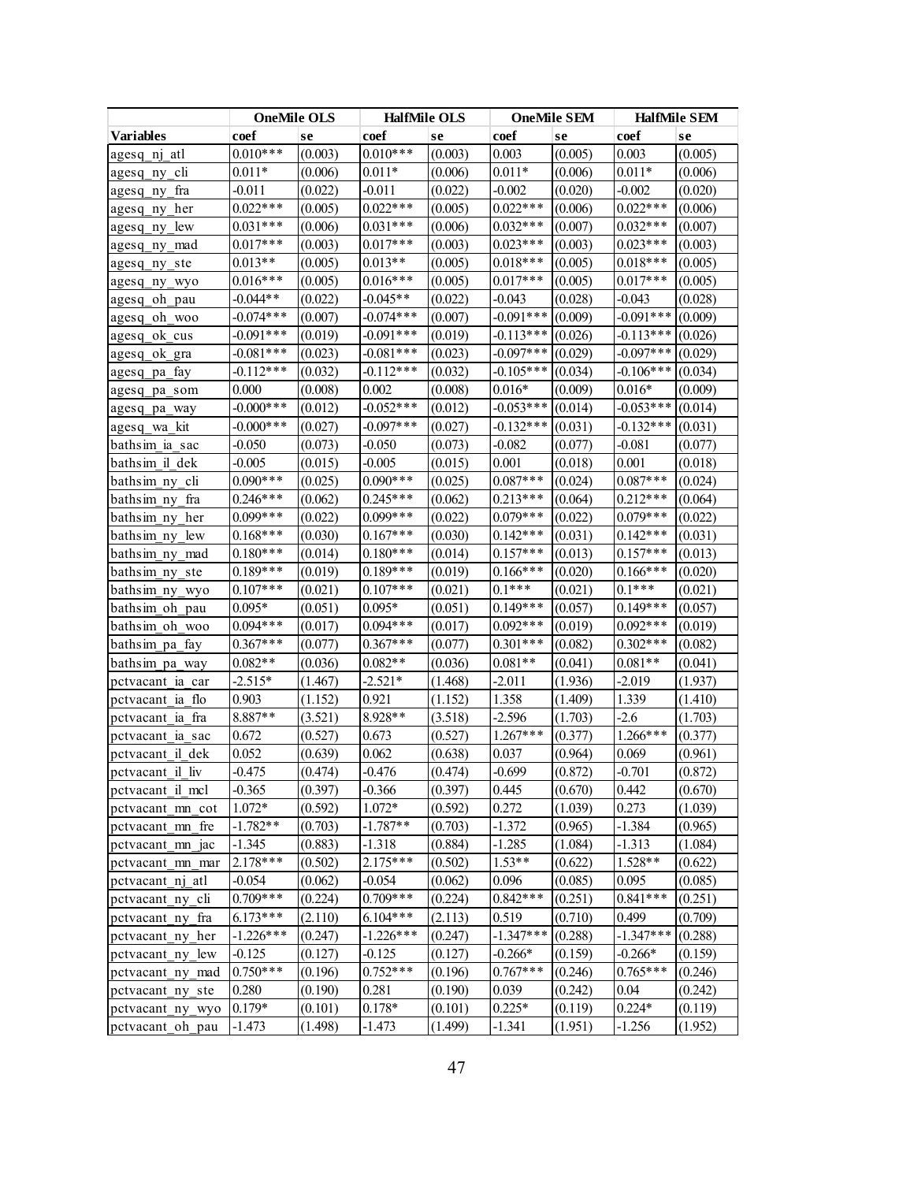| | OneMile OLS | | HalfMile OLS | | OneMile SEM | | HalfMile SEM | |
|---|---|---|---|---|---|---|---|---|
| **Variables** | **coef** | **se** | **coef** | **se** | **coef** | **se** | **coef** | **se** |
| agesq_nj_atl | 0.010*** | (0.003) | 0.010*** | (0.003) | 0.003 | (0.005) | 0.003 | (0.005) |
| agesq_ny_cli | 0.011* | (0.006) | 0.011* | (0.006) | 0.011* | (0.006) | 0.011* | (0.006) |
| agesq_ny_fra | -0.011 | (0.022) | -0.011 | (0.022) | -0.002 | (0.020) | -0.002 | (0.020) |
| agesq_ny_her | 0.022*** | (0.005) | 0.022*** | (0.005) | 0.022*** | (0.006) | 0.022*** | (0.006) |
| agesq_ny_lew | 0.031*** | (0.006) | 0.031*** | (0.006) | 0.032*** | (0.007) | 0.032*** | (0.007) |
| agesq_ny_mad | 0.017*** | (0.003) | 0.017*** | (0.003) | 0.023*** | (0.003) | 0.023*** | (0.003) |
| agesq_ny_ste | 0.013** | (0.005) | 0.013** | (0.005) | 0.018*** | (0.005) | 0.018*** | (0.005) |
| agesq_ny_wyo | 0.016*** | (0.005) | 0.016*** | (0.005) | 0.017*** | (0.005) | 0.017*** | (0.005) |
| agesq_oh_pau | -0.044** | (0.022) | -0.045** | (0.022) | -0.043 | (0.028) | -0.043 | (0.028) |
| agesq_oh_woo | -0.074*** | (0.007) | -0.074*** | (0.007) | -0.091*** | (0.009) | -0.091*** | (0.009) |
| agesq_ok_cus | -0.091*** | (0.019) | -0.091*** | (0.019) | -0.113*** | (0.026) | -0.113*** | (0.026) |
| agesq_ok_gra | -0.081*** | (0.023) | -0.081*** | (0.023) | -0.097*** | (0.029) | -0.097*** | (0.029) |
| agesq_pa_fay | -0.112*** | (0.032) | -0.112*** | (0.032) | -0.105*** | (0.034) | -0.106*** | (0.034) |
| agesq_pa_som | 0.000 | (0.008) | 0.002 | (0.008) | 0.016* | (0.009) | 0.016* | (0.009) |
| agesq_pa_way | -0.000*** | (0.012) | -0.052*** | (0.012) | -0.053*** | (0.014) | -0.053*** | (0.014) |
| agesq_wa_kit | -0.000*** | (0.027) | -0.097*** | (0.027) | -0.132*** | (0.031) | -0.132*** | (0.031) |
| bathsim_ia_sac | -0.050 | (0.073) | -0.050 | (0.073) | -0.082 | (0.077) | -0.081 | (0.077) |
| bathsim_il_dek | -0.005 | (0.015) | -0.005 | (0.015) | 0.001 | (0.018) | 0.001 | (0.018) |
| bathsim_ny_cli | 0.090*** | (0.025) | 0.090*** | (0.025) | 0.087*** | (0.024) | 0.087*** | (0.024) |
| bathsim_ny_fra | 0.246*** | (0.062) | 0.245*** | (0.062) | 0.213*** | (0.064) | 0.212*** | (0.064) |
| bathsim_ny_her | 0.099*** | (0.022) | 0.099*** | (0.022) | 0.079*** | (0.022) | 0.079*** | (0.022) |
| bathsim_ny_lew | 0.168*** | (0.030) | 0.167*** | (0.030) | 0.142*** | (0.031) | 0.142*** | (0.031) |
| bathsim_ny_mad | 0.180*** | (0.014) | 0.180*** | (0.014) | 0.157*** | (0.013) | 0.157*** | (0.013) |
| bathsim_ny_ste | 0.189*** | (0.019) | 0.189*** | (0.019) | 0.166*** | (0.020) | 0.166*** | (0.020) |
| bathsim_ny_wyo | 0.107*** | (0.021) | 0.107*** | (0.021) | 0.1*** | (0.021) | 0.1*** | (0.021) |
| bathsim_oh_pau | 0.095* | (0.051) | 0.095* | (0.051) | 0.149*** | (0.057) | 0.149*** | (0.057) |
| bathsim_oh_woo | 0.094*** | (0.017) | 0.094*** | (0.017) | 0.092*** | (0.019) | 0.092*** | (0.019) |
| bathsim_pa_fay | 0.367*** | (0.077) | 0.367*** | (0.077) | 0.301*** | (0.082) | 0.302*** | (0.082) |
| bathsim_pa_way | 0.082** | (0.036) | 0.082** | (0.036) | 0.081** | (0.041) | 0.081** | (0.041) |
| pctvacant_ia_car | -2.515* | (1.467) | -2.521* | (1.468) | -2.011 | (1.936) | -2.019 | (1.937) |
| pctvacant_ia_flo | 0.903 | (1.152) | 0.921 | (1.152) | 1.358 | (1.409) | 1.339 | (1.410) |
| pctvacant_ia_fra | 8.887** | (3.521) | 8.928** | (3.518) | -2.596 | (1.703) | -2.6 | (1.703) |
| pctvacant_ia_sac | 0.672 | (0.527) | 0.673 | (0.527) | 1.267*** | (0.377) | 1.266*** | (0.377) |
| pctvacant_il_dek | 0.052 | (0.639) | 0.062 | (0.638) | 0.037 | (0.964) | 0.069 | (0.961) |
| pctvacant_il_liv | -0.475 | (0.474) | -0.476 | (0.474) | -0.699 | (0.872) | -0.701 | (0.872) |
| pctvacant_il_mcl | -0.365 | (0.397) | -0.366 | (0.397) | 0.445 | (0.670) | 0.442 | (0.670) |
| pctvacant_mn_cot | 1.072* | (0.592) | 1.072* | (0.592) | 0.272 | (1.039) | 0.273 | (1.039) |
| pctvacant_mn_fre | -1.782** | (0.703) | -1.787** | (0.703) | -1.372 | (0.965) | -1.384 | (0.965) |
| pctvacant_mn_jac | -1.345 | (0.883) | -1.318 | (0.884) | -1.285 | (1.084) | -1.313 | (1.084) |
| pctvacant_mn_mar | 2.178*** | (0.502) | 2.175*** | (0.502) | 1.53** | (0.622) | 1.528** | (0.622) |
| pctvacant_nj_atl | -0.054 | (0.062) | -0.054 | (0.062) | 0.096 | (0.085) | 0.095 | (0.085) |
| pctvacant_ny_cli | 0.709*** | (0.224) | 0.709*** | (0.224) | 0.842*** | (0.251) | 0.841*** | (0.251) |
| pctvacant_ny_fra | 6.173*** | (2.110) | 6.104*** | (2.113) | 0.519 | (0.710) | 0.499 | (0.709) |
| pctvacant_ny_her | -1.226*** | (0.247) | -1.226*** | (0.247) | -1.347*** | (0.288) | -1.347*** | (0.288) |
| pctvacant_ny_lew | -0.125 | (0.127) | -0.125 | (0.127) | -0.266* | (0.159) | -0.266* | (0.159) |
| pctvacant_ny_mad | 0.750*** | (0.196) | 0.752*** | (0.196) | 0.767*** | (0.246) | 0.765*** | (0.246) |
| pctvacant_ny_ste | 0.280 | (0.190) | 0.281 | (0.190) | 0.039 | (0.242) | 0.04 | (0.242) |
| pctvacant_ny_wyo | 0.179* | (0.101) | 0.178* | (0.101) | 0.225* | (0.119) | 0.224* | (0.119) |
| pctvacant_oh_pau | -1.473 | (1.498) | -1.473 | (1.499) | -1.341 | (1.951) | -1.256 | (1.952) |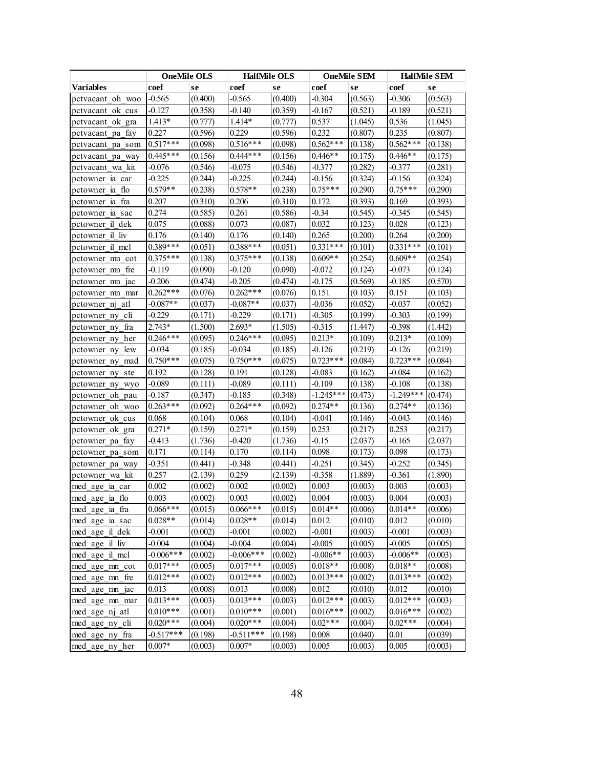| | OneMile OLS | | HalfMile OLS | | OneMile SEM | | HalfMile SEM | |
|---|---|---|---|---|---|---|---|---|
| **Variables** | **coef** | **se** | **coef** | **se** | **coef** | **se** | **coef** | **se** |
| pctvacant_oh_woo | -0.565 | (0.400) | -0.565 | (0.400) | -0.304 | (0.563) | -0.306 | (0.563) |
| pctvacant_ok_cus | -0.127 | (0.358) | -0.140 | (0.359) | -0.167 | (0.521) | -0.189 | (0.521) |
| pctvacant_ok_gra | 1.413* | (0.777) | 1.414* | (0.777) | 0.537 | (1.045) | 0.536 | (1.045) |
| pctvacant_pa_fay | 0.227 | (0.596) | 0.229 | (0.596) | 0.232 | (0.807) | 0.235 | (0.807) |
| pctvacant_pa_som | 0.517*** | (0.098) | 0.516*** | (0.098) | 0.562*** | (0.138) | 0.562*** | (0.138) |
| pctvacant_pa_way | 0.445*** | (0.156) | 0.444*** | (0.156) | 0.446** | (0.175) | 0.446** | (0.175) |
| pctvacant_wa_kit | -0.076 | (0.546) | -0.075 | (0.546) | -0.377 | (0.282) | -0.377 | (0.281) |
| pctowner_ia_car | -0.225 | (0.244) | -0.225 | (0.244) | -0.156 | (0.324) | -0.156 | (0.324) |
| pctowner_ia_flo | 0.579** | (0.238) | 0.578** | (0.238) | 0.75*** | (0.290) | 0.75*** | (0.290) |
| pctowner_ia_fra | 0.207 | (0.310) | 0.206 | (0.310) | 0.172 | (0.393) | 0.169 | (0.393) |
| pctowner_ia_sac | 0.274 | (0.585) | 0.261 | (0.586) | -0.34 | (0.545) | -0.345 | (0.545) |
| pctowner_il_dek | 0.075 | (0.088) | 0.073 | (0.087) | 0.032 | (0.123) | 0.028 | (0.123) |
| pctowner_il_liv | 0.176 | (0.140) | 0.176 | (0.140) | 0.265 | (0.200) | 0.264 | (0.200) |
| pctowner_il_mcl | 0.389*** | (0.051) | 0.388*** | (0.051) | 0.331*** | (0.101) | 0.331*** | (0.101) |
| pctowner_mn_cot | 0.375*** | (0.138) | 0.375*** | (0.138) | 0.609** | (0.254) | 0.609** | (0.254) |
| pctowner_mn_fre | -0.119 | (0.090) | -0.120 | (0.090) | -0.072 | (0.124) | -0.073 | (0.124) |
| pctowner_mn_jac | -0.206 | (0.474) | -0.205 | (0.474) | -0.175 | (0.569) | -0.185 | (0.570) |
| pctowner_mn_mar | 0.262*** | (0.076) | 0.262*** | (0.076) | 0.151 | (0.103) | 0.151 | (0.103) |
| pctowner_nj_atl | -0.087** | (0.037) | -0.087** | (0.037) | -0.036 | (0.052) | -0.037 | (0.052) |
| pctowner_ny_cli | -0.229 | (0.171) | -0.229 | (0.171) | -0.305 | (0.199) | -0.303 | (0.199) |
| pctowner_ny_fra | 2.743* | (1.500) | 2.693* | (1.505) | -0.315 | (1.447) | -0.398 | (1.442) |
| pctowner_ny_her | 0.246*** | (0.095) | 0.246*** | (0.095) | 0.213* | (0.109) | 0.213* | (0.109) |
| pctowner_ny_lew | -0.034 | (0.185) | -0.034 | (0.185) | -0.126 | (0.219) | -0.126 | (0.219) |
| pctowner_ny_mad | 0.750*** | (0.075) | 0.750*** | (0.075) | 0.723*** | (0.084) | 0.723*** | (0.084) |
| pctowner_ny_ste | 0.192 | (0.128) | 0.191 | (0.128) | -0.083 | (0.162) | -0.084 | (0.162) |
| pctowner_ny_wyo | -0.089 | (0.111) | -0.089 | (0.111) | -0.109 | (0.138) | -0.108 | (0.138) |
| pctowner_oh_pau | -0.187 | (0.347) | -0.185 | (0.348) | -1.245*** | (0.473) | -1.249*** | (0.474) |
| pctowner_oh_woo | 0.263*** | (0.092) | 0.264*** | (0.092) | 0.274** | (0.136) | 0.274** | (0.136) |
| pctowner_ok_cus | 0.068 | (0.104) | 0.068 | (0.104) | -0.041 | (0.146) | -0.043 | (0.146) |
| pctowner_ok_gra | 0.271* | (0.159) | 0.271* | (0.159) | 0.253 | (0.217) | 0.253 | (0.217) |
| pctowner_pa_fay | -0.413 | (1.736) | -0.420 | (1.736) | -0.15 | (2.037) | -0.165 | (2.037) |
| pctowner_pa_som | 0.171 | (0.114) | 0.170 | (0.114) | 0.098 | (0.173) | 0.098 | (0.173) |
| pctowner_pa_way | -0.351 | (0.441) | -0.348 | (0.441) | -0.251 | (0.345) | -0.252 | (0.345) |
| pctowner_wa_kit | 0.257 | (2.139) | 0.259 | (2.139) | -0.358 | (1.889) | -0.361 | (1.890) |
| med_age_ia_car | 0.002 | (0.002) | 0.002 | (0.002) | 0.003 | (0.003) | 0.003 | (0.003) |
| med_age_ia_flo | 0.003 | (0.002) | 0.003 | (0.002) | 0.004 | (0.003) | 0.004 | (0.003) |
| med_age_ia_fra | 0.066*** | (0.015) | 0.066*** | (0.015) | 0.014** | (0.006) | 0.014** | (0.006) |
| med_age_ia_sac | 0.028** | (0.014) | 0.028** | (0.014) | 0.012 | (0.010) | 0.012 | (0.010) |
| med_age_il_dek | -0.001 | (0.002) | -0.001 | (0.002) | -0.001 | (0.003) | -0.001 | (0.003) |
| med_age_il_liv | -0.004 | (0.004) | -0.004 | (0.004) | -0.005 | (0.005) | -0.005 | (0.005) |
| med_age_il_mcl | -0.006*** | (0.002) | -0.006*** | (0.002) | -0.006** | (0.003) | -0.006** | (0.003) |
| med_age_mn_cot | 0.017*** | (0.005) | 0.017*** | (0.005) | 0.018** | (0.008) | 0.018** | (0.008) |
| med_age_mn_fre | 0.012*** | (0.002) | 0.012*** | (0.002) | 0.013*** | (0.002) | 0.013*** | (0.002) |
| med_age_mn_jac | 0.013 | (0.008) | 0.013 | (0.008) | 0.012 | (0.010) | 0.012 | (0.010) |
| med_age_mn_mar | 0.013*** | (0.003) | 0.013*** | (0.003) | 0.012*** | (0.003) | 0.012*** | (0.003) |
| med_age_nj_atl | 0.010*** | (0.001) | 0.010*** | (0.001) | 0.016*** | (0.002) | 0.016*** | (0.002) |
| med_age_ny_cli | 0.020*** | (0.004) | 0.020*** | (0.004) | 0.02*** | (0.004) | 0.02*** | (0.004) |
| med_age_ny_fra | -0.517*** | (0.198) | -0.511*** | (0.198) | 0.008 | (0.040) | 0.01 | (0.039) |
| med_age_ny_her | 0.007* | (0.003) | 0.007* | (0.003) | 0.005 | (0.003) | 0.005 | (0.003) |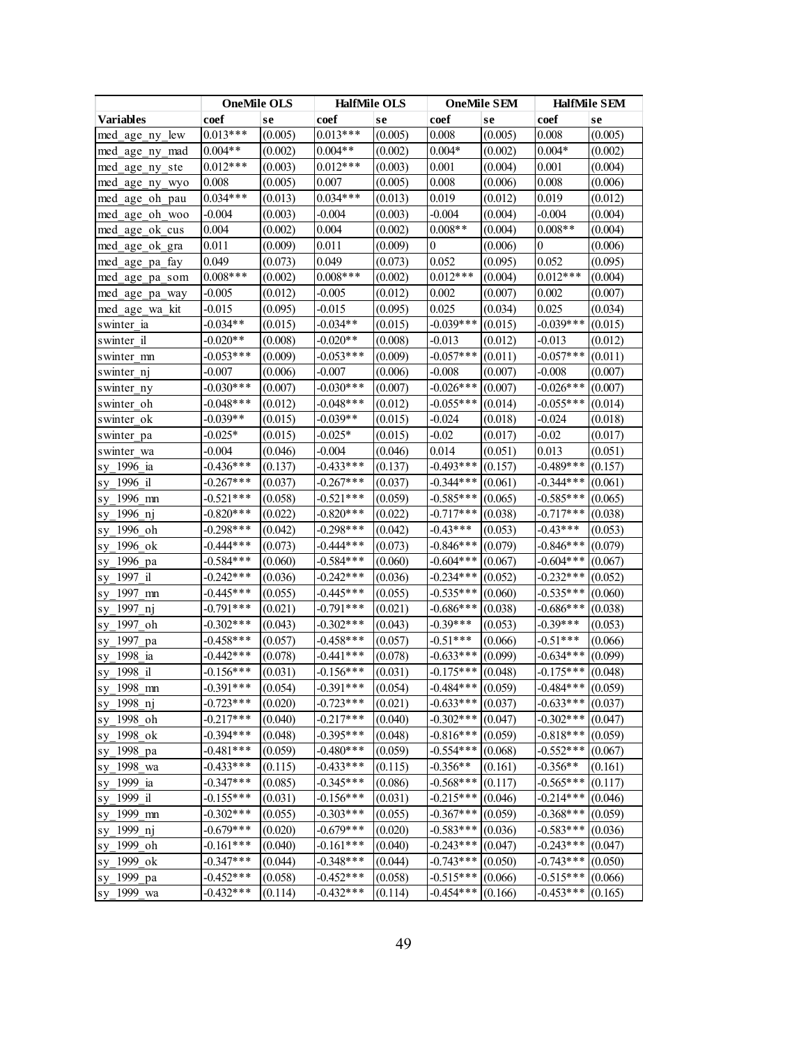| | OneMile OLS | | HalfMile OLS | | OneMile SEM | | HalfMile SEM | |
|---|---|---|---|---|---|---|---|---|
| Variables | coef | se | coef | se | coef | se | coef | se |
| med_age_ny_lew | 0.013*** | (0.005) | 0.013*** | (0.005) | 0.008 | (0.005) | 0.008 | (0.005) |
| med_age_ny_mad | 0.004** | (0.002) | 0.004** | (0.002) | 0.004* | (0.002) | 0.004* | (0.002) |
| med_age_ny_ste | 0.012*** | (0.003) | 0.012*** | (0.003) | 0.001 | (0.004) | 0.001 | (0.004) |
| med_age_ny_wyo | 0.008 | (0.005) | 0.007 | (0.005) | 0.008 | (0.006) | 0.008 | (0.006) |
| med_age_oh_pau | 0.034*** | (0.013) | 0.034*** | (0.013) | 0.019 | (0.012) | 0.019 | (0.012) |
| med_age_oh_woo | -0.004 | (0.003) | -0.004 | (0.003) | -0.004 | (0.004) | -0.004 | (0.004) |
| med_age_ok_cus | 0.004 | (0.002) | 0.004 | (0.002) | 0.008** | (0.004) | 0.008** | (0.004) |
| med_age_ok_gra | 0.011 | (0.009) | 0.011 | (0.009) | 0 | (0.006) | 0 | (0.006) |
| med_age_pa_fay | 0.049 | (0.073) | 0.049 | (0.073) | 0.052 | (0.095) | 0.052 | (0.095) |
| med_age_pa_som | 0.008*** | (0.002) | 0.008*** | (0.002) | 0.012*** | (0.004) | 0.012*** | (0.004) |
| med_age_pa_way | -0.005 | (0.012) | -0.005 | (0.012) | 0.002 | (0.007) | 0.002 | (0.007) |
| med_age_wa_kit | -0.015 | (0.095) | -0.015 | (0.095) | 0.025 | (0.034) | 0.025 | (0.034) |
| swinter_ia | -0.034** | (0.015) | -0.034** | (0.015) | -0.039*** | (0.015) | -0.039*** | (0.015) |
| swinter_il | -0.020** | (0.008) | -0.020** | (0.008) | -0.013 | (0.012) | -0.013 | (0.012) |
| swinter_mn | -0.053*** | (0.009) | -0.053*** | (0.009) | -0.057*** | (0.011) | -0.057*** | (0.011) |
| swinter_nj | -0.007 | (0.006) | -0.007 | (0.006) | -0.008 | (0.007) | -0.008 | (0.007) |
| swinter_ny | -0.030*** | (0.007) | -0.030*** | (0.007) | -0.026*** | (0.007) | -0.026*** | (0.007) |
| swinter_oh | -0.048*** | (0.012) | -0.048*** | (0.012) | -0.055*** | (0.014) | -0.055*** | (0.014) |
| swinter_ok | -0.039** | (0.015) | -0.039** | (0.015) | -0.024 | (0.018) | -0.024 | (0.018) |
| swinter_pa | -0.025* | (0.015) | -0.025* | (0.015) | -0.02 | (0.017) | -0.02 | (0.017) |
| swinter_wa | -0.004 | (0.046) | -0.004 | (0.046) | 0.014 | (0.051) | 0.013 | (0.051) |
| sy_1996_ia | -0.436*** | (0.137) | -0.433*** | (0.137) | -0.493*** | (0.157) | -0.489*** | (0.157) |
| sy_1996_il | -0.267*** | (0.037) | -0.267*** | (0.037) | -0.344*** | (0.061) | -0.344*** | (0.061) |
| sy_1996_mn | -0.521*** | (0.058) | -0.521*** | (0.059) | -0.585*** | (0.065) | -0.585*** | (0.065) |
| sy_1996_nj | -0.820*** | (0.022) | -0.820*** | (0.022) | -0.717*** | (0.038) | -0.717*** | (0.038) |
| sy_1996_oh | -0.298*** | (0.042) | -0.298*** | (0.042) | -0.43*** | (0.053) | -0.43*** | (0.053) |
| sy_1996_ok | -0.444*** | (0.073) | -0.444*** | (0.073) | -0.846*** | (0.079) | -0.846*** | (0.079) |
| sy_1996_pa | -0.584*** | (0.060) | -0.584*** | (0.060) | -0.604*** | (0.067) | -0.604*** | (0.067) |
| sy_1997_il | -0.242*** | (0.036) | -0.242*** | (0.036) | -0.234*** | (0.052) | -0.232*** | (0.052) |
| sy_1997_mn | -0.445*** | (0.055) | -0.445*** | (0.055) | -0.535*** | (0.060) | -0.535*** | (0.060) |
| sy_1997_nj | -0.791*** | (0.021) | -0.791*** | (0.021) | -0.686*** | (0.038) | -0.686*** | (0.038) |
| sy_1997_oh | -0.302*** | (0.043) | -0.302*** | (0.043) | -0.39*** | (0.053) | -0.39*** | (0.053) |
| sy_1997_pa | -0.458*** | (0.057) | -0.458*** | (0.057) | -0.51*** | (0.066) | -0.51*** | (0.066) |
| sy_1998_ia | -0.442*** | (0.078) | -0.441*** | (0.078) | -0.633*** | (0.099) | -0.634*** | (0.099) |
| sy_1998_il | -0.156*** | (0.031) | -0.156*** | (0.031) | -0.175*** | (0.048) | -0.175*** | (0.048) |
| sy_1998_mn | -0.391*** | (0.054) | -0.391*** | (0.054) | -0.484*** | (0.059) | -0.484*** | (0.059) |
| sy_1998_nj | -0.723*** | (0.020) | -0.723*** | (0.021) | -0.633*** | (0.037) | -0.633*** | (0.037) |
| sy_1998_oh | -0.217*** | (0.040) | -0.217*** | (0.040) | -0.302*** | (0.047) | -0.302*** | (0.047) |
| sy_1998_ok | -0.394*** | (0.048) | -0.395*** | (0.048) | -0.816*** | (0.059) | -0.818*** | (0.059) |
| sy_1998_pa | -0.481*** | (0.059) | -0.480*** | (0.059) | -0.554*** | (0.068) | -0.552*** | (0.067) |
| sy_1998_wa | -0.433*** | (0.115) | -0.433*** | (0.115) | -0.356** | (0.161) | -0.356** | (0.161) |
| sy_1999_ia | -0.347*** | (0.085) | -0.345*** | (0.086) | -0.568*** | (0.117) | -0.565*** | (0.117) |
| sy_1999_il | -0.155*** | (0.031) | -0.156*** | (0.031) | -0.215*** | (0.046) | -0.214*** | (0.046) |
| sy_1999_mn | -0.302*** | (0.055) | -0.303*** | (0.055) | -0.367*** | (0.059) | -0.368*** | (0.059) |
| sy_1999_nj | -0.679*** | (0.020) | -0.679*** | (0.020) | -0.583*** | (0.036) | -0.583*** | (0.036) |
| sy_1999_oh | -0.161*** | (0.040) | -0.161*** | (0.040) | -0.243*** | (0.047) | -0.243*** | (0.047) |
| sy_1999_ok | -0.347*** | (0.044) | -0.348*** | (0.044) | -0.743*** | (0.050) | -0.743*** | (0.050) |
| sy_1999_pa | -0.452*** | (0.058) | -0.452*** | (0.058) | -0.515*** | (0.066) | -0.515*** | (0.066) |
| sy_1999_wa | -0.432*** | (0.114) | -0.432*** | (0.114) | -0.454*** | (0.166) | -0.453*** | (0.165) |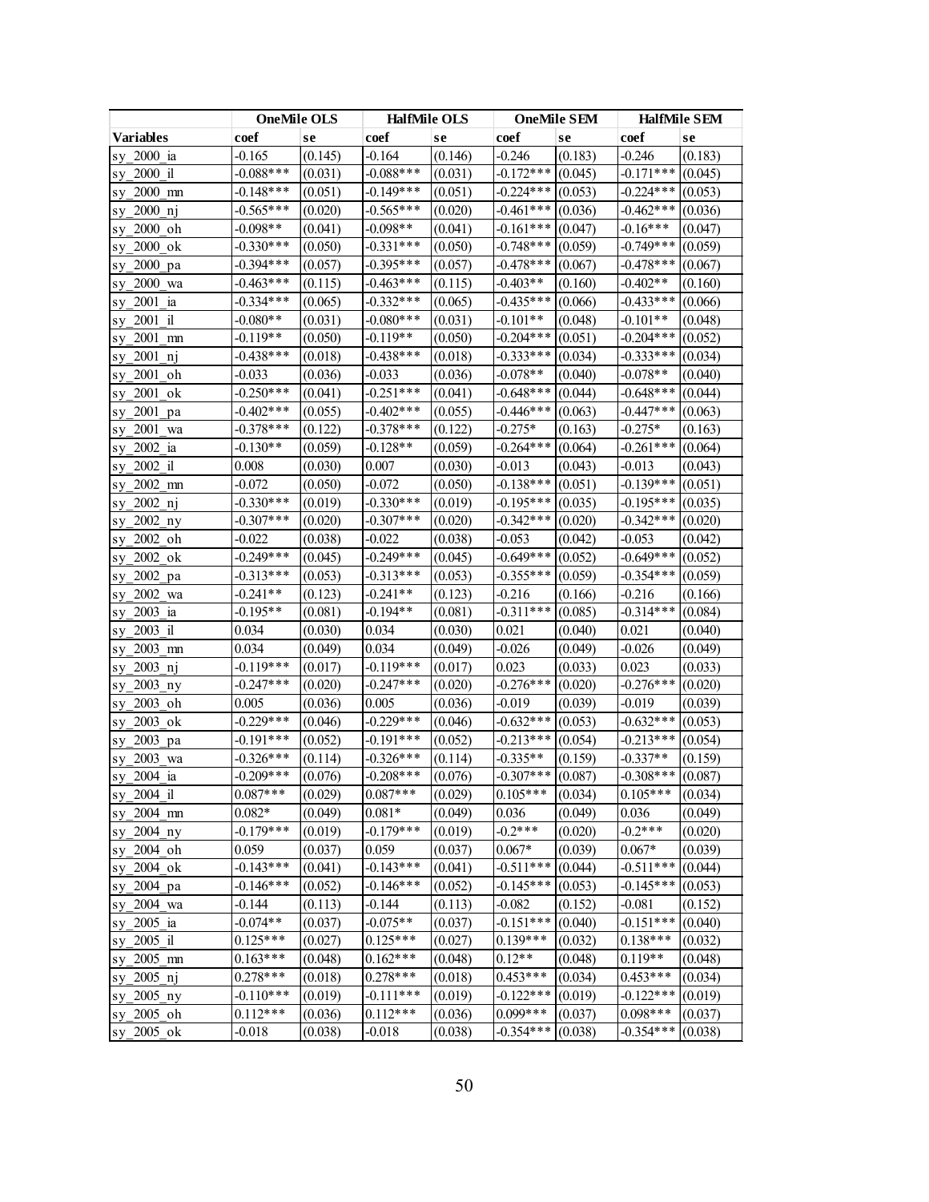| | OneMile OLS | | HalfMile OLS | | OneMile SEM | | HalfMile SEM | |
|---|---|---|---|---|---|---|---|---|
| **Variables** | **coef** | **se** | **coef** | **se** | **coef** | **se** | **coef** | **se** |
| sy_2000_ia | -0.165 | (0.145) | -0.164 | (0.146) | -0.246 | (0.183) | -0.246 | (0.183) |
| sy_2000_il | -0.088*** | (0.031) | -0.088*** | (0.031) | -0.172*** | (0.045) | -0.171*** | (0.045) |
| sy_2000_mn | -0.148*** | (0.051) | -0.149*** | (0.051) | -0.224*** | (0.053) | -0.224*** | (0.053) |
| sy_2000_nj | -0.565*** | (0.020) | -0.565*** | (0.020) | -0.461*** | (0.036) | -0.462*** | (0.036) |
| sy_2000_oh | -0.098** | (0.041) | -0.098** | (0.041) | -0.161*** | (0.047) | -0.16*** | (0.047) |
| sy_2000_ok | -0.330*** | (0.050) | -0.331*** | (0.050) | -0.748*** | (0.059) | -0.749*** | (0.059) |
| sy_2000_pa | -0.394*** | (0.057) | -0.395*** | (0.057) | -0.478*** | (0.067) | -0.478*** | (0.067) |
| sy_2000_wa | -0.463*** | (0.115) | -0.463*** | (0.115) | -0.403** | (0.160) | -0.402** | (0.160) |
| sy_2001_ia | -0.334*** | (0.065) | -0.332*** | (0.065) | -0.435*** | (0.066) | -0.433*** | (0.066) |
| sy_2001_il | -0.080** | (0.031) | -0.080*** | (0.031) | -0.101** | (0.048) | -0.101** | (0.048) |
| sy_2001_mn | -0.119** | (0.050) | -0.119** | (0.050) | -0.204*** | (0.051) | -0.204*** | (0.052) |
| sy_2001_nj | -0.438*** | (0.018) | -0.438*** | (0.018) | -0.333*** | (0.034) | -0.333*** | (0.034) |
| sy_2001_oh | -0.033 | (0.036) | -0.033 | (0.036) | -0.078** | (0.040) | -0.078** | (0.040) |
| sy_2001_ok | -0.250*** | (0.041) | -0.251*** | (0.041) | -0.648*** | (0.044) | -0.648*** | (0.044) |
| sy_2001_pa | -0.402*** | (0.055) | -0.402*** | (0.055) | -0.446*** | (0.063) | -0.447*** | (0.063) |
| sy_2001_wa | -0.378*** | (0.122) | -0.378*** | (0.122) | -0.275* | (0.163) | -0.275* | (0.163) |
| sy_2002_ia | -0.130** | (0.059) | -0.128** | (0.059) | -0.264*** | (0.064) | -0.261*** | (0.064) |
| sy_2002_il | 0.008 | (0.030) | 0.007 | (0.030) | -0.013 | (0.043) | -0.013 | (0.043) |
| sy_2002_mn | -0.072 | (0.050) | -0.072 | (0.050) | -0.138*** | (0.051) | -0.139*** | (0.051) |
| sy_2002_nj | -0.330*** | (0.019) | -0.330*** | (0.019) | -0.195*** | (0.035) | -0.195*** | (0.035) |
| sy_2002_ny | -0.307*** | (0.020) | -0.307*** | (0.020) | -0.342*** | (0.020) | -0.342*** | (0.020) |
| sy_2002_oh | -0.022 | (0.038) | -0.022 | (0.038) | -0.053 | (0.042) | -0.053 | (0.042) |
| sy_2002_ok | -0.249*** | (0.045) | -0.249*** | (0.045) | -0.649*** | (0.052) | -0.649*** | (0.052) |
| sy_2002_pa | -0.313*** | (0.053) | -0.313*** | (0.053) | -0.355*** | (0.059) | -0.354*** | (0.059) |
| sy_2002_wa | -0.241** | (0.123) | -0.241** | (0.123) | -0.216 | (0.166) | -0.216 | (0.166) |
| sy_2003_ia | -0.195** | (0.081) | -0.194** | (0.081) | -0.311*** | (0.085) | -0.314*** | (0.084) |
| sy_2003_il | 0.034 | (0.030) | 0.034 | (0.030) | 0.021 | (0.040) | 0.021 | (0.040) |
| sy_2003_mn | 0.034 | (0.049) | 0.034 | (0.049) | -0.026 | (0.049) | -0.026 | (0.049) |
| sy_2003_nj | -0.119*** | (0.017) | -0.119*** | (0.017) | 0.023 | (0.033) | 0.023 | (0.033) |
| sy_2003_ny | -0.247*** | (0.020) | -0.247*** | (0.020) | -0.276*** | (0.020) | -0.276*** | (0.020) |
| sy_2003_oh | 0.005 | (0.036) | 0.005 | (0.036) | -0.019 | (0.039) | -0.019 | (0.039) |
| sy_2003_ok | -0.229*** | (0.046) | -0.229*** | (0.046) | -0.632*** | (0.053) | -0.632*** | (0.053) |
| sy_2003_pa | -0.191*** | (0.052) | -0.191*** | (0.052) | -0.213*** | (0.054) | -0.213*** | (0.054) |
| sy_2003_wa | -0.326*** | (0.114) | -0.326*** | (0.114) | -0.335** | (0.159) | -0.337** | (0.159) |
| sy_2004_ia | -0.209*** | (0.076) | -0.208*** | (0.076) | -0.307*** | (0.087) | -0.308*** | (0.087) |
| sy_2004_il | 0.087*** | (0.029) | 0.087*** | (0.029) | 0.105*** | (0.034) | 0.105*** | (0.034) |
| sy_2004_mn | 0.082* | (0.049) | 0.081* | (0.049) | 0.036 | (0.049) | 0.036 | (0.049) |
| sy_2004_ny | -0.179*** | (0.019) | -0.179*** | (0.019) | -0.2*** | (0.020) | -0.2*** | (0.020) |
| sy_2004_oh | 0.059 | (0.037) | 0.059 | (0.037) | 0.067* | (0.039) | 0.067* | (0.039) |
| sy_2004_ok | -0.143*** | (0.041) | -0.143*** | (0.041) | -0.511*** | (0.044) | -0.511*** | (0.044) |
| sy_2004_pa | -0.146*** | (0.052) | -0.146*** | (0.052) | -0.145*** | (0.053) | -0.145*** | (0.053) |
| sy_2004_wa | -0.144 | (0.113) | -0.144 | (0.113) | -0.082 | (0.152) | -0.081 | (0.152) |
| sy_2005_ia | -0.074** | (0.037) | -0.075** | (0.037) | -0.151*** | (0.040) | -0.151*** | (0.040) |
| sy_2005_il | 0.125*** | (0.027) | 0.125*** | (0.027) | 0.139*** | (0.032) | 0.138*** | (0.032) |
| sy_2005_mn | 0.163*** | (0.048) | 0.162*** | (0.048) | 0.12** | (0.048) | 0.119** | (0.048) |
| sy_2005_nj | 0.278*** | (0.018) | 0.278*** | (0.018) | 0.453*** | (0.034) | 0.453*** | (0.034) |
| sy_2005_ny | -0.110*** | (0.019) | -0.111*** | (0.019) | -0.122*** | (0.019) | -0.122*** | (0.019) |
| sy_2005_oh | 0.112*** | (0.036) | 0.112*** | (0.036) | 0.099*** | (0.037) | 0.098*** | (0.037) |
| sy_2005_ok | -0.018 | (0.038) | -0.018 | (0.038) | -0.354*** | (0.038) | -0.354*** | (0.038) |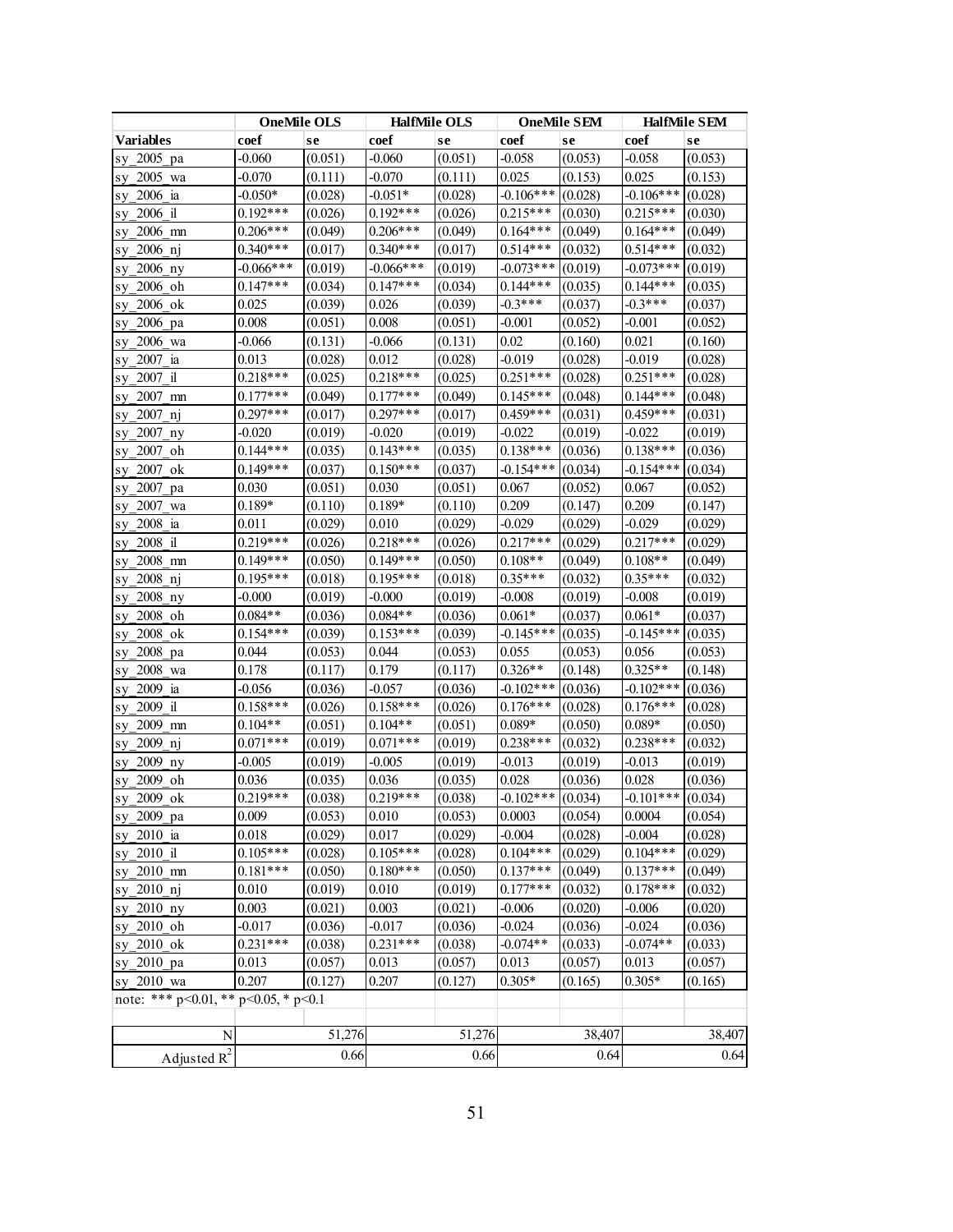| | OneMile OLS | | HalfMile OLS | | OneMile SEM | | HalfMile SEM | |
|---|---|---|---|---|---|---|---|---|
| **Variables** | **coef** | **se** | **coef** | **se** | **coef** | **se** | **coef** | **se** |
| sy_2005_pa | -0.060 | (0.051) | -0.060 | (0.051) | -0.058 | (0.053) | -0.058 | (0.053) |
| sy_2005_wa | -0.070 | (0.111) | -0.070 | (0.111) | 0.025 | (0.153) | 0.025 | (0.153) |
| sy_2006_ia | -0.050* | (0.028) | -0.051* | (0.028) | -0.106*** | (0.028) | -0.106*** | (0.028) |
| sy_2006_il | 0.192*** | (0.026) | 0.192*** | (0.026) | 0.215*** | (0.030) | 0.215*** | (0.030) |
| sy_2006_mn | 0.206*** | (0.049) | 0.206*** | (0.049) | 0.164*** | (0.049) | 0.164*** | (0.049) |
| sy_2006_nj | 0.340*** | (0.017) | 0.340*** | (0.017) | 0.514*** | (0.032) | 0.514*** | (0.032) |
| sy_2006_ny | -0.066*** | (0.019) | -0.066*** | (0.019) | -0.073*** | (0.019) | -0.073*** | (0.019) |
| sy_2006_oh | 0.147*** | (0.034) | 0.147*** | (0.034) | 0.144*** | (0.035) | 0.144*** | (0.035) |
| sy_2006_ok | 0.025 | (0.039) | 0.026 | (0.039) | -0.3*** | (0.037) | -0.3*** | (0.037) |
| sy_2006_pa | 0.008 | (0.051) | 0.008 | (0.051) | -0.001 | (0.052) | -0.001 | (0.052) |
| sy_2006_wa | -0.066 | (0.131) | -0.066 | (0.131) | 0.02 | (0.160) | 0.021 | (0.160) |
| sy_2007_ia | 0.013 | (0.028) | 0.012 | (0.028) | -0.019 | (0.028) | -0.019 | (0.028) |
| sy_2007_il | 0.218*** | (0.025) | 0.218*** | (0.025) | 0.251*** | (0.028) | 0.251*** | (0.028) |
| sy_2007_mn | 0.177*** | (0.049) | 0.177*** | (0.049) | 0.145*** | (0.048) | 0.144*** | (0.048) |
| sy_2007_nj | 0.297*** | (0.017) | 0.297*** | (0.017) | 0.459*** | (0.031) | 0.459*** | (0.031) |
| sy_2007_ny | -0.020 | (0.019) | -0.020 | (0.019) | -0.022 | (0.019) | -0.022 | (0.019) |
| sy_2007_oh | 0.144*** | (0.035) | 0.143*** | (0.035) | 0.138*** | (0.036) | 0.138*** | (0.036) |
| sy_2007_ok | 0.149*** | (0.037) | 0.150*** | (0.037) | -0.154*** | (0.034) | -0.154*** | (0.034) |
| sy_2007_pa | 0.030 | (0.051) | 0.030 | (0.051) | 0.067 | (0.052) | 0.067 | (0.052) |
| sy_2007_wa | 0.189* | (0.110) | 0.189* | (0.110) | 0.209 | (0.147) | 0.209 | (0.147) |
| sy_2008_ia | 0.011 | (0.029) | 0.010 | (0.029) | -0.029 | (0.029) | -0.029 | (0.029) |
| sy_2008_il | 0.219*** | (0.026) | 0.218*** | (0.026) | 0.217*** | (0.029) | 0.217*** | (0.029) |
| sy_2008_mn | 0.149*** | (0.050) | 0.149*** | (0.050) | 0.108** | (0.049) | 0.108** | (0.049) |
| sy_2008_nj | 0.195*** | (0.018) | 0.195*** | (0.018) | 0.35*** | (0.032) | 0.35*** | (0.032) |
| sy_2008_ny | -0.000 | (0.019) | -0.000 | (0.019) | -0.008 | (0.019) | -0.008 | (0.019) |
| sy_2008_oh | 0.084** | (0.036) | 0.084** | (0.036) | 0.061* | (0.037) | 0.061* | (0.037) |
| sy_2008_ok | 0.154*** | (0.039) | 0.153*** | (0.039) | -0.145*** | (0.035) | -0.145*** | (0.035) |
| sy_2008_pa | 0.044 | (0.053) | 0.044 | (0.053) | 0.055 | (0.053) | 0.056 | (0.053) |
| sy_2008_wa | 0.178 | (0.117) | 0.179 | (0.117) | 0.326** | (0.148) | 0.325** | (0.148) |
| sy_2009_ia | -0.056 | (0.036) | -0.057 | (0.036) | -0.102*** | (0.036) | -0.102*** | (0.036) |
| sy_2009_il | 0.158*** | (0.026) | 0.158*** | (0.026) | 0.176*** | (0.028) | 0.176*** | (0.028) |
| sy_2009_mn | 0.104** | (0.051) | 0.104** | (0.051) | 0.089* | (0.050) | 0.089* | (0.050) |
| sy_2009_nj | 0.071*** | (0.019) | 0.071*** | (0.019) | 0.238*** | (0.032) | 0.238*** | (0.032) |
| sy_2009_ny | -0.005 | (0.019) | -0.005 | (0.019) | -0.013 | (0.019) | -0.013 | (0.019) |
| sy_2009_oh | 0.036 | (0.035) | 0.036 | (0.035) | 0.028 | (0.036) | 0.028 | (0.036) |
| sy_2009_ok | 0.219*** | (0.038) | 0.219*** | (0.038) | -0.102*** | (0.034) | -0.101*** | (0.034) |
| sy_2009_pa | 0.009 | (0.053) | 0.010 | (0.053) | 0.0003 | (0.054) | 0.0004 | (0.054) |
| sy_2010_ia | 0.018 | (0.029) | 0.017 | (0.029) | -0.004 | (0.028) | -0.004 | (0.028) |
| sy_2010_il | 0.105*** | (0.028) | 0.105*** | (0.028) | 0.104*** | (0.029) | 0.104*** | (0.029) |
| sy_2010_mn | 0.181*** | (0.050) | 0.180*** | (0.050) | 0.137*** | (0.049) | 0.137*** | (0.049) |
| sy_2010_nj | 0.010 | (0.019) | 0.010 | (0.019) | 0.177*** | (0.032) | 0.178*** | (0.032) |
| sy_2010_ny | 0.003 | (0.021) | 0.003 | (0.021) | -0.006 | (0.020) | -0.006 | (0.020) |
| sy_2010_oh | -0.017 | (0.036) | -0.017 | (0.036) | -0.024 | (0.036) | -0.024 | (0.036) |
| sy_2010_ok | 0.231*** | (0.038) | 0.231*** | (0.038) | -0.074** | (0.033) | -0.074** | (0.033) |
| sy_2010_pa | 0.013 | (0.057) | 0.013 | (0.057) | 0.013 | (0.057) | 0.013 | (0.057) |
| sy_2010_wa | 0.207 | (0.127) | 0.207 | (0.127) | 0.305* | (0.165) | 0.305* | (0.165) |
| note: *** p<0.01, ** p<0.05, * p<0.1 | | | | | | | | |
| N | | 51,276 | | 51,276 | | 38,407 | | 38,407 |
| Adjusted $R^2$ | | 0.66 | | 0.66 | | 0.64 | | 0.64 |